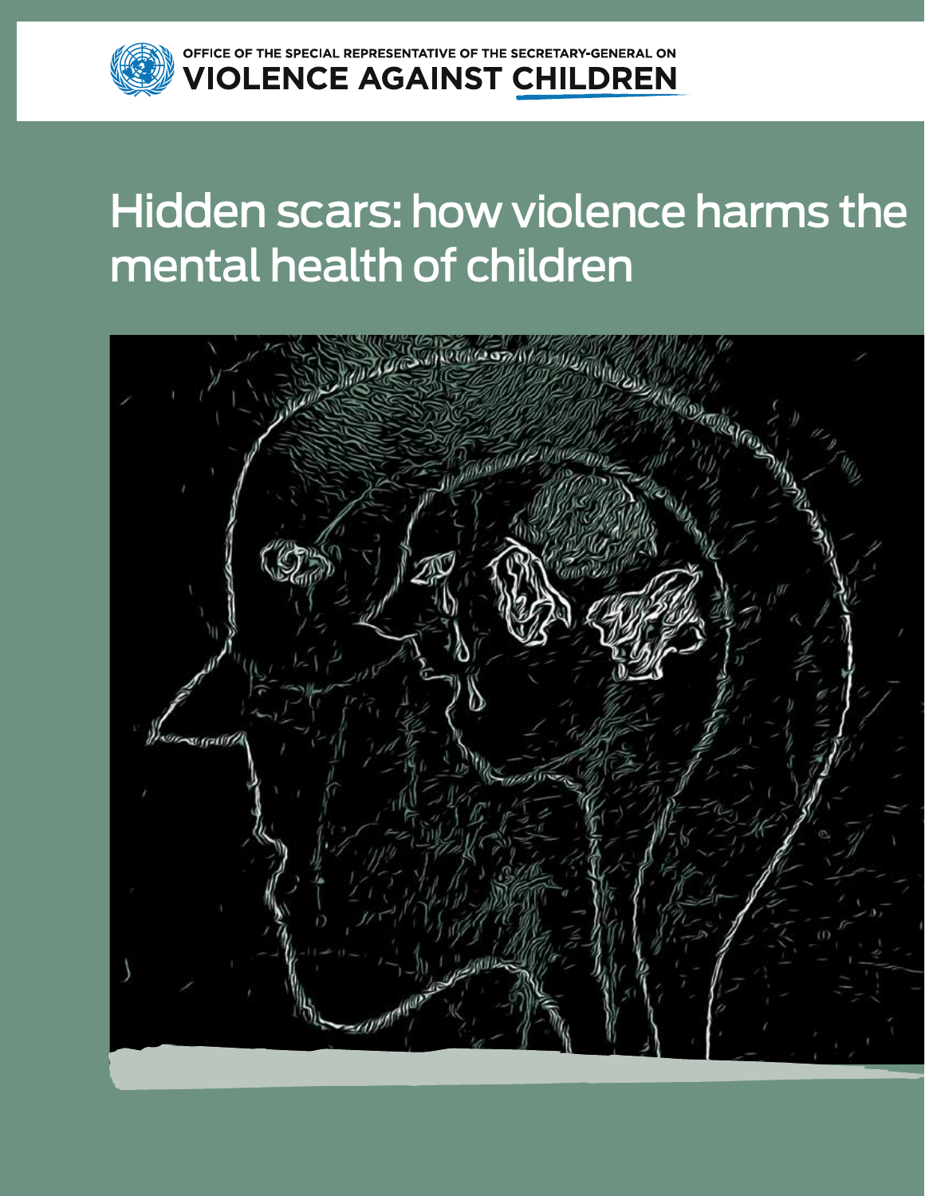OFFICE OF THE SPECIAL REPRESENTATIVE OF THE SECRETARY-GENERAL ON

**VIOLENCE AGAINST CHILDREN**

# Hidden scars: how violence harms the mental health of children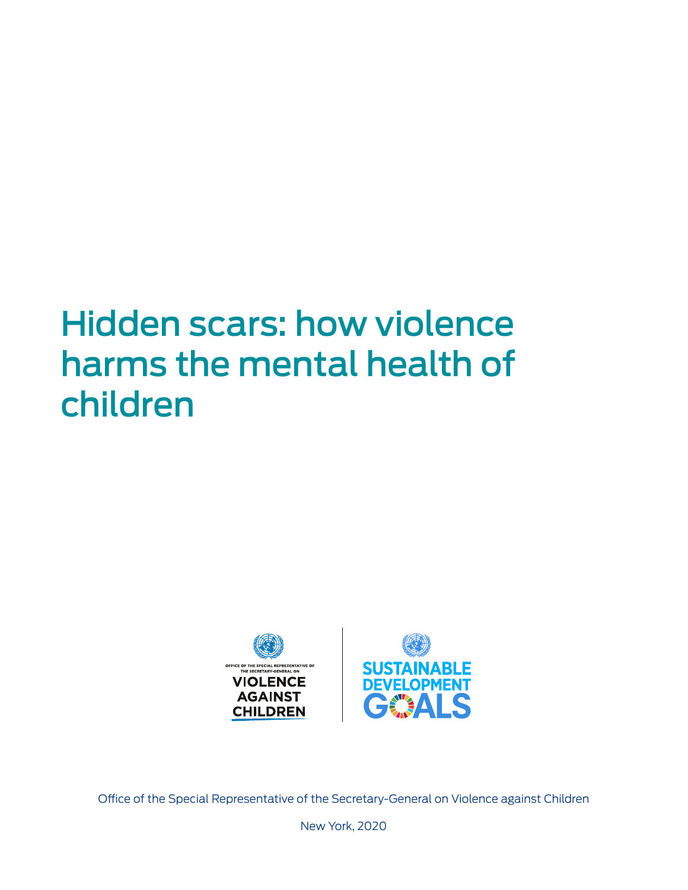# Hidden scars: how violence harms the mental health of children

OFFICE OF THE SPECIAL REPRESENTATIVE OF THE SECRETARY-GENERAL ON

VIOLENCE AGAINST CHILDREN

SUSTAINABLE DEVELOPMENT GOALS

Office of the Special Representative of the Secretary-General on Violence against Children

New York, 2020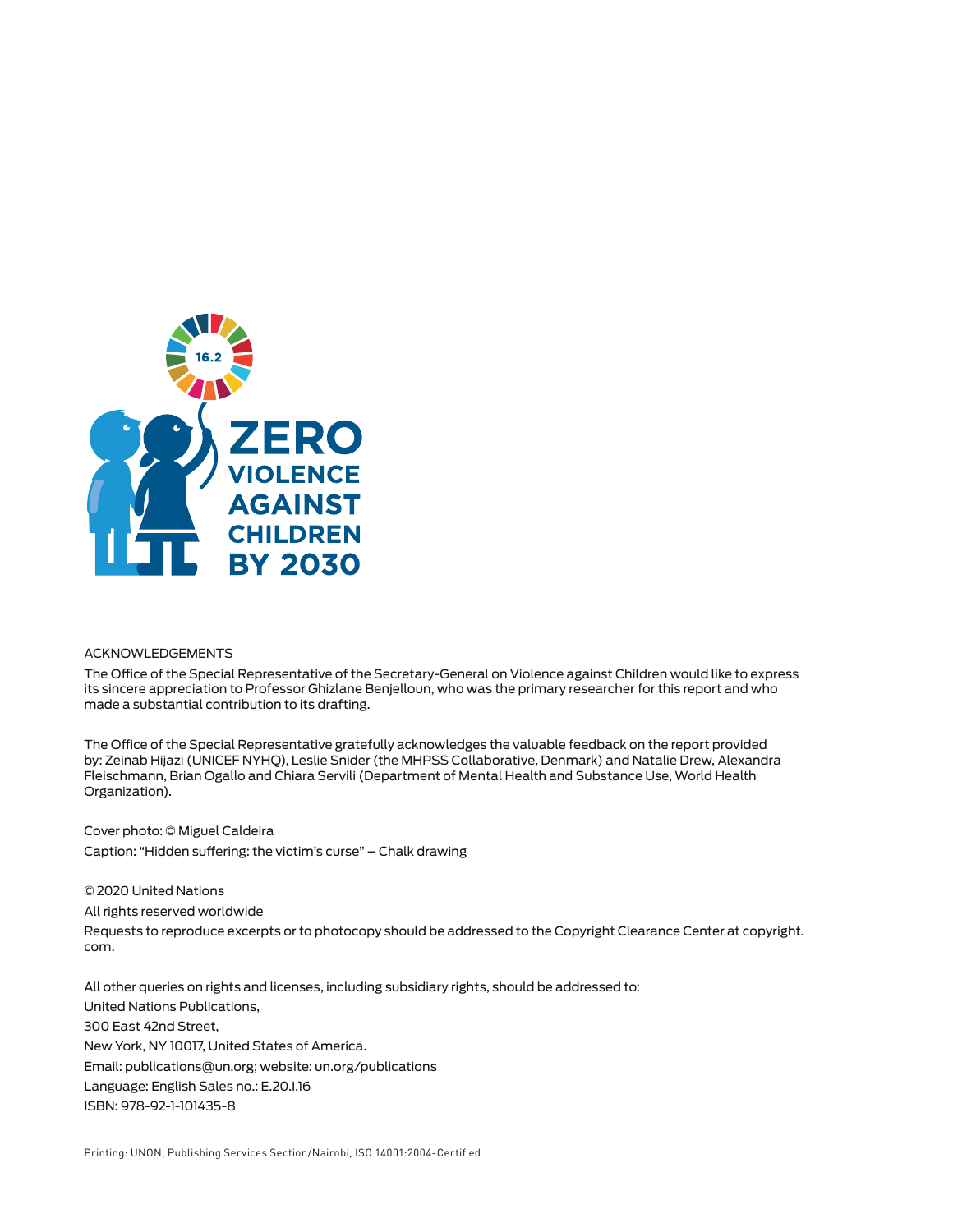16.2

ZERO VIOLENCE AGAINST CHILDREN BY 2030

ACKNOWLEDGEMENTS

The Office of the Special Representative of the Secretary-General on Violence against Children would like to express its sincere appreciation to Professor Ghizlane Benjelloun, who was the primary researcher for this report and who made a substantial contribution to its drafting.

The Office of the Special Representative gratefully acknowledges the valuable feedback on the report provided by: Zeinab Hijazi (UNICEF NYHQ), Leslie Snider (the MHPSS Collaborative, Denmark) and Natalie Drew, Alexandra Fleischmann, Brian Ogallo and Chiara Servili (Department of Mental Health and Substance Use, World Health Organization).

Cover photo: © Miguel Caldeira

Caption: "Hidden suffering: the victim's curse" – Chalk drawing

© 2020 United Nations

All rights reserved worldwide

Requests to reproduce excerpts or to photocopy should be addressed to the Copyright Clearance Center at copyright.com.

All other queries on rights and licenses, including subsidiary rights, should be addressed to:

United Nations Publications,

300 East 42nd Street,

New York, NY 10017, United States of America.

Email: publications@un.org; website: un.org/publications

Language: English Sales no.: E.20.I.16

ISBN: 978-92-1-101435-8

Printing: UNON, Publishing Services Section/Nairobi, ISO 14001:2004-Certified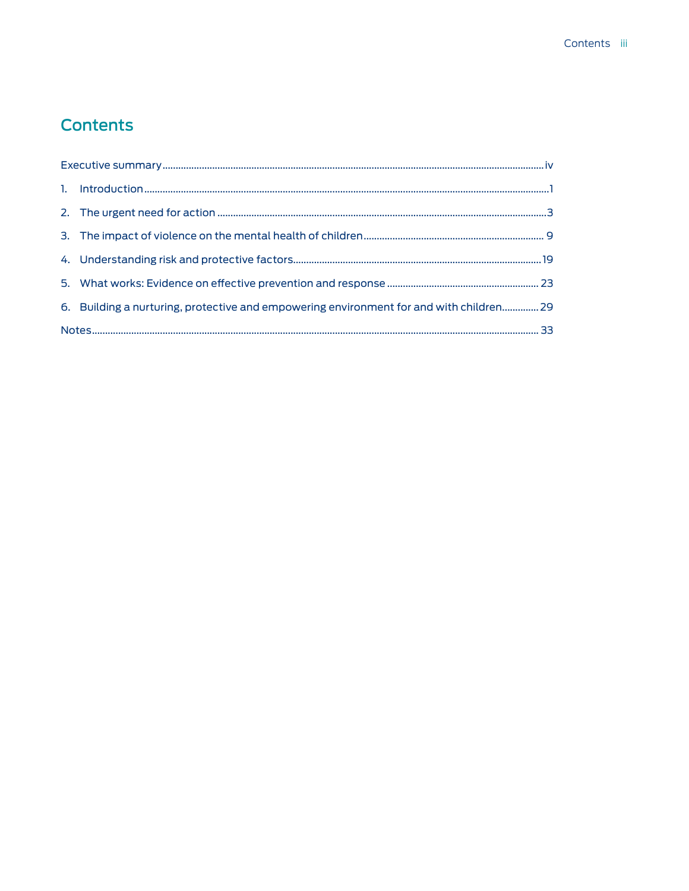# Contents

Executive summary .......... iv

1. Introduction .......... 1
2. The urgent need for action .......... 3
3. The impact of violence on the mental health of children .......... 9
4. Understanding risk and protective factors .......... 19
5. What works: Evidence on effective prevention and response .......... 23
6. Building a nurturing, protective and empowering environment for and with children .......... 29

Notes .......... 33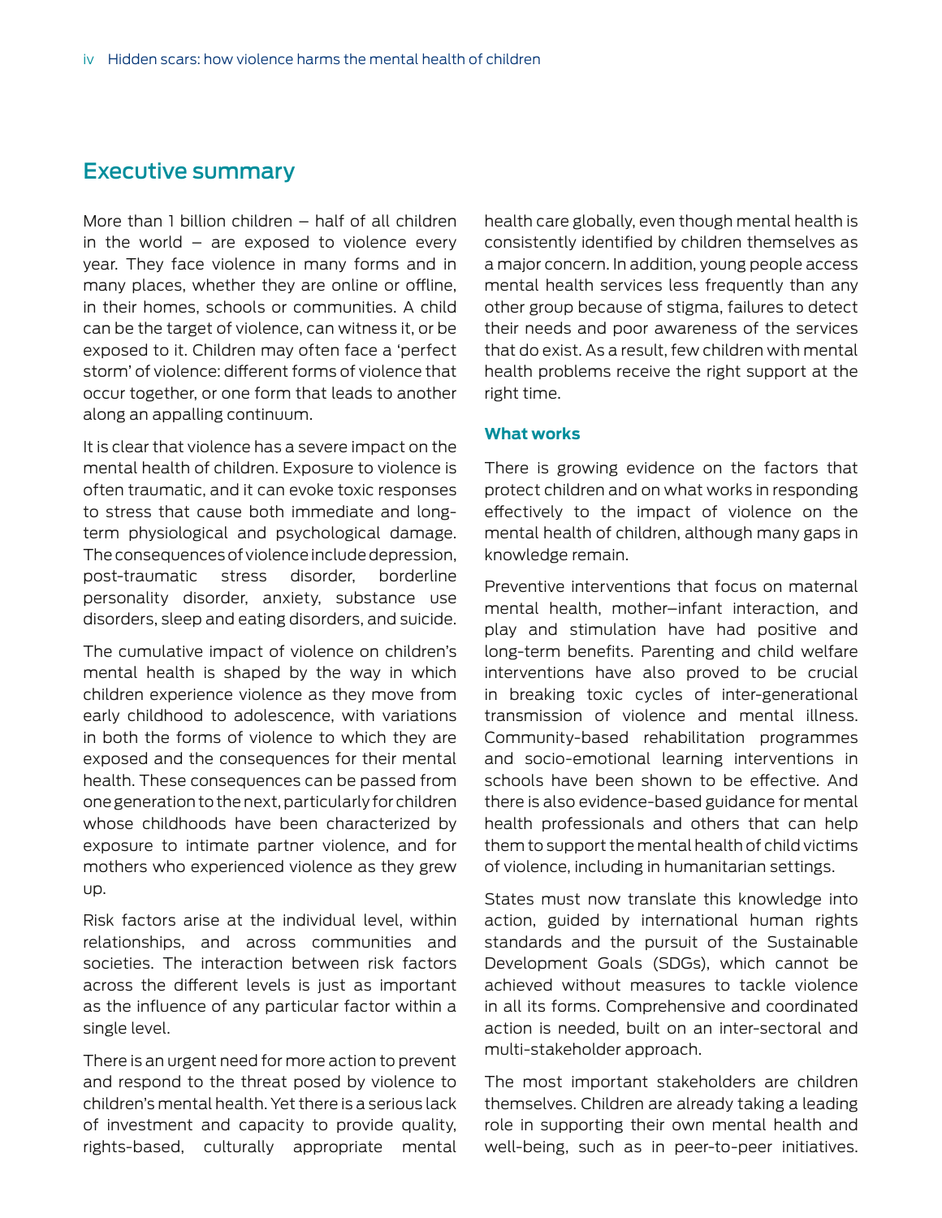## Executive summary

More than 1 billion children – half of all children in the world – are exposed to violence every year. They face violence in many forms and in many places, whether they are online or offline, in their homes, schools or communities. A child can be the target of violence, can witness it, or be exposed to it. Children may often face a 'perfect storm' of violence: different forms of violence that occur together, or one form that leads to another along an appalling continuum.

It is clear that violence has a severe impact on the mental health of children. Exposure to violence is often traumatic, and it can evoke toxic responses to stress that cause both immediate and long-term physiological and psychological damage. The consequences of violence include depression, post-traumatic stress disorder, borderline personality disorder, anxiety, substance use disorders, sleep and eating disorders, and suicide.

The cumulative impact of violence on children's mental health is shaped by the way in which children experience violence as they move from early childhood to adolescence, with variations in both the forms of violence to which they are exposed and the consequences for their mental health. These consequences can be passed from one generation to the next, particularly for children whose childhoods have been characterized by exposure to intimate partner violence, and for mothers who experienced violence as they grew up.

Risk factors arise at the individual level, within relationships, and across communities and societies. The interaction between risk factors across the different levels is just as important as the influence of any particular factor within a single level.

There is an urgent need for more action to prevent and respond to the threat posed by violence to children's mental health. Yet there is a serious lack of investment and capacity to provide quality, rights-based, culturally appropriate mental health care globally, even though mental health is consistently identified by children themselves as a major concern. In addition, young people access mental health services less frequently than any other group because of stigma, failures to detect their needs and poor awareness of the services that do exist. As a result, few children with mental health problems receive the right support at the right time.

### What works

There is growing evidence on the factors that protect children and on what works in responding effectively to the impact of violence on the mental health of children, although many gaps in knowledge remain.

Preventive interventions that focus on maternal mental health, mother–infant interaction, and play and stimulation have had positive and long-term benefits. Parenting and child welfare interventions have also proved to be crucial in breaking toxic cycles of inter-generational transmission of violence and mental illness. Community-based rehabilitation programmes and socio-emotional learning interventions in schools have been shown to be effective. And there is also evidence-based guidance for mental health professionals and others that can help them to support the mental health of child victims of violence, including in humanitarian settings.

States must now translate this knowledge into action, guided by international human rights standards and the pursuit of the Sustainable Development Goals (SDGs), which cannot be achieved without measures to tackle violence in all its forms. Comprehensive and coordinated action is needed, built on an inter-sectoral and multi-stakeholder approach.

The most important stakeholders are children themselves. Children are already taking a leading role in supporting their own mental health and well-being, such as in peer-to-peer initiatives.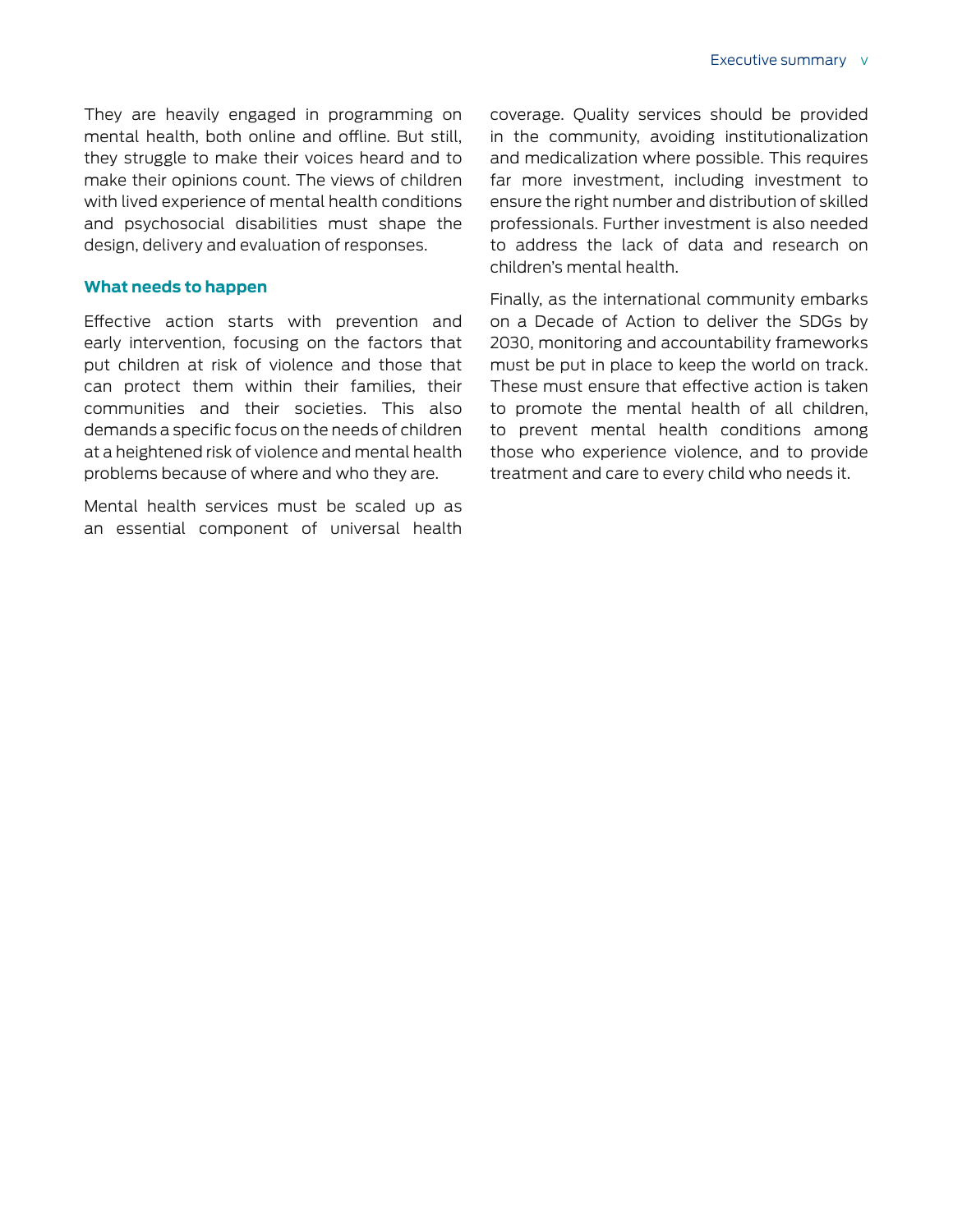They are heavily engaged in programming on mental health, both online and offline. But still, they struggle to make their voices heard and to make their opinions count. The views of children with lived experience of mental health conditions and psychosocial disabilities must shape the design, delivery and evaluation of responses.

### What needs to happen

Effective action starts with prevention and early intervention, focusing on the factors that put children at risk of violence and those that can protect them within their families, their communities and their societies. This also demands a specific focus on the needs of children at a heightened risk of violence and mental health problems because of where and who they are.

Mental health services must be scaled up as an essential component of universal health coverage. Quality services should be provided in the community, avoiding institutionalization and medicalization where possible. This requires far more investment, including investment to ensure the right number and distribution of skilled professionals. Further investment is also needed to address the lack of data and research on children's mental health.

Finally, as the international community embarks on a Decade of Action to deliver the SDGs by 2030, monitoring and accountability frameworks must be put in place to keep the world on track. These must ensure that effective action is taken to promote the mental health of all children, to prevent mental health conditions among those who experience violence, and to provide treatment and care to every child who needs it.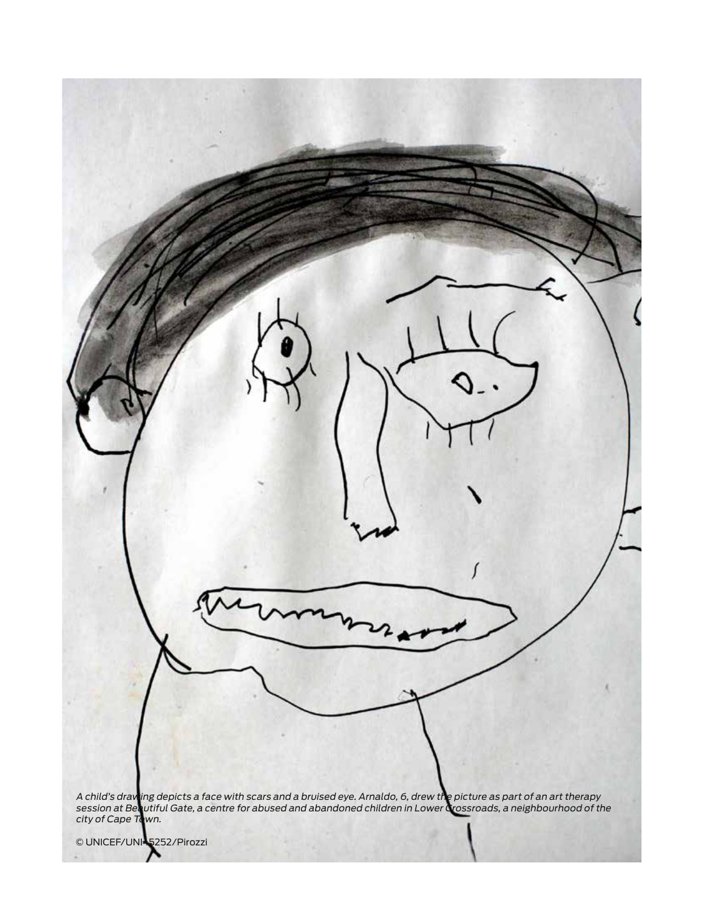*A child's drawing depicts a face with scars and a bruised eye. Arnaldo, 6, drew the picture as part of an art therapy session at Beautiful Gate, a centre for abused and abandoned children in Lower Crossroads, a neighbourhood of the city of Cape Town.*

© UNICEF/UNI45252/Pirozzi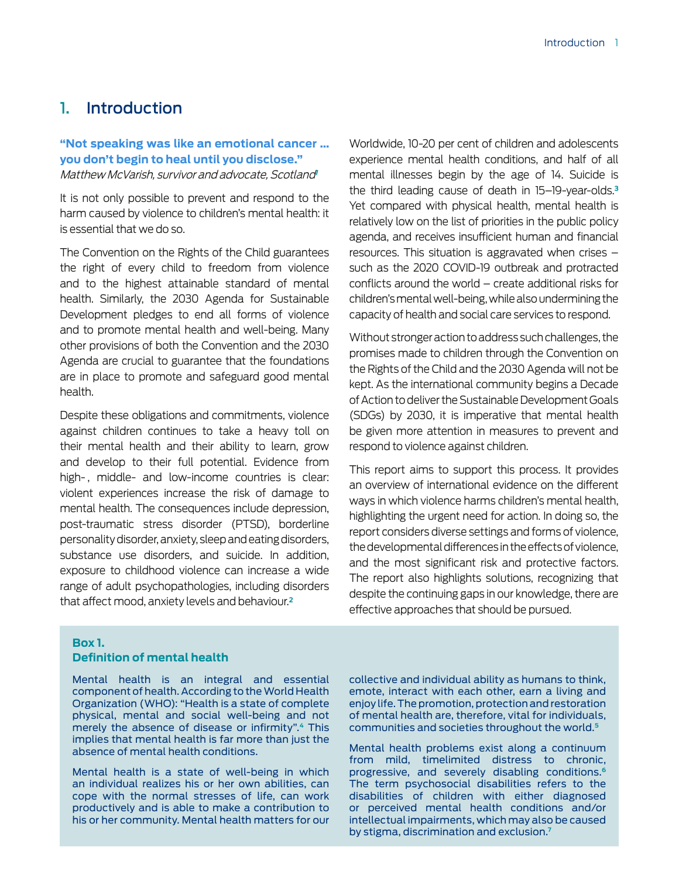# 1. Introduction

**"Not speaking was like an emotional cancer … you don't begin to heal until you disclose."**
*Matthew McVarish, survivor and advocate, Scotland*[1]

It is not only possible to prevent and respond to the harm caused by violence to children's mental health: it is essential that we do so.

The Convention on the Rights of the Child guarantees the right of every child to freedom from violence and to the highest attainable standard of mental health. Similarly, the 2030 Agenda for Sustainable Development pledges to end all forms of violence and to promote mental health and well-being. Many other provisions of both the Convention and the 2030 Agenda are crucial to guarantee that the foundations are in place to promote and safeguard good mental health.

Despite these obligations and commitments, violence against children continues to take a heavy toll on their mental health and their ability to learn, grow and develop to their full potential. Evidence from high-, middle- and low-income countries is clear: violent experiences increase the risk of damage to mental health. The consequences include depression, post-traumatic stress disorder (PTSD), borderline personality disorder, anxiety, sleep and eating disorders, substance use disorders, and suicide. In addition, exposure to childhood violence can increase a wide range of adult psychopathologies, including disorders that affect mood, anxiety levels and behaviour.[2]

Worldwide, 10-20 per cent of children and adolescents experience mental health conditions, and half of all mental illnesses begin by the age of 14. Suicide is the third leading cause of death in 15–19-year-olds.[3] Yet compared with physical health, mental health is relatively low on the list of priorities in the public policy agenda, and receives insufficient human and financial resources. This situation is aggravated when crises – such as the 2020 COVID-19 outbreak and protracted conflicts around the world – create additional risks for children's mental well-being, while also undermining the capacity of health and social care services to respond.

Without stronger action to address such challenges, the promises made to children through the Convention on the Rights of the Child and the 2030 Agenda will not be kept. As the international community begins a Decade of Action to deliver the Sustainable Development Goals (SDGs) by 2030, it is imperative that mental health be given more attention in measures to prevent and respond to violence against children.

This report aims to support this process. It provides an overview of international evidence on the different ways in which violence harms children's mental health, highlighting the urgent need for action. In doing so, the report considers diverse settings and forms of violence, the developmental differences in the effects of violence, and the most significant risk and protective factors. The report also highlights solutions, recognizing that despite the continuing gaps in our knowledge, there are effective approaches that should be pursued.

**Box 1.**
**Definition of mental health**

Mental health is an integral and essential component of health. According to the World Health Organization (WHO): "Health is a state of complete physical, mental and social well-being and not merely the absence of disease or infirmity".[4] This implies that mental health is far more than just the absence of mental health conditions.

Mental health is a state of well-being in which an individual realizes his or her own abilities, can cope with the normal stresses of life, can work productively and is able to make a contribution to his or her community. Mental health matters for our collective and individual ability as humans to think, emote, interact with each other, earn a living and enjoy life. The promotion, protection and restoration of mental health are, therefore, vital for individuals, communities and societies throughout the world.[5]

Mental health problems exist along a continuum from mild, timelimited distress to chronic, progressive, and severely disabling conditions.[6] The term psychosocial disabilities refers to the disabilities of children with either diagnosed or perceived mental health conditions and/or intellectual impairments, which may also be caused by stigma, discrimination and exclusion.[7]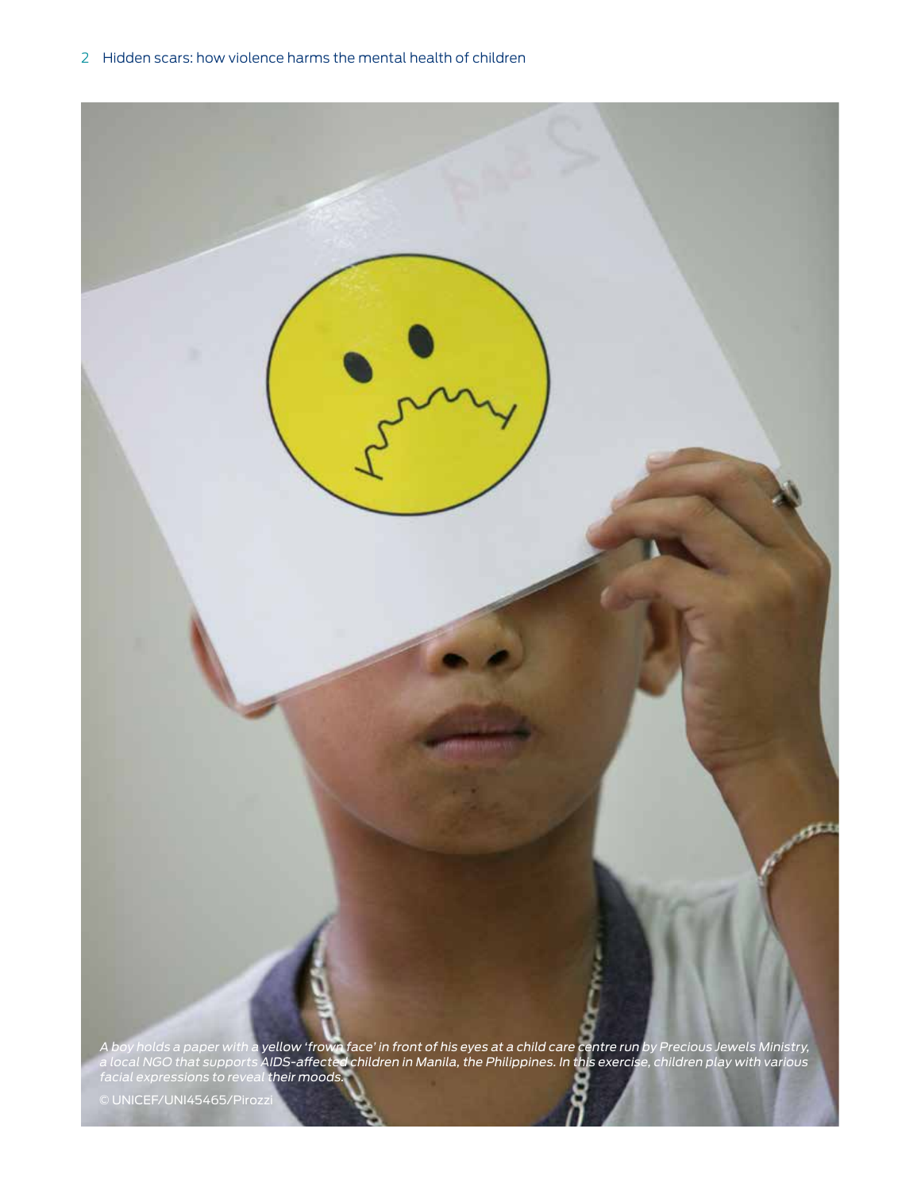*A boy holds a paper with a yellow 'frown face' in front of his eyes at a child care centre run by Precious Jewels Ministry, a local NGO that supports AIDS-affected children in Manila, the Philippines. In this exercise, children play with various facial expressions to reveal their moods.*

© UNICEF/UNI45465/Pirozzi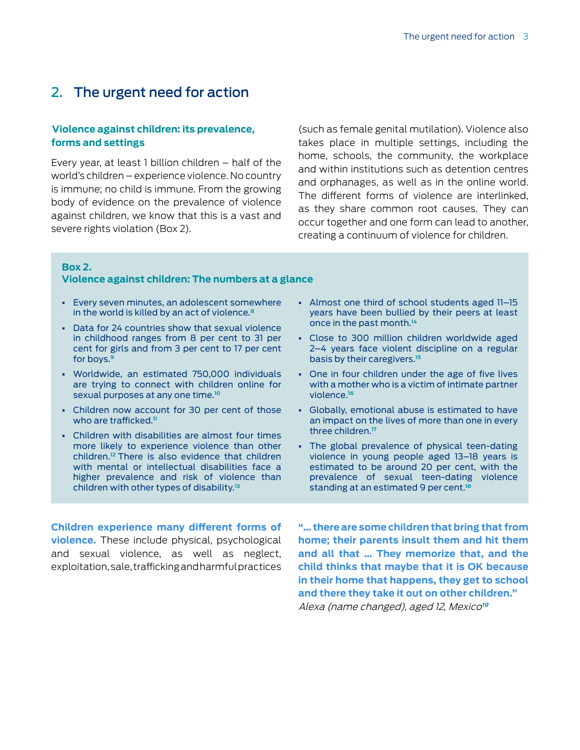## 2. The urgent need for action

### Violence against children: its prevalence, forms and settings

Every year, at least 1 billion children – half of the world's children – experience violence. No country is immune; no child is immune. From the growing body of evidence on the prevalence of violence against children, we know that this is a vast and severe rights violation (Box 2).

**Box 2.**
**Violence against children: The numbers at a glance**

- Every seven minutes, an adolescent somewhere in the world is killed by an act of violence.[8]
- Data for 24 countries show that sexual violence in childhood ranges from 8 per cent to 31 per cent for girls and from 3 per cent to 17 per cent for boys.[9]
- Worldwide, an estimated 750,000 individuals are trying to connect with children online for sexual purposes at any one time.[10]
- Children now account for 30 per cent of those who are trafficked.[11]
- Children with disabilities are almost four times more likely to experience violence than other children.[12] There is also evidence that children with mental or intellectual disabilities face a higher prevalence and risk of violence than children with other types of disability.[13]
- Almost one third of school students aged 11–15 years have been bullied by their peers at least once in the past month.[14]
- Close to 300 million children worldwide aged 2–4 years face violent discipline on a regular basis by their caregivers.[15]
- One in four children under the age of five lives with a mother who is a victim of intimate partner violence.[16]
- Globally, emotional abuse is estimated to have an impact on the lives of more than one in every three children.[17]
- The global prevalence of physical teen-dating violence in young people aged 13–18 years is estimated to be around 20 per cent, with the prevalence of sexual teen-dating violence standing at an estimated 9 per cent.[18]

**Children experience many different forms of violence.** These include physical, psychological and sexual violence, as well as neglect, exploitation, sale, trafficking and harmful practices (such as female genital mutilation). Violence also takes place in multiple settings, including the home, schools, the community, the workplace and within institutions such as detention centres and orphanages, as well as in the online world. The different forms of violence are interlinked, as they share common root causes. They can occur together and one form can lead to another, creating a continuum of violence for children.

**"... there are some children that bring that from home; their parents insult them and hit them and all that ... They memorize that, and the child thinks that maybe that it is OK because in their home that happens, they get to school and there they take it out on other children."**
*Alexa (name changed), aged 12, Mexico[19]*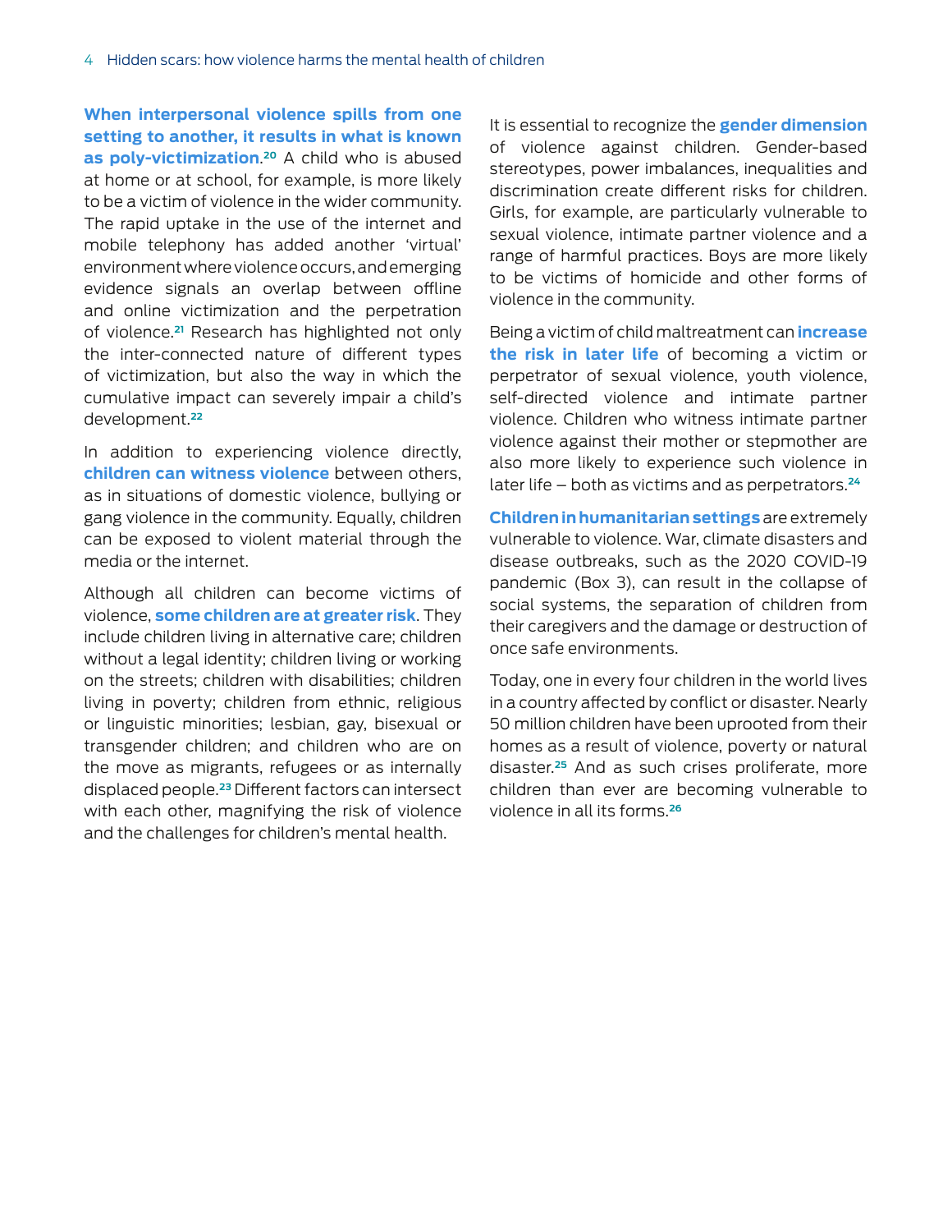**When interpersonal violence spills from one setting to another, it results in what is known as poly-victimization**.[20] A child who is abused at home or at school, for example, is more likely to be a victim of violence in the wider community. The rapid uptake in the use of the internet and mobile telephony has added another 'virtual' environment where violence occurs, and emerging evidence signals an overlap between offline and online victimization and the perpetration of violence.[21] Research has highlighted not only the inter-connected nature of different types of victimization, but also the way in which the cumulative impact can severely impair a child's development.[22]

In addition to experiencing violence directly, **children can witness violence** between others, as in situations of domestic violence, bullying or gang violence in the community. Equally, children can be exposed to violent material through the media or the internet.

Although all children can become victims of violence, **some children are at greater risk**. They include children living in alternative care; children without a legal identity; children living or working on the streets; children with disabilities; children living in poverty; children from ethnic, religious or linguistic minorities; lesbian, gay, bisexual or transgender children; and children who are on the move as migrants, refugees or as internally displaced people.[23] Different factors can intersect with each other, magnifying the risk of violence and the challenges for children's mental health.

It is essential to recognize the **gender dimension** of violence against children. Gender-based stereotypes, power imbalances, inequalities and discrimination create different risks for children. Girls, for example, are particularly vulnerable to sexual violence, intimate partner violence and a range of harmful practices. Boys are more likely to be victims of homicide and other forms of violence in the community.

Being a victim of child maltreatment can **increase the risk in later life** of becoming a victim or perpetrator of sexual violence, youth violence, self-directed violence and intimate partner violence. Children who witness intimate partner violence against their mother or stepmother are also more likely to experience such violence in later life – both as victims and as perpetrators.[24]

**Children in humanitarian settings** are extremely vulnerable to violence. War, climate disasters and disease outbreaks, such as the 2020 COVID-19 pandemic (Box 3), can result in the collapse of social systems, the separation of children from their caregivers and the damage or destruction of once safe environments.

Today, one in every four children in the world lives in a country affected by conflict or disaster. Nearly 50 million children have been uprooted from their homes as a result of violence, poverty or natural disaster.[25] And as such crises proliferate, more children than ever are becoming vulnerable to violence in all its forms.[26]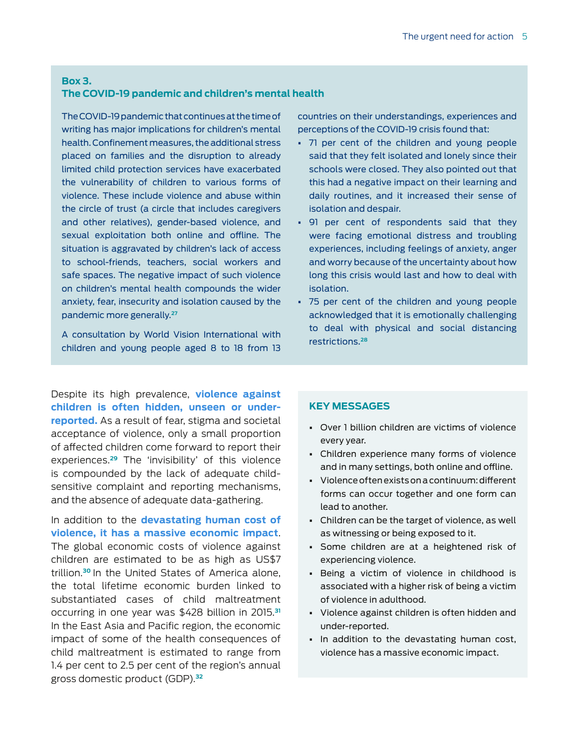### Box 3.
### The COVID-19 pandemic and children's mental health

The COVID-19 pandemic that continues at the time of writing has major implications for children's mental health. Confinement measures, the additional stress placed on families and the disruption to already limited child protection services have exacerbated the vulnerability of children to various forms of violence. These include violence and abuse within the circle of trust (a circle that includes caregivers and other relatives), gender-based violence, and sexual exploitation both online and offline. The situation is aggravated by children's lack of access to school-friends, teachers, social workers and safe spaces. The negative impact of such violence on children's mental health compounds the wider anxiety, fear, insecurity and isolation caused by the pandemic more generally.[27]

A consultation by World Vision International with children and young people aged 8 to 18 from 13 countries on their understandings, experiences and perceptions of the COVID-19 crisis found that:

- 71 per cent of the children and young people said that they felt isolated and lonely since their schools were closed. They also pointed out that this had a negative impact on their learning and daily routines, and it increased their sense of isolation and despair.
- 91 per cent of respondents said that they were facing emotional distress and troubling experiences, including feelings of anxiety, anger and worry because of the uncertainty about how long this crisis would last and how to deal with isolation.
- 75 per cent of the children and young people acknowledged that it is emotionally challenging to deal with physical and social distancing restrictions.[28]

Despite its high prevalence, **violence against children is often hidden, unseen or under-reported.** As a result of fear, stigma and societal acceptance of violence, only a small proportion of affected children come forward to report their experiences.[29] The 'invisibility' of this violence is compounded by the lack of adequate child-sensitive complaint and reporting mechanisms, and the absence of adequate data-gathering.

In addition to the **devastating human cost of violence, it has a massive economic impact**. The global economic costs of violence against children are estimated to be as high as US$7 trillion.[30] In the United States of America alone, the total lifetime economic burden linked to substantiated cases of child maltreatment occurring in one year was $428 billion in 2015.[31] In the East Asia and Pacific region, the economic impact of some of the health consequences of child maltreatment is estimated to range from 1.4 per cent to 2.5 per cent of the region's annual gross domestic product (GDP).[32]

### KEY MESSAGES

- Over 1 billion children are victims of violence every year.
- Children experience many forms of violence and in many settings, both online and offline.
- Violence often exists on a continuum: different forms can occur together and one form can lead to another.
- Children can be the target of violence, as well as witnessing or being exposed to it.
- Some children are at a heightened risk of experiencing violence.
- Being a victim of violence in childhood is associated with a higher risk of being a victim of violence in adulthood.
- Violence against children is often hidden and under-reported.
- In addition to the devastating human cost, violence has a massive economic impact.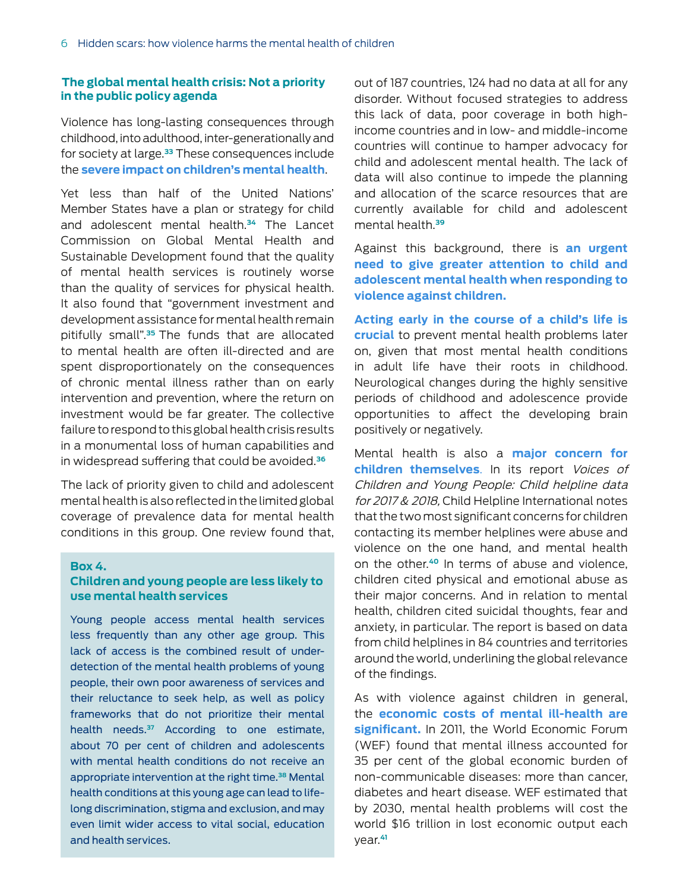## The global mental health crisis: Not a priority in the public policy agenda

Violence has long-lasting consequences through childhood, into adulthood, inter-generationally and for society at large.[33] These consequences include the **severe impact on children's mental health**.

Yet less than half of the United Nations' Member States have a plan or strategy for child and adolescent mental health.[34] The Lancet Commission on Global Mental Health and Sustainable Development found that the quality of mental health services is routinely worse than the quality of services for physical health. It also found that "government investment and development assistance for mental health remain pitifully small".[35] The funds that are allocated to mental health are often ill-directed and are spent disproportionately on the consequences of chronic mental illness rather than on early intervention and prevention, where the return on investment would be far greater. The collective failure to respond to this global health crisis results in a monumental loss of human capabilities and in widespread suffering that could be avoided.[36]

The lack of priority given to child and adolescent mental health is also reflected in the limited global coverage of prevalence data for mental health conditions in this group. One review found that, out of 187 countries, 124 had no data at all for any disorder. Without focused strategies to address this lack of data, poor coverage in both high-income countries and in low- and middle-income countries will continue to hamper advocacy for child and adolescent mental health. The lack of data will also continue to impede the planning and allocation of the scarce resources that are currently available for child and adolescent mental health.[39]

> **Box 4.**
> **Children and young people are less likely to use mental health services**
>
> Young people access mental health services less frequently than any other age group. This lack of access is the combined result of under-detection of the mental health problems of young people, their own poor awareness of services and their reluctance to seek help, as well as policy frameworks that do not prioritize their mental health needs.[37] According to one estimate, about 70 per cent of children and adolescents with mental health conditions do not receive an appropriate intervention at the right time.[38] Mental health conditions at this young age can lead to life-long discrimination, stigma and exclusion, and may even limit wider access to vital social, education and health services.

Against this background, there is **an urgent need to give greater attention to child and adolescent mental health when responding to violence against children.**

**Acting early in the course of a child's life is crucial** to prevent mental health problems later on, given that most mental health conditions in adult life have their roots in childhood. Neurological changes during the highly sensitive periods of childhood and adolescence provide opportunities to affect the developing brain positively or negatively.

Mental health is also a **major concern for children themselves**. In its report *Voices of Children and Young People: Child helpline data for 2017 & 2018,* Child Helpline International notes that the two most significant concerns for children contacting its member helplines were abuse and violence on the one hand, and mental health on the other.[40] In terms of abuse and violence, children cited physical and emotional abuse as their major concerns. And in relation to mental health, children cited suicidal thoughts, fear and anxiety, in particular. The report is based on data from child helplines in 84 countries and territories around the world, underlining the global relevance of the findings.

As with violence against children in general, the **economic costs of mental ill-health are significant.** In 2011, the World Economic Forum (WEF) found that mental illness accounted for 35 per cent of the global economic burden of non-communicable diseases: more than cancer, diabetes and heart disease. WEF estimated that by 2030, mental health problems will cost the world $16 trillion in lost economic output each year.[41]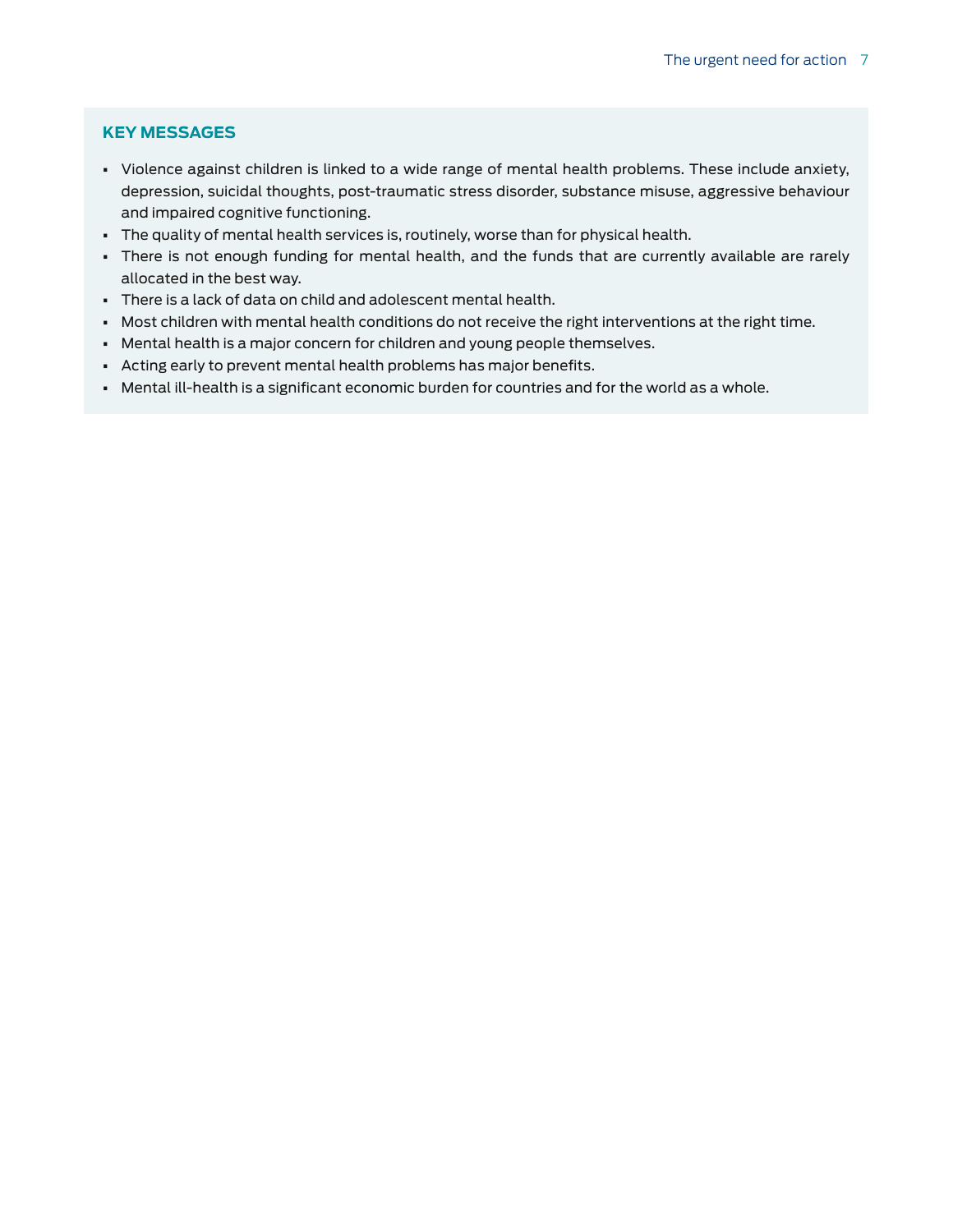### KEY MESSAGES

- Violence against children is linked to a wide range of mental health problems. These include anxiety, depression, suicidal thoughts, post-traumatic stress disorder, substance misuse, aggressive behaviour and impaired cognitive functioning.
- The quality of mental health services is, routinely, worse than for physical health.
- There is not enough funding for mental health, and the funds that are currently available are rarely allocated in the best way.
- There is a lack of data on child and adolescent mental health.
- Most children with mental health conditions do not receive the right interventions at the right time.
- Mental health is a major concern for children and young people themselves.
- Acting early to prevent mental health problems has major benefits.
- Mental ill-health is a significant economic burden for countries and for the world as a whole.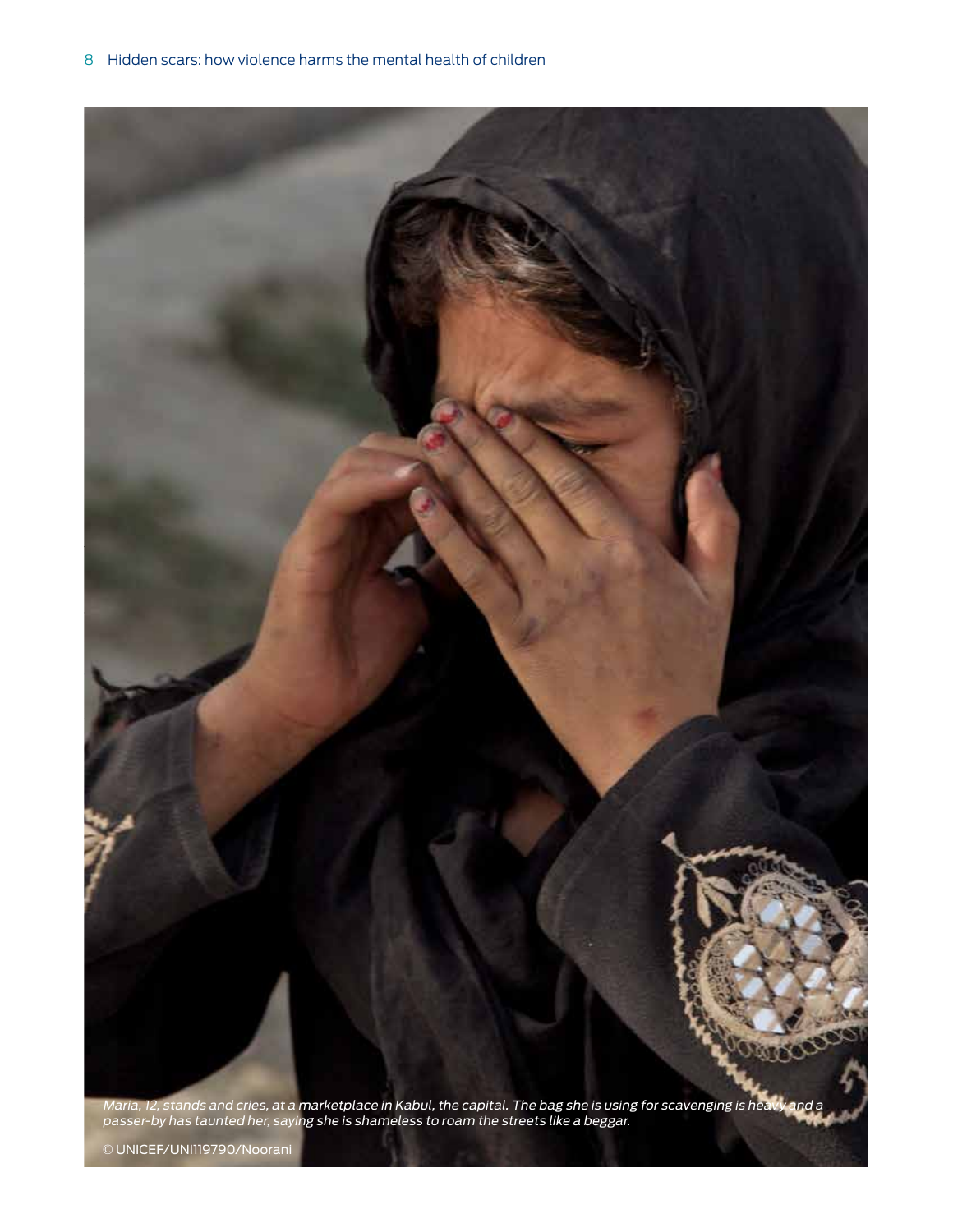*Maria, 12, stands and cries, at a marketplace in Kabul, the capital. The bag she is using for scavenging is heavy and a passer-by has taunted her, saying she is shameless to roam the streets like a beggar.*

© UNICEF/UNI119790/Noorani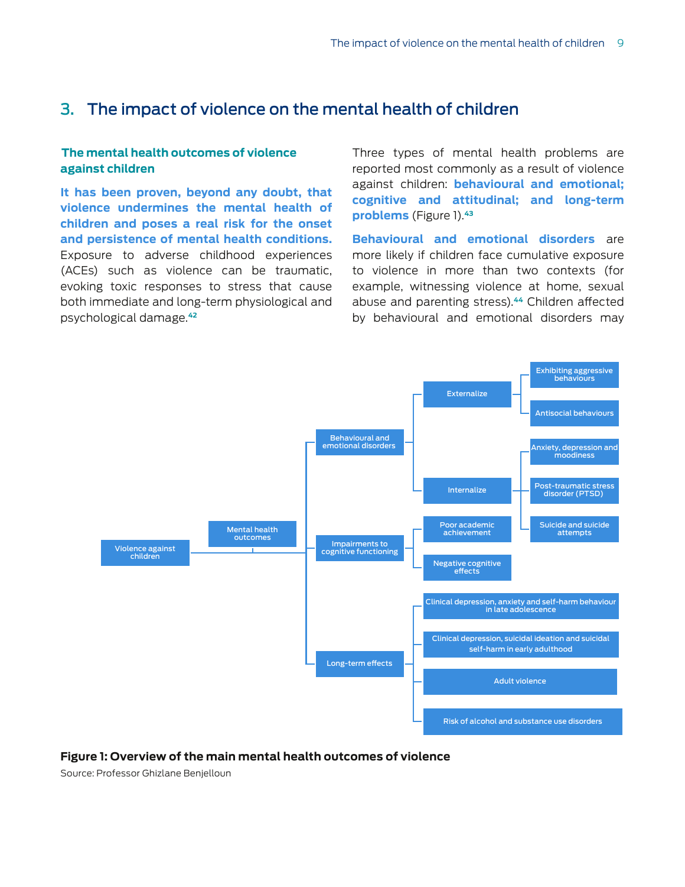## 3. The impact of violence on the mental health of children

### The mental health outcomes of violence against children

**It has been proven, beyond any doubt, that violence undermines the mental health of children and poses a real risk for the onset and persistence of mental health conditions.** Exposure to adverse childhood experiences (ACEs) such as violence can be traumatic, evoking toxic responses to stress that cause both immediate and long-term physiological and psychological damage.[42]

Three types of mental health problems are reported most commonly as a result of violence against children: **behavioural and emotional; cognitive and attitudinal; and long-term problems** (Figure 1).[43]

**Behavioural and emotional disorders** are more likely if children face cumulative exposure to violence in more than two contexts (for example, witnessing violence at home, sexual abuse and parenting stress).[44] Children affected by behavioural and emotional disorders may

- Violence against children
  - Mental health outcomes
    - Behavioural and emotional disorders
      - Externalize
        - Exhibiting aggressive behaviours
        - Antisocial behaviours
      - Internalize
        - Anxiety, depression and moodiness
        - Post-traumatic stress disorder (PTSD)
        - Suicide and suicide attempts
    - Impairments to cognitive functioning
      - Poor academic achievement
      - Negative cognitive effects
    - Long-term effects
      - Clinical depression, anxiety and self-harm behaviour in late adolescence
      - Clinical depression, suicidal ideation and suicidal self-harm in early adulthood
      - Adult violence
      - Risk of alcohol and substance use disorders

**Figure 1: Overview of the main mental health outcomes of violence**

Source: Professor Ghizlane Benjelloun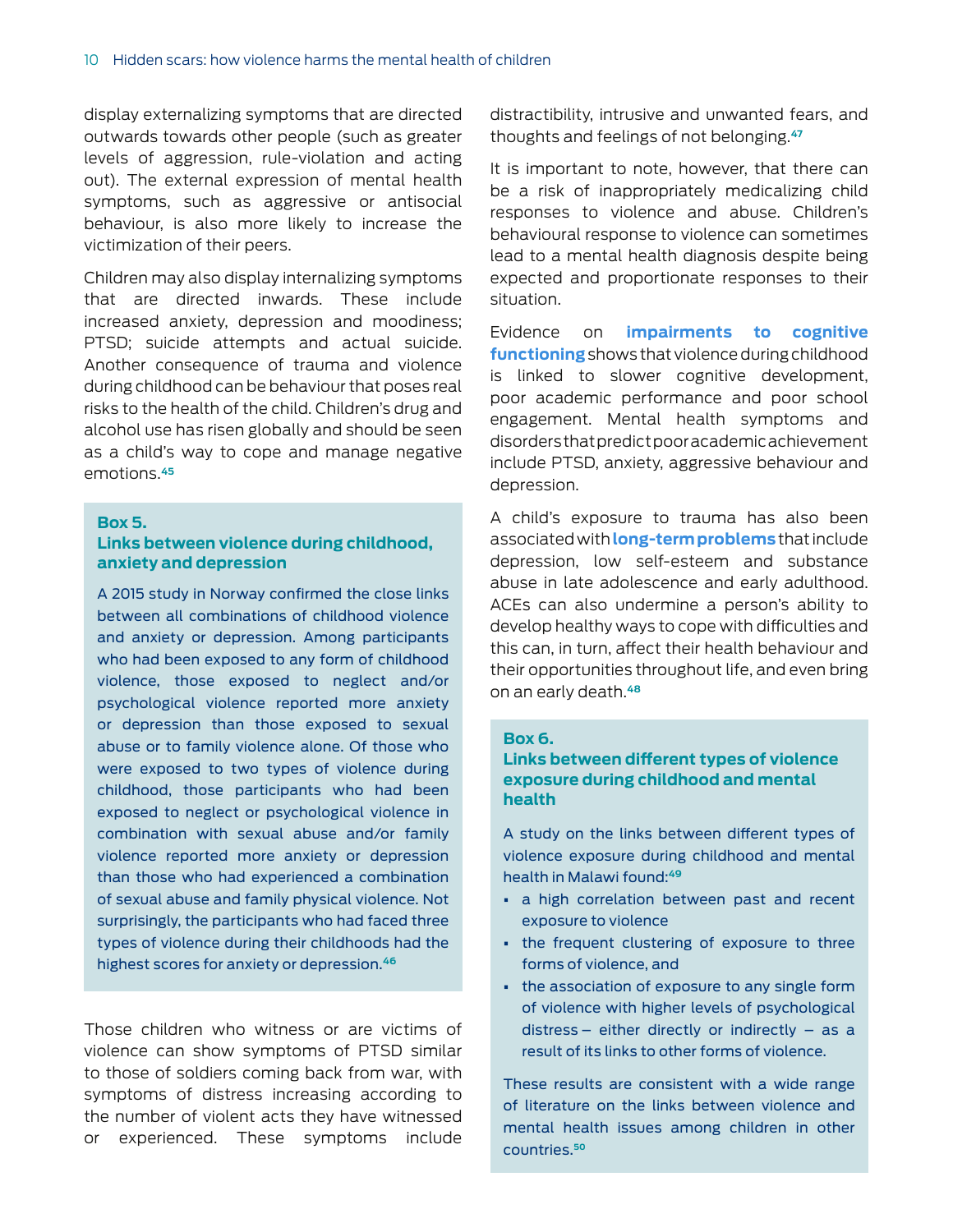display externalizing symptoms that are directed outwards towards other people (such as greater levels of aggression, rule-violation and acting out). The external expression of mental health symptoms, such as aggressive or antisocial behaviour, is also more likely to increase the victimization of their peers.

Children may also display internalizing symptoms that are directed inwards. These include increased anxiety, depression and moodiness; PTSD; suicide attempts and actual suicide. Another consequence of trauma and violence during childhood can be behaviour that poses real risks to the health of the child. Children's drug and alcohol use has risen globally and should be seen as a child's way to cope and manage negative emotions.[45]

> **Box 5.**
> **Links between violence during childhood, anxiety and depression**
>
> A 2015 study in Norway confirmed the close links between all combinations of childhood violence and anxiety or depression. Among participants who had been exposed to any form of childhood violence, those exposed to neglect and/or psychological violence reported more anxiety or depression than those exposed to sexual abuse or to family violence alone. Of those who were exposed to two types of violence during childhood, those participants who had been exposed to neglect or psychological violence in combination with sexual abuse and/or family violence reported more anxiety or depression than those who had experienced a combination of sexual abuse and family physical violence. Not surprisingly, the participants who had faced three types of violence during their childhoods had the highest scores for anxiety or depression.[46]

Those children who witness or are victims of violence can show symptoms of PTSD similar to those of soldiers coming back from war, with symptoms of distress increasing according to the number of violent acts they have witnessed or experienced. These symptoms include distractibility, intrusive and unwanted fears, and thoughts and feelings of not belonging.[47]

It is important to note, however, that there can be a risk of inappropriately medicalizing child responses to violence and abuse. Children's behavioural response to violence can sometimes lead to a mental health diagnosis despite being expected and proportionate responses to their situation.

Evidence on **impairments to cognitive functioning** shows that violence during childhood is linked to slower cognitive development, poor academic performance and poor school engagement. Mental health symptoms and disorders that predict poor academic achievement include PTSD, anxiety, aggressive behaviour and depression.

A child's exposure to trauma has also been associated with **long-term problems** that include depression, low self-esteem and substance abuse in late adolescence and early adulthood. ACEs can also undermine a person's ability to develop healthy ways to cope with difficulties and this can, in turn, affect their health behaviour and their opportunities throughout life, and even bring on an early death.[48]

> **Box 6.**
> **Links between different types of violence exposure during childhood and mental health**
>
> A study on the links between different types of violence exposure during childhood and mental health in Malawi found:[49]
>
> - a high correlation between past and recent exposure to violence
> - the frequent clustering of exposure to three forms of violence, and
> - the association of exposure to any single form of violence with higher levels of psychological distress – either directly or indirectly – as a result of its links to other forms of violence.
>
> These results are consistent with a wide range of literature on the links between violence and mental health issues among children in other countries.[50]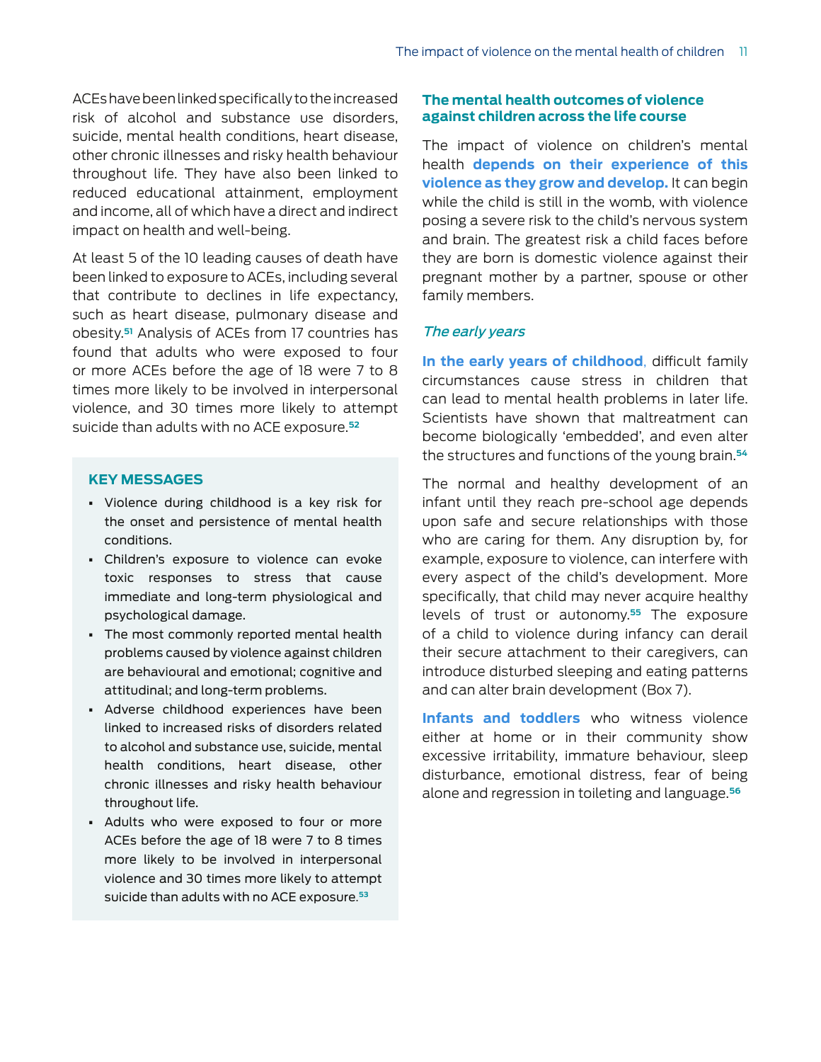ACEs have been linked specifically to the increased risk of alcohol and substance use disorders, suicide, mental health conditions, heart disease, other chronic illnesses and risky health behaviour throughout life. They have also been linked to reduced educational attainment, employment and income, all of which have a direct and indirect impact on health and well-being.

At least 5 of the 10 leading causes of death have been linked to exposure to ACEs, including several that contribute to declines in life expectancy, such as heart disease, pulmonary disease and obesity.[51] Analysis of ACEs from 17 countries has found that adults who were exposed to four or more ACEs before the age of 18 were 7 to 8 times more likely to be involved in interpersonal violence, and 30 times more likely to attempt suicide than adults with no ACE exposure.[52]

**KEY MESSAGES**

- Violence during childhood is a key risk for the onset and persistence of mental health conditions.
- Children's exposure to violence can evoke toxic responses to stress that cause immediate and long-term physiological and psychological damage.
- The most commonly reported mental health problems caused by violence against children are behavioural and emotional; cognitive and attitudinal; and long-term problems.
- Adverse childhood experiences have been linked to increased risks of disorders related to alcohol and substance use, suicide, mental health conditions, heart disease, other chronic illnesses and risky health behaviour throughout life.
- Adults who were exposed to four or more ACEs before the age of 18 were 7 to 8 times more likely to be involved in interpersonal violence and 30 times more likely to attempt suicide than adults with no ACE exposure.[53]

## The mental health outcomes of violence against children across the life course

The impact of violence on children's mental health **depends on their experience of this violence as they grow and develop.** It can begin while the child is still in the womb, with violence posing a severe risk to the child's nervous system and brain. The greatest risk a child faces before they are born is domestic violence against their pregnant mother by a partner, spouse or other family members.

### *The early years*

**In the early years of childhood**, difficult family circumstances cause stress in children that can lead to mental health problems in later life. Scientists have shown that maltreatment can become biologically 'embedded', and even alter the structures and functions of the young brain.[54]

The normal and healthy development of an infant until they reach pre-school age depends upon safe and secure relationships with those who are caring for them. Any disruption by, for example, exposure to violence, can interfere with every aspect of the child's development. More specifically, that child may never acquire healthy levels of trust or autonomy.[55] The exposure of a child to violence during infancy can derail their secure attachment to their caregivers, can introduce disturbed sleeping and eating patterns and can alter brain development (Box 7).

**Infants and toddlers** who witness violence either at home or in their community show excessive irritability, immature behaviour, sleep disturbance, emotional distress, fear of being alone and regression in toileting and language.[56]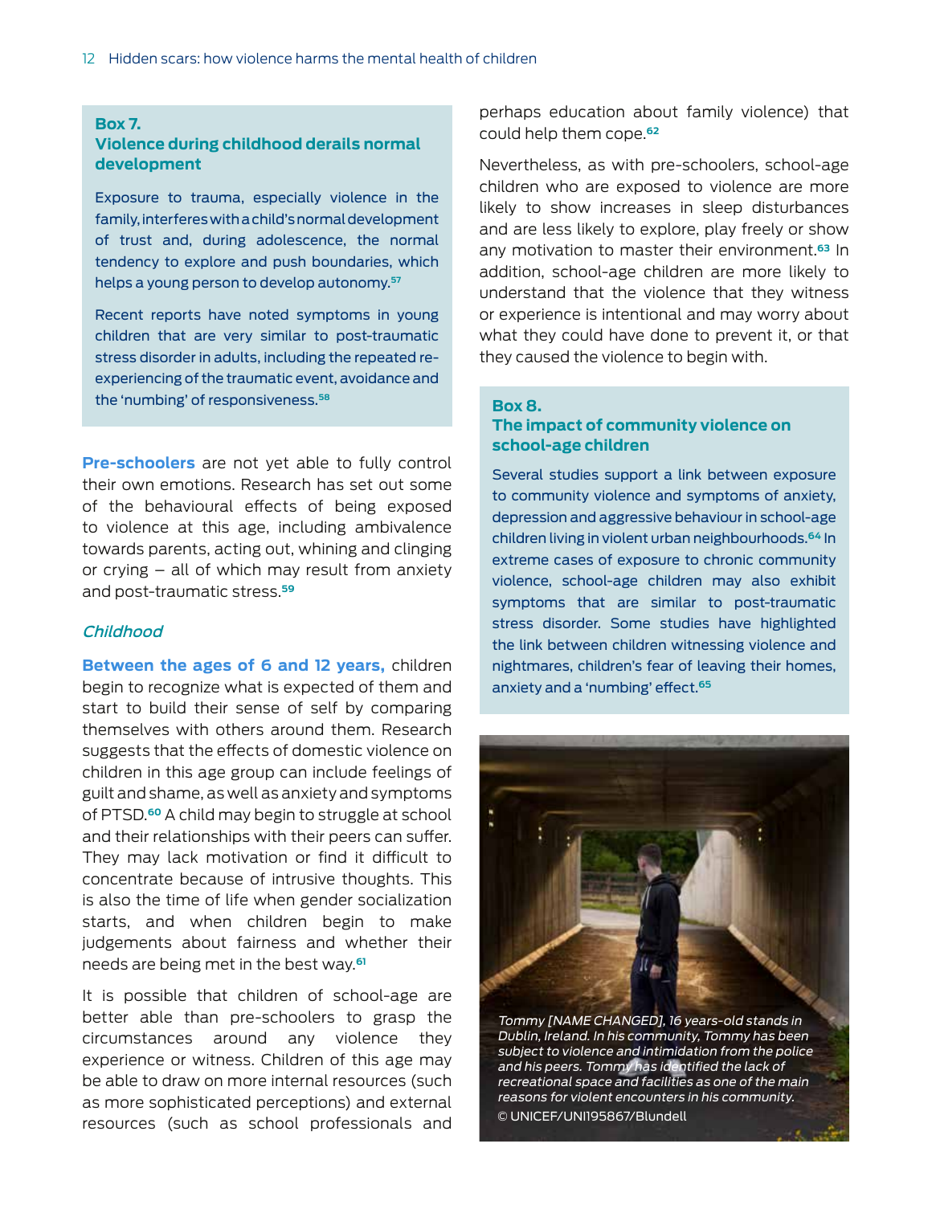### Box 7.
### Violence during childhood derails normal development

Exposure to trauma, especially violence in the family, interferes with a child's normal development of trust and, during adolescence, the normal tendency to explore and push boundaries, which helps a young person to develop autonomy.[57]

Recent reports have noted symptoms in young children that are very similar to post-traumatic stress disorder in adults, including the repeated re-experiencing of the traumatic event, avoidance and the 'numbing' of responsiveness.[58]

**Pre-schoolers** are not yet able to fully control their own emotions. Research has set out some of the behavioural effects of being exposed to violence at this age, including ambivalence towards parents, acting out, whining and clinging or crying – all of which may result from anxiety and post-traumatic stress.[59]

*Childhood*

**Between the ages of 6 and 12 years,** children begin to recognize what is expected of them and start to build their sense of self by comparing themselves with others around them. Research suggests that the effects of domestic violence on children in this age group can include feelings of guilt and shame, as well as anxiety and symptoms of PTSD.[60] A child may begin to struggle at school and their relationships with their peers can suffer. They may lack motivation or find it difficult to concentrate because of intrusive thoughts. This is also the time of life when gender socialization starts, and when children begin to make judgements about fairness and whether their needs are being met in the best way.[61]

It is possible that children of school-age are better able than pre-schoolers to grasp the circumstances around any violence they experience or witness. Children of this age may be able to draw on more internal resources (such as more sophisticated perceptions) and external resources (such as school professionals and perhaps education about family violence) that could help them cope.[62]

Nevertheless, as with pre-schoolers, school-age children who are exposed to violence are more likely to show increases in sleep disturbances and are less likely to explore, play freely or show any motivation to master their environment.[63] In addition, school-age children are more likely to understand that the violence that they witness or experience is intentional and may worry about what they could have done to prevent it, or that they caused the violence to begin with.

### Box 8.
### The impact of community violence on school-age children

Several studies support a link between exposure to community violence and symptoms of anxiety, depression and aggressive behaviour in school-age children living in violent urban neighbourhoods.[64] In extreme cases of exposure to chronic community violence, school-age children may also exhibit symptoms that are similar to post-traumatic stress disorder. Some studies have highlighted the link between children witnessing violence and nightmares, children's fear of leaving their homes, anxiety and a 'numbing' effect.[65]

*Tommy [NAME CHANGED], 16 years-old stands in Dublin, Ireland. In his community, Tommy has been subject to violence and intimidation from the police and his peers. Tommy has identified the lack of recreational space and facilities as one of the main reasons for violent encounters in his community.*
© UNICEF/UNI195867/Blundell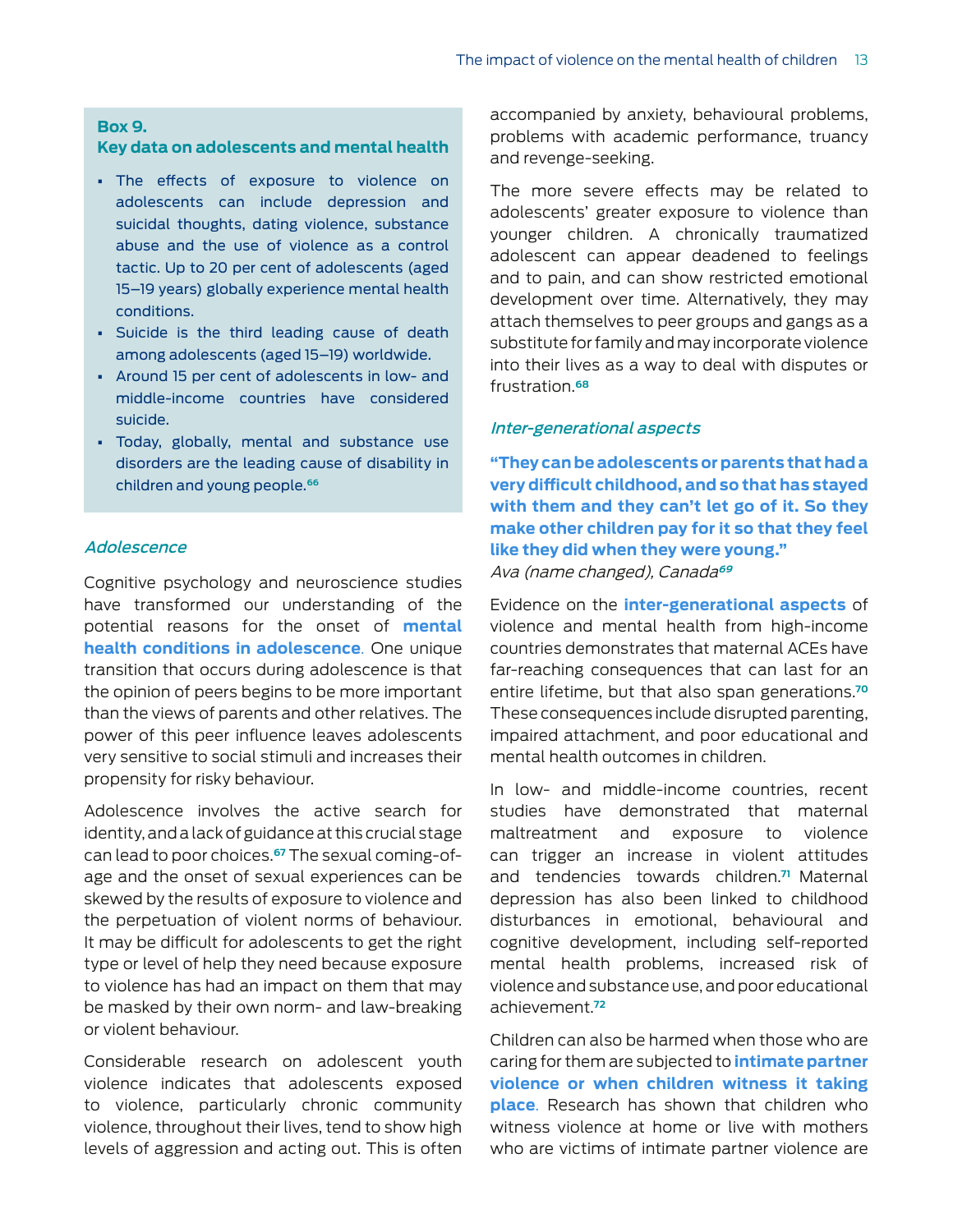**Box 9.**
**Key data on adolescents and mental health**

- The effects of exposure to violence on adolescents can include depression and suicidal thoughts, dating violence, substance abuse and the use of violence as a control tactic. Up to 20 per cent of adolescents (aged 15–19 years) globally experience mental health conditions.
- Suicide is the third leading cause of death among adolescents (aged 15–19) worldwide.
- Around 15 per cent of adolescents in low- and middle-income countries have considered suicide.
- Today, globally, mental and substance use disorders are the leading cause of disability in children and young people.[66]

### *Adolescence*

Cognitive psychology and neuroscience studies have transformed our understanding of the potential reasons for the onset of **mental health conditions in adolescence**. One unique transition that occurs during adolescence is that the opinion of peers begins to be more important than the views of parents and other relatives. The power of this peer influence leaves adolescents very sensitive to social stimuli and increases their propensity for risky behaviour.

Adolescence involves the active search for identity, and a lack of guidance at this crucial stage can lead to poor choices.[67] The sexual coming-of-age and the onset of sexual experiences can be skewed by the results of exposure to violence and the perpetuation of violent norms of behaviour. It may be difficult for adolescents to get the right type or level of help they need because exposure to violence has had an impact on them that may be masked by their own norm- and law-breaking or violent behaviour.

Considerable research on adolescent youth violence indicates that adolescents exposed to violence, particularly chronic community violence, throughout their lives, tend to show high levels of aggression and acting out. This is often accompanied by anxiety, behavioural problems, problems with academic performance, truancy and revenge-seeking.

The more severe effects may be related to adolescents' greater exposure to violence than younger children. A chronically traumatized adolescent can appear deadened to feelings and to pain, and can show restricted emotional development over time. Alternatively, they may attach themselves to peer groups and gangs as a substitute for family and may incorporate violence into their lives as a way to deal with disputes or frustration.[68]

### *Inter-generational aspects*

**"They can be adolescents or parents that had a very difficult childhood, and so that has stayed with them and they can't let go of it. So they make other children pay for it so that they feel like they did when they were young."**
*Ava (name changed), Canada*[69]

Evidence on the **inter-generational aspects** of violence and mental health from high-income countries demonstrates that maternal ACEs have far-reaching consequences that can last for an entire lifetime, but that also span generations.[70] These consequences include disrupted parenting, impaired attachment, and poor educational and mental health outcomes in children.

In low- and middle-income countries, recent studies have demonstrated that maternal maltreatment and exposure to violence can trigger an increase in violent attitudes and tendencies towards children.[71] Maternal depression has also been linked to childhood disturbances in emotional, behavioural and cognitive development, including self-reported mental health problems, increased risk of violence and substance use, and poor educational achievement.[72]

Children can also be harmed when those who are caring for them are subjected to **intimate partner violence or when children witness it taking place**. Research has shown that children who witness violence at home or live with mothers who are victims of intimate partner violence are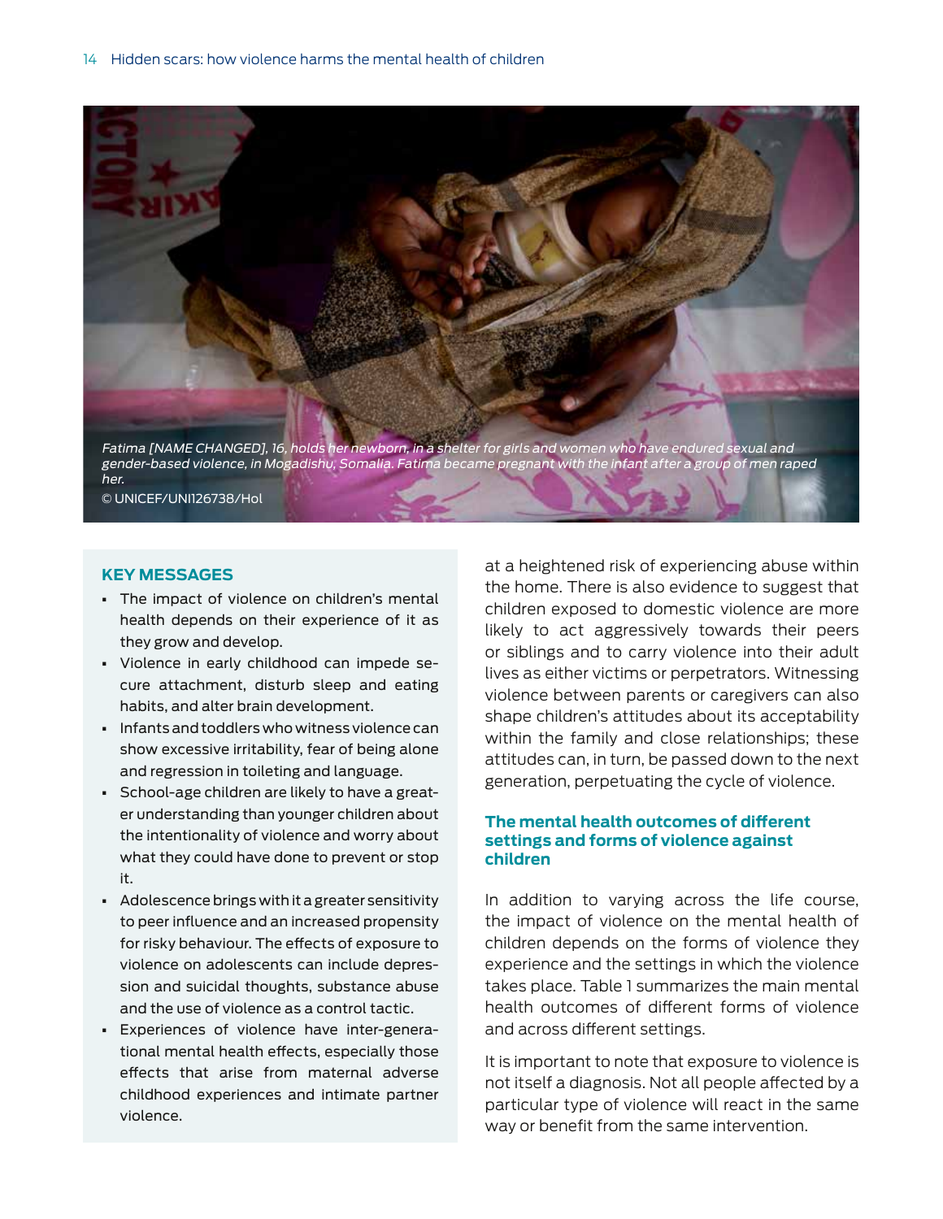*Fatima [NAME CHANGED], 16, holds her newborn, in a shelter for girls and women who have endured sexual and gender-based violence, in Mogadishu, Somalia. Fatima became pregnant with the infant after a group of men raped her.*

© UNICEF/UNI126738/Hol

### KEY MESSAGES

- The impact of violence on children's mental health depends on their experience of it as they grow and develop.
- Violence in early childhood can impede secure attachment, disturb sleep and eating habits, and alter brain development.
- Infants and toddlers who witness violence can show excessive irritability, fear of being alone and regression in toileting and language.
- School-age children are likely to have a greater understanding than younger children about the intentionality of violence and worry about what they could have done to prevent or stop it.
- Adolescence brings with it a greater sensitivity to peer influence and an increased propensity for risky behaviour. The effects of exposure to violence on adolescents can include depression and suicidal thoughts, substance abuse and the use of violence as a control tactic.
- Experiences of violence have inter-generational mental health effects, especially those effects that arise from maternal adverse childhood experiences and intimate partner violence.

at a heightened risk of experiencing abuse within the home. There is also evidence to suggest that children exposed to domestic violence are more likely to act aggressively towards their peers or siblings and to carry violence into their adult lives as either victims or perpetrators. Witnessing violence between parents or caregivers can also shape children's attitudes about its acceptability within the family and close relationships; these attitudes can, in turn, be passed down to the next generation, perpetuating the cycle of violence.

## The mental health outcomes of different settings and forms of violence against children

In addition to varying across the life course, the impact of violence on the mental health of children depends on the forms of violence they experience and the settings in which the violence takes place. Table 1 summarizes the main mental health outcomes of different forms of violence and across different settings.

It is important to note that exposure to violence is not itself a diagnosis. Not all people affected by a particular type of violence will react in the same way or benefit from the same intervention.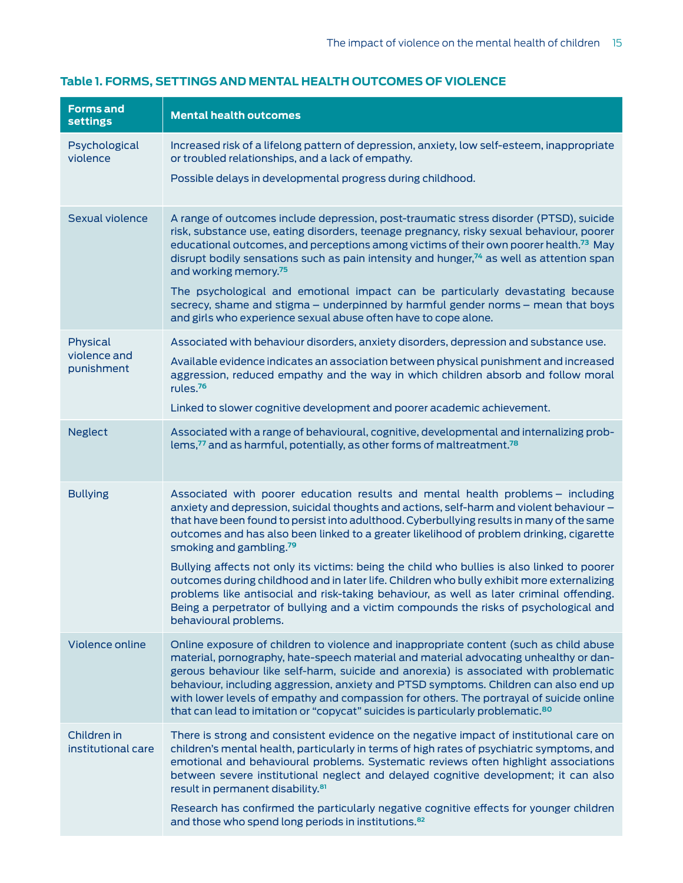**Table 1. FORMS, SETTINGS AND MENTAL HEALTH OUTCOMES OF VIOLENCE**

| Forms and settings | Mental health outcomes |
|---|---|
| Psychological violence | Increased risk of a lifelong pattern of depression, anxiety, low self-esteem, inappropriate or troubled relationships, and a lack of empathy.<br><br>Possible delays in developmental progress during childhood. |
| Sexual violence | A range of outcomes include depression, post-traumatic stress disorder (PTSD), suicide risk, substance use, eating disorders, teenage pregnancy, risky sexual behaviour, poorer educational outcomes, and perceptions among victims of their own poorer health.[73] May disrupt bodily sensations such as pain intensity and hunger,[74] as well as attention span and working memory.[75]<br><br>The psychological and emotional impact can be particularly devastating because secrecy, shame and stigma – underpinned by harmful gender norms – mean that boys and girls who experience sexual abuse often have to cope alone. |
| Physical violence and punishment | Associated with behaviour disorders, anxiety disorders, depression and substance use.<br><br>Available evidence indicates an association between physical punishment and increased aggression, reduced empathy and the way in which children absorb and follow moral rules.[76]<br><br>Linked to slower cognitive development and poorer academic achievement. |
| Neglect | Associated with a range of behavioural, cognitive, developmental and internalizing problems,[77] and as harmful, potentially, as other forms of maltreatment.[78] |
| Bullying | Associated with poorer education results and mental health problems – including anxiety and depression, suicidal thoughts and actions, self-harm and violent behaviour – that have been found to persist into adulthood. Cyberbullying results in many of the same outcomes and has also been linked to a greater likelihood of problem drinking, cigarette smoking and gambling.[79]<br><br>Bullying affects not only its victims: being the child who bullies is also linked to poorer outcomes during childhood and in later life. Children who bully exhibit more externalizing problems like antisocial and risk-taking behaviour, as well as later criminal offending. Being a perpetrator of bullying and a victim compounds the risks of psychological and behavioural problems. |
| Violence online | Online exposure of children to violence and inappropriate content (such as child abuse material, pornography, hate-speech material and material advocating unhealthy or dangerous behaviour like self-harm, suicide and anorexia) is associated with problematic behaviour, including aggression, anxiety and PTSD symptoms. Children can also end up with lower levels of empathy and compassion for others. The portrayal of suicide online that can lead to imitation or "copycat" suicides is particularly problematic.[80] |
| Children in institutional care | There is strong and consistent evidence on the negative impact of institutional care on children's mental health, particularly in terms of high rates of psychiatric symptoms, and emotional and behavioural problems. Systematic reviews often highlight associations between severe institutional neglect and delayed cognitive development; it can also result in permanent disability.[81]<br><br>Research has confirmed the particularly negative cognitive effects for younger children and those who spend long periods in institutions.[82] |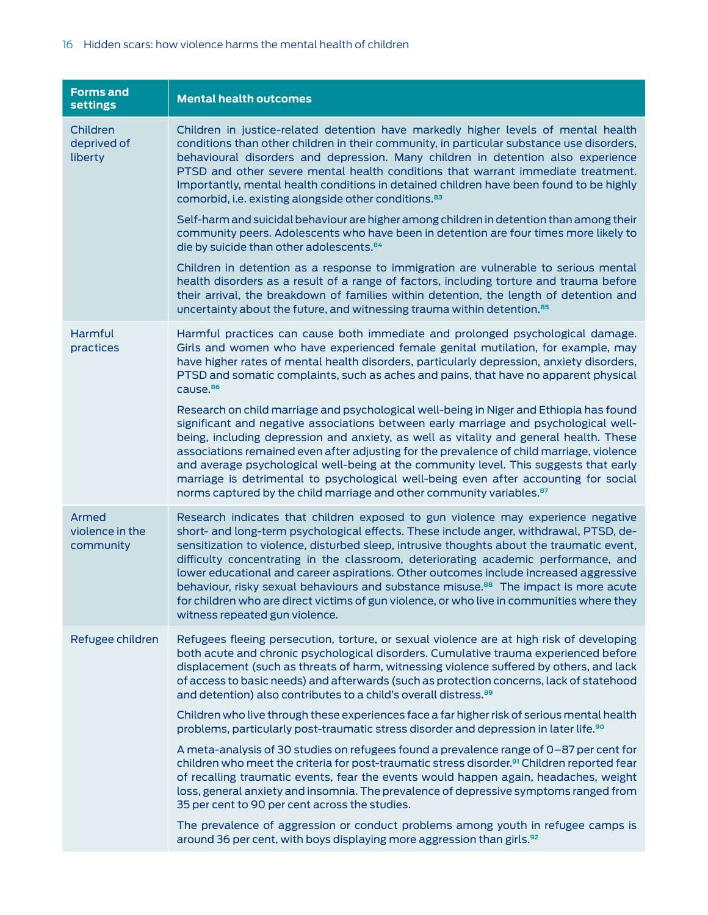| Forms and settings | Mental health outcomes |
| --- | --- |
| Children deprived of liberty | Children in justice-related detention have markedly higher levels of mental health conditions than other children in their community, in particular substance use disorders, behavioural disorders and depression. Many children in detention also experience PTSD and other severe mental health conditions that warrant immediate treatment. Importantly, mental health conditions in detained children have been found to be highly comorbid, i.e. existing alongside other conditions.[83]<br><br>Self-harm and suicidal behaviour are higher among children in detention than among their community peers. Adolescents who have been in detention are four times more likely to die by suicide than other adolescents.[84]<br><br>Children in detention as a response to immigration are vulnerable to serious mental health disorders as a result of a range of factors, including torture and trauma before their arrival, the breakdown of families within detention, the length of detention and uncertainty about the future, and witnessing trauma within detention.[85] |
| Harmful practices | Harmful practices can cause both immediate and prolonged psychological damage. Girls and women who have experienced female genital mutilation, for example, may have higher rates of mental health disorders, particularly depression, anxiety disorders, PTSD and somatic complaints, such as aches and pains, that have no apparent physical cause.[86]<br><br>Research on child marriage and psychological well-being in Niger and Ethiopia has found significant and negative associations between early marriage and psychological well-being, including depression and anxiety, as well as vitality and general health. These associations remained even after adjusting for the prevalence of child marriage, violence and average psychological well-being at the community level. This suggests that early marriage is detrimental to psychological well-being even after accounting for social norms captured by the child marriage and other community variables.[87] |
| Armed violence in the community | Research indicates that children exposed to gun violence may experience negative short- and long-term psychological effects. These include anger, withdrawal, PTSD, de-sensitization to violence, disturbed sleep, intrusive thoughts about the traumatic event, difficulty concentrating in the classroom, deteriorating academic performance, and lower educational and career aspirations. Other outcomes include increased aggressive behaviour, risky sexual behaviours and substance misuse.[88] The impact is more acute for children who are direct victims of gun violence, or who live in communities where they witness repeated gun violence. |
| Refugee children | Refugees fleeing persecution, torture, or sexual violence are at high risk of developing both acute and chronic psychological disorders. Cumulative trauma experienced before displacement (such as threats of harm, witnessing violence suffered by others, and lack of access to basic needs) and afterwards (such as protection concerns, lack of statehood and detention) also contributes to a child's overall distress.[89]<br><br>Children who live through these experiences face a far higher risk of serious mental health problems, particularly post-traumatic stress disorder and depression in later life.[90]<br><br>A meta-analysis of 30 studies on refugees found a prevalence range of 0–87 per cent for children who meet the criteria for post-traumatic stress disorder.[91] Children reported fear of recalling traumatic events, fear the events would happen again, headaches, weight loss, general anxiety and insomnia. The prevalence of depressive symptoms ranged from 35 per cent to 90 per cent across the studies.<br><br>The prevalence of aggression or conduct problems among youth in refugee camps is around 36 per cent, with boys displaying more aggression than girls.[92] |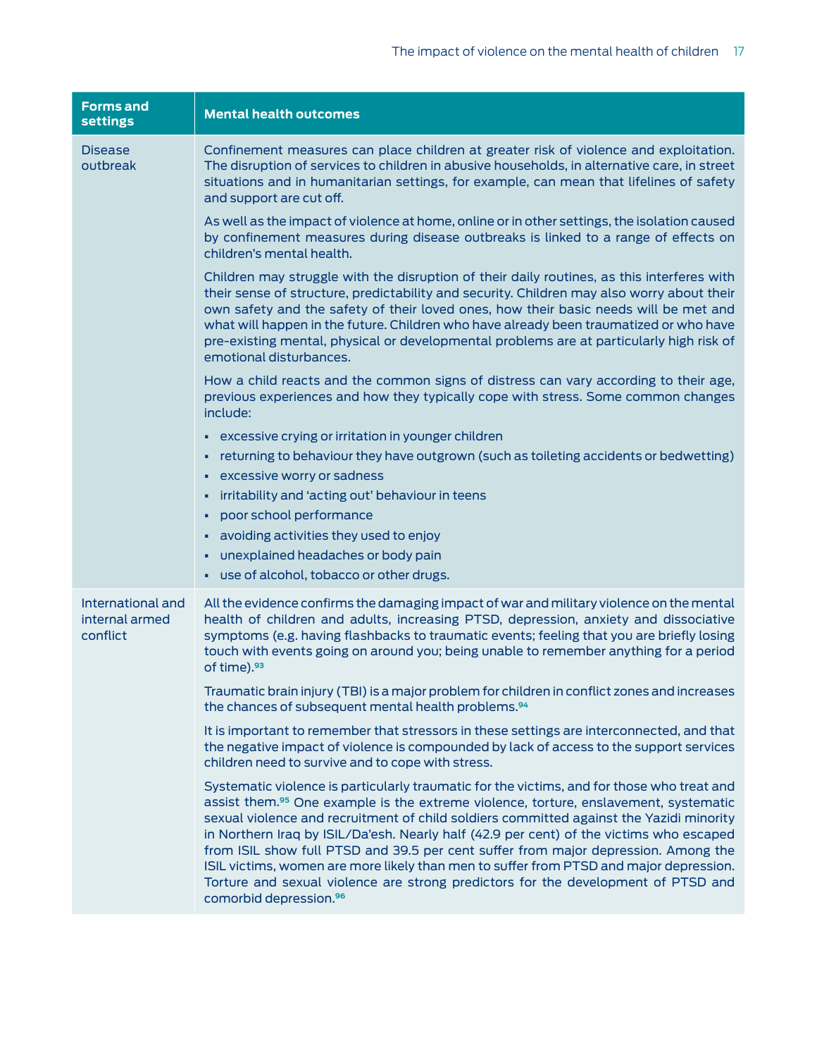| Forms and settings | Mental health outcomes |
|---|---|
| Disease outbreak | Confinement measures can place children at greater risk of violence and exploitation. The disruption of services to children in abusive households, in alternative care, in street situations and in humanitarian settings, for example, can mean that lifelines of safety and support are cut off.<br><br>As well as the impact of violence at home, online or in other settings, the isolation caused by confinement measures during disease outbreaks is linked to a range of effects on children's mental health.<br><br>Children may struggle with the disruption of their daily routines, as this interferes with their sense of structure, predictability and security. Children may also worry about their own safety and the safety of their loved ones, how their basic needs will be met and what will happen in the future. Children who have already been traumatized or who have pre-existing mental, physical or developmental problems are at particularly high risk of emotional disturbances.<br><br>How a child reacts and the common signs of distress can vary according to their age, previous experiences and how they typically cope with stress. Some common changes include:<br><br>▪ excessive crying or irritation in younger children<br>▪ returning to behaviour they have outgrown (such as toileting accidents or bedwetting)<br>▪ excessive worry or sadness<br>▪ irritability and 'acting out' behaviour in teens<br>▪ poor school performance<br>▪ avoiding activities they used to enjoy<br>▪ unexplained headaches or body pain<br>▪ use of alcohol, tobacco or other drugs. |
| International and internal armed conflict | All the evidence confirms the damaging impact of war and military violence on the mental health of children and adults, increasing PTSD, depression, anxiety and dissociative symptoms (e.g. having flashbacks to traumatic events; feeling that you are briefly losing touch with events going on around you; being unable to remember anything for a period of time).[93]<br><br>Traumatic brain injury (TBI) is a major problem for children in conflict zones and increases the chances of subsequent mental health problems.[94]<br><br>It is important to remember that stressors in these settings are interconnected, and that the negative impact of violence is compounded by lack of access to the support services children need to survive and to cope with stress.<br><br>Systematic violence is particularly traumatic for the victims, and for those who treat and assist them.[95] One example is the extreme violence, torture, enslavement, systematic sexual violence and recruitment of child soldiers committed against the Yazidi minority in Northern Iraq by ISIL/Da'esh. Nearly half (42.9 per cent) of the victims who escaped from ISIL show full PTSD and 39.5 per cent suffer from major depression. Among the ISIL victims, women are more likely than men to suffer from PTSD and major depression. Torture and sexual violence are strong predictors for the development of PTSD and comorbid depression.[96] |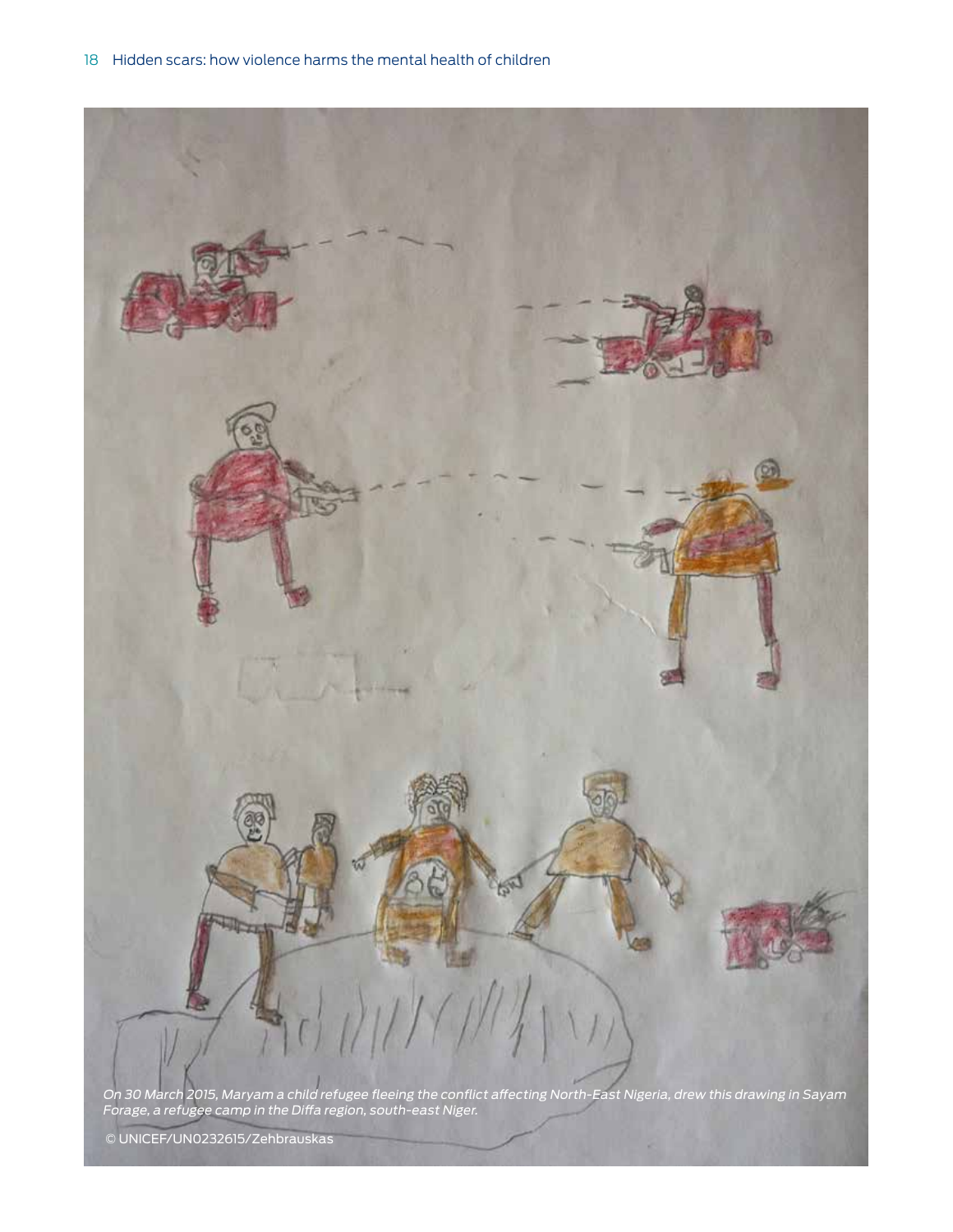On 30 March 2015, Maryam a child refugee fleeing the conflict affecting North-East Nigeria, drew this drawing in Sayam Forage, a refugee camp in the Diffa region, south-east Niger.

© UNICEF/UN0232615/Zehbrauskas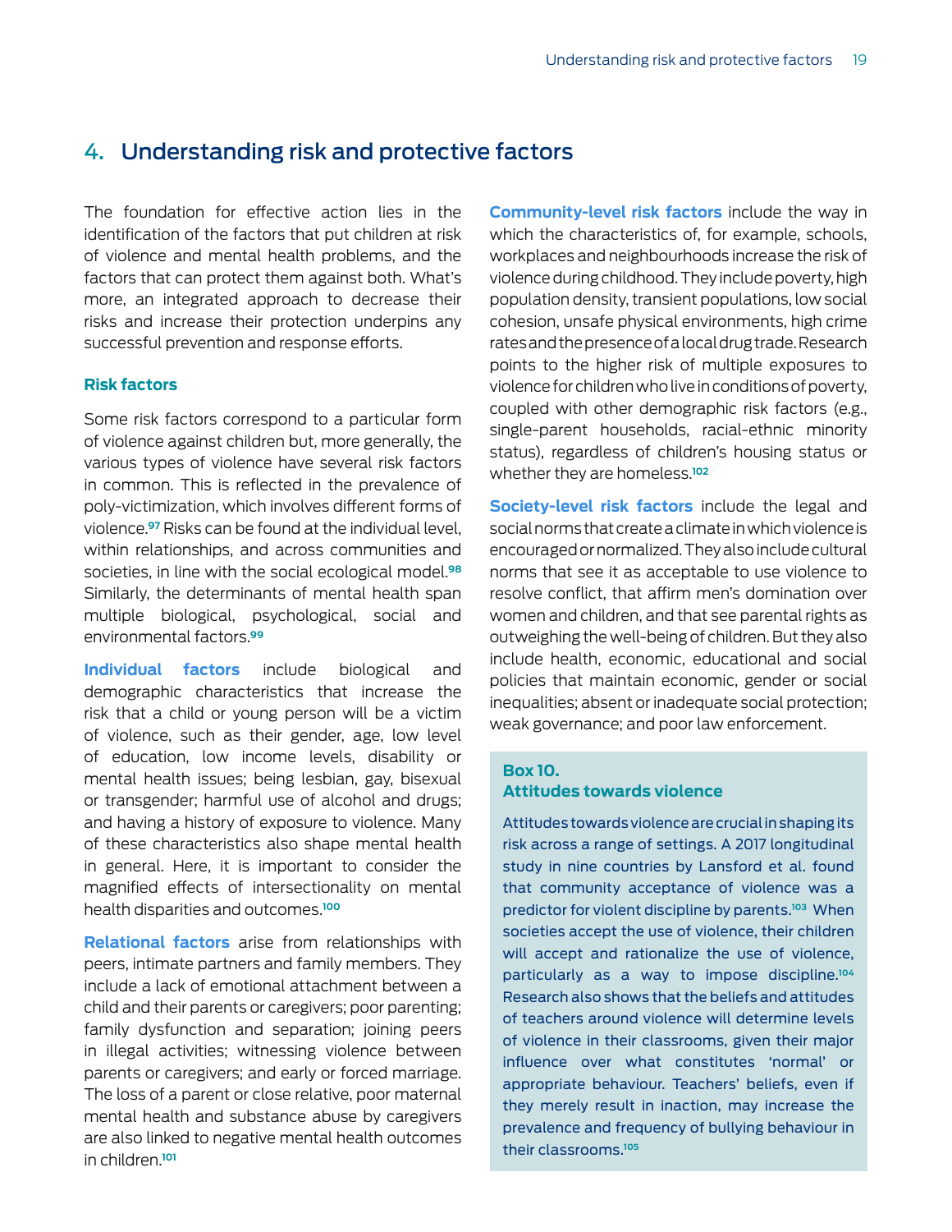## 4. Understanding risk and protective factors

The foundation for effective action lies in the identification of the factors that put children at risk of violence and mental health problems, and the factors that can protect them against both. What's more, an integrated approach to decrease their risks and increase their protection underpins any successful prevention and response efforts.

### Risk factors

Some risk factors correspond to a particular form of violence against children but, more generally, the various types of violence have several risk factors in common. This is reflected in the prevalence of poly-victimization, which involves different forms of violence.[97] Risks can be found at the individual level, within relationships, and across communities and societies, in line with the social ecological model.[98] Similarly, the determinants of mental health span multiple biological, psychological, social and environmental factors.[99]

**Individual factors** include biological and demographic characteristics that increase the risk that a child or young person will be a victim of violence, such as their gender, age, low level of education, low income levels, disability or mental health issues; being lesbian, gay, bisexual or transgender; harmful use of alcohol and drugs; and having a history of exposure to violence. Many of these characteristics also shape mental health in general. Here, it is important to consider the magnified effects of intersectionality on mental health disparities and outcomes.[100]

**Relational factors** arise from relationships with peers, intimate partners and family members. They include a lack of emotional attachment between a child and their parents or caregivers; poor parenting; family dysfunction and separation; joining peers in illegal activities; witnessing violence between parents or caregivers; and early or forced marriage. The loss of a parent or close relative, poor maternal mental health and substance abuse by caregivers are also linked to negative mental health outcomes in children.[101]

**Community-level risk factors** include the way in which the characteristics of, for example, schools, workplaces and neighbourhoods increase the risk of violence during childhood. They include poverty, high population density, transient populations, low social cohesion, unsafe physical environments, high crime rates and the presence of a local drug trade. Research points to the higher risk of multiple exposures to violence for children who live in conditions of poverty, coupled with other demographic risk factors (e.g., single-parent households, racial-ethnic minority status), regardless of children's housing status or whether they are homeless.[102]

**Society-level risk factors** include the legal and social norms that create a climate in which violence is encouraged or normalized. They also include cultural norms that see it as acceptable to use violence to resolve conflict, that affirm men's domination over women and children, and that see parental rights as outweighing the well-being of children. But they also include health, economic, educational and social policies that maintain economic, gender or social inequalities; absent or inadequate social protection; weak governance; and poor law enforcement.

> **Box 10.**
> **Attitudes towards violence**
>
> Attitudes towards violence are crucial in shaping its risk across a range of settings. A 2017 longitudinal study in nine countries by Lansford et al. found that community acceptance of violence was a predictor for violent discipline by parents.[103] When societies accept the use of violence, their children will accept and rationalize the use of violence, particularly as a way to impose discipline.[104] Research also shows that the beliefs and attitudes of teachers around violence will determine levels of violence in their classrooms, given their major influence over what constitutes 'normal' or appropriate behaviour. Teachers' beliefs, even if they merely result in inaction, may increase the prevalence and frequency of bullying behaviour in their classrooms.[105]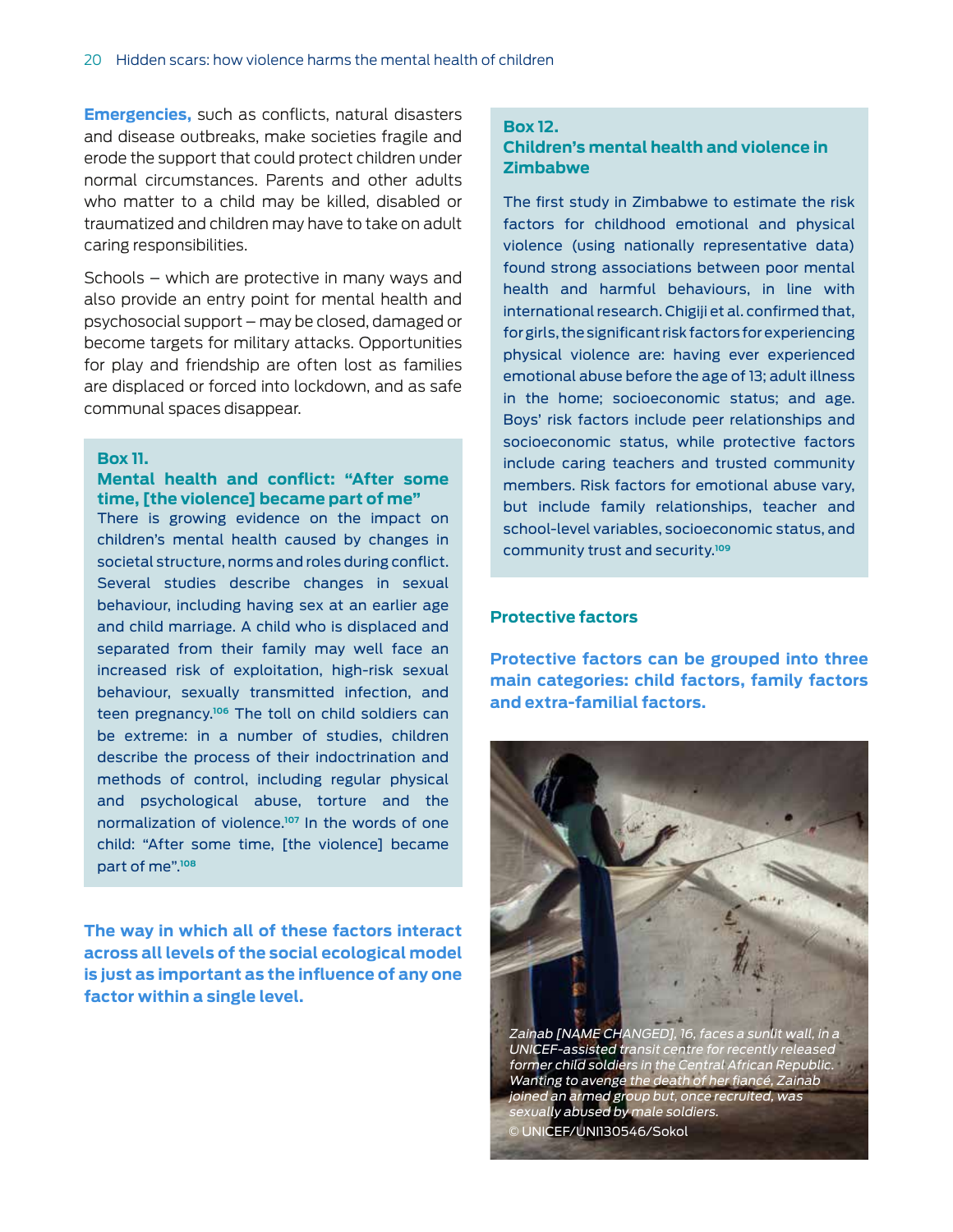**Emergencies,** such as conflicts, natural disasters and disease outbreaks, make societies fragile and erode the support that could protect children under normal circumstances. Parents and other adults who matter to a child may be killed, disabled or traumatized and children may have to take on adult caring responsibilities.

Schools – which are protective in many ways and also provide an entry point for mental health and psychosocial support – may be closed, damaged or become targets for military attacks. Opportunities for play and friendship are often lost as families are displaced or forced into lockdown, and as safe communal spaces disappear.

### Box 11.
### Mental health and conflict: "After some time, [the violence] became part of me"

There is growing evidence on the impact on children's mental health caused by changes in societal structure, norms and roles during conflict. Several studies describe changes in sexual behaviour, including having sex at an earlier age and child marriage. A child who is displaced and separated from their family may well face an increased risk of exploitation, high-risk sexual behaviour, sexually transmitted infection, and teen pregnancy.[106] The toll on child soldiers can be extreme: in a number of studies, children describe the process of their indoctrination and methods of control, including regular physical and psychological abuse, torture and the normalization of violence.[107] In the words of one child: "After some time, [the violence] became part of me".[108]

**The way in which all of these factors interact across all levels of the social ecological model is just as important as the influence of any one factor within a single level.**

### Box 12.
### Children's mental health and violence in Zimbabwe

The first study in Zimbabwe to estimate the risk factors for childhood emotional and physical violence (using nationally representative data) found strong associations between poor mental health and harmful behaviours, in line with international research. Chigiji et al. confirmed that, for girls, the significant risk factors for experiencing physical violence are: having ever experienced emotional abuse before the age of 13; adult illness in the home; socioeconomic status; and age. Boys' risk factors include peer relationships and socioeconomic status, while protective factors include caring teachers and trusted community members. Risk factors for emotional abuse vary, but include family relationships, teacher and school-level variables, socioeconomic status, and community trust and security.[109]

## Protective factors

**Protective factors can be grouped into three main categories: child factors, family factors and extra-familial factors.**

*Zainab [NAME CHANGED], 16, faces a sunlit wall, in a UNICEF-assisted transit centre for recently released former child soldiers in the Central African Republic. Wanting to avenge the death of her fiancé, Zainab joined an armed group but, once recruited, was sexually abused by male soldiers.*
© UNICEF/UNI130546/Sokol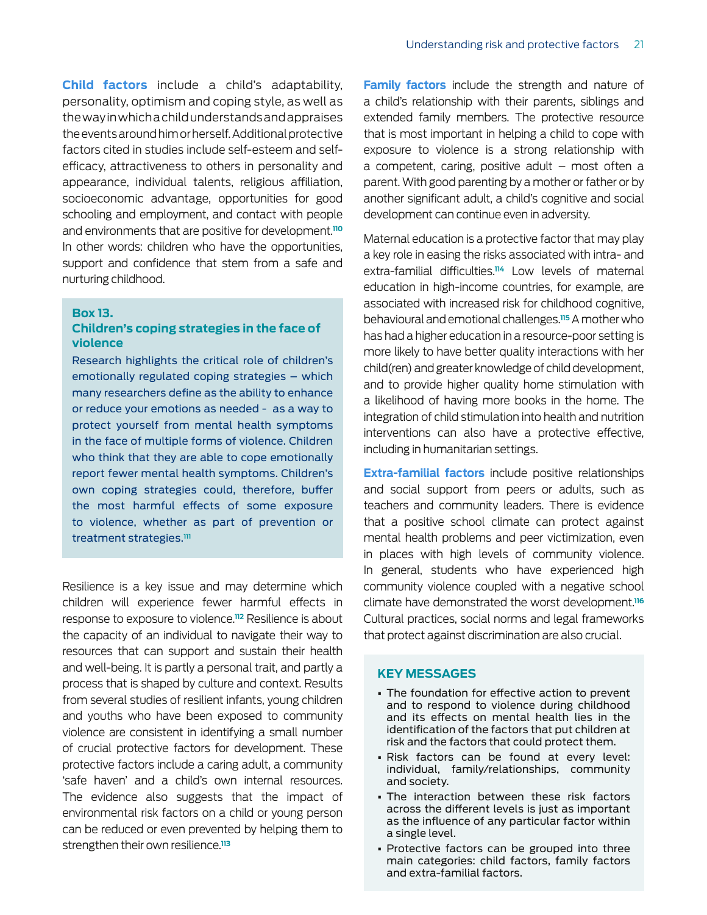**Child factors** include a child's adaptability, personality, optimism and coping style, as well as the way in which a child understands and appraises the events around him or herself. Additional protective factors cited in studies include self-esteem and self-efficacy, attractiveness to others in personality and appearance, individual talents, religious affiliation, socioeconomic advantage, opportunities for good schooling and employment, and contact with people and environments that are positive for development.[110] In other words: children who have the opportunities, support and confidence that stem from a safe and nurturing childhood.

> **Box 13.**
> **Children's coping strategies in the face of violence**
>
> Research highlights the critical role of children's emotionally regulated coping strategies – which many researchers define as the ability to enhance or reduce your emotions as needed - as a way to protect yourself from mental health symptoms in the face of multiple forms of violence. Children who think that they are able to cope emotionally report fewer mental health symptoms. Children's own coping strategies could, therefore, buffer the most harmful effects of some exposure to violence, whether as part of prevention or treatment strategies.[111]

Resilience is a key issue and may determine which children will experience fewer harmful effects in response to exposure to violence.[112] Resilience is about the capacity of an individual to navigate their way to resources that can support and sustain their health and well-being. It is partly a personal trait, and partly a process that is shaped by culture and context. Results from several studies of resilient infants, young children and youths who have been exposed to community violence are consistent in identifying a small number of crucial protective factors for development. These protective factors include a caring adult, a community 'safe haven' and a child's own internal resources. The evidence also suggests that the impact of environmental risk factors on a child or young person can be reduced or even prevented by helping them to strengthen their own resilience.[113]

**Family factors** include the strength and nature of a child's relationship with their parents, siblings and extended family members. The protective resource that is most important in helping a child to cope with exposure to violence is a strong relationship with a competent, caring, positive adult – most often a parent. With good parenting by a mother or father or by another significant adult, a child's cognitive and social development can continue even in adversity.

Maternal education is a protective factor that may play a key role in easing the risks associated with intra- and extra-familial difficulties.[114] Low levels of maternal education in high-income countries, for example, are associated with increased risk for childhood cognitive, behavioural and emotional challenges.[115] A mother who has had a higher education in a resource-poor setting is more likely to have better quality interactions with her child(ren) and greater knowledge of child development, and to provide higher quality home stimulation with a likelihood of having more books in the home. The integration of child stimulation into health and nutrition interventions can also have a protective effective, including in humanitarian settings.

**Extra-familial factors** include positive relationships and social support from peers or adults, such as teachers and community leaders. There is evidence that a positive school climate can protect against mental health problems and peer victimization, even in places with high levels of community violence. In general, students who have experienced high community violence coupled with a negative school climate have demonstrated the worst development.[116] Cultural practices, social norms and legal frameworks that protect against discrimination are also crucial.

> **KEY MESSAGES**
>
> - The foundation for effective action to prevent and to respond to violence during childhood and its effects on mental health lies in the identification of the factors that put children at risk and the factors that could protect them.
> - Risk factors can be found at every level: individual, family/relationships, community and society.
> - The interaction between these risk factors across the different levels is just as important as the influence of any particular factor within a single level.
> - Protective factors can be grouped into three main categories: child factors, family factors and extra-familial factors.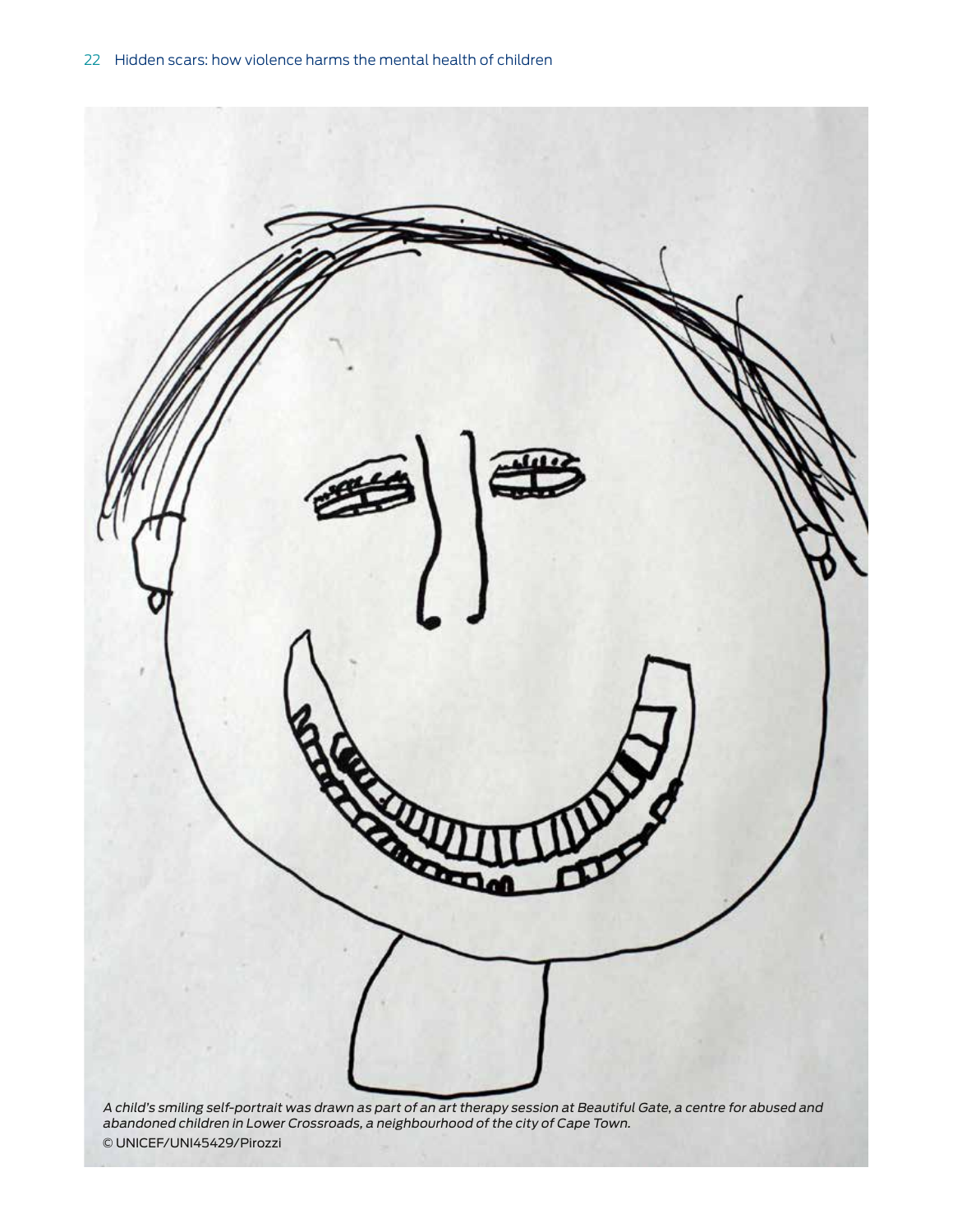*A child's smiling self-portrait was drawn as part of an art therapy session at Beautiful Gate, a centre for abused and abandoned children in Lower Crossroads, a neighbourhood of the city of Cape Town.*

© UNICEF/UNI45429/Pirozzi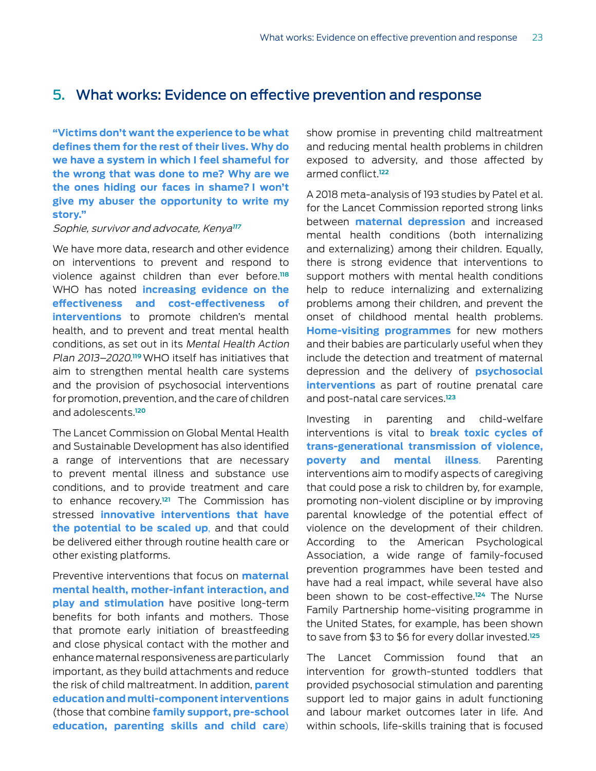## 5. What works: Evidence on effective prevention and response

**"Victims don't want the experience to be what defines them for the rest of their lives. Why do we have a system in which I feel shameful for the wrong that was done to me? Why are we the ones hiding our faces in shame? I won't give my abuser the opportunity to write my story."**

*Sophie, survivor and advocate, Kenya*[117]

We have more data, research and other evidence on interventions to prevent and respond to violence against children than ever before.[118] WHO has noted **increasing evidence on the effectiveness and cost-effectiveness of interventions** to promote children's mental health, and to prevent and treat mental health conditions, as set out in its *Mental Health Action Plan 2013–2020*.[119] WHO itself has initiatives that aim to strengthen mental health care systems and the provision of psychosocial interventions for promotion, prevention, and the care of children and adolescents.[120]

The Lancet Commission on Global Mental Health and Sustainable Development has also identified a range of interventions that are necessary to prevent mental illness and substance use conditions, and to provide treatment and care to enhance recovery.[121] The Commission has stressed **innovative interventions that have the potential to be scaled up**, and that could be delivered either through routine health care or other existing platforms.

Preventive interventions that focus on **maternal mental health, mother-infant interaction, and play and stimulation** have positive long-term benefits for both infants and mothers. Those that promote early initiation of breastfeeding and close physical contact with the mother and enhance maternal responsiveness are particularly important, as they build attachments and reduce the risk of child maltreatment. In addition, **parent education and multi-component interventions** (those that combine **family support, pre-school education, parenting skills and child care**) show promise in preventing child maltreatment and reducing mental health problems in children exposed to adversity, and those affected by armed conflict.[122]

A 2018 meta-analysis of 193 studies by Patel et al. for the Lancet Commission reported strong links between **maternal depression** and increased mental health conditions (both internalizing and externalizing) among their children. Equally, there is strong evidence that interventions to support mothers with mental health conditions help to reduce internalizing and externalizing problems among their children, and prevent the onset of childhood mental health problems. **Home-visiting programmes** for new mothers and their babies are particularly useful when they include the detection and treatment of maternal depression and the delivery of **psychosocial interventions** as part of routine prenatal care and post-natal care services.[123]

Investing in parenting and child-welfare interventions is vital to **break toxic cycles of trans-generational transmission of violence, poverty and mental illness**. Parenting interventions aim to modify aspects of caregiving that could pose a risk to children by, for example, promoting non-violent discipline or by improving parental knowledge of the potential effect of violence on the development of their children. According to the American Psychological Association, a wide range of family-focused prevention programmes have been tested and have had a real impact, while several have also been shown to be cost-effective.[124] The Nurse Family Partnership home-visiting programme in the United States, for example, has been shown to save from $3 to $6 for every dollar invested.[125]

The Lancet Commission found that an intervention for growth-stunted toddlers that provided psychosocial stimulation and parenting support led to major gains in adult functioning and labour market outcomes later in life. And within schools, life-skills training that is focused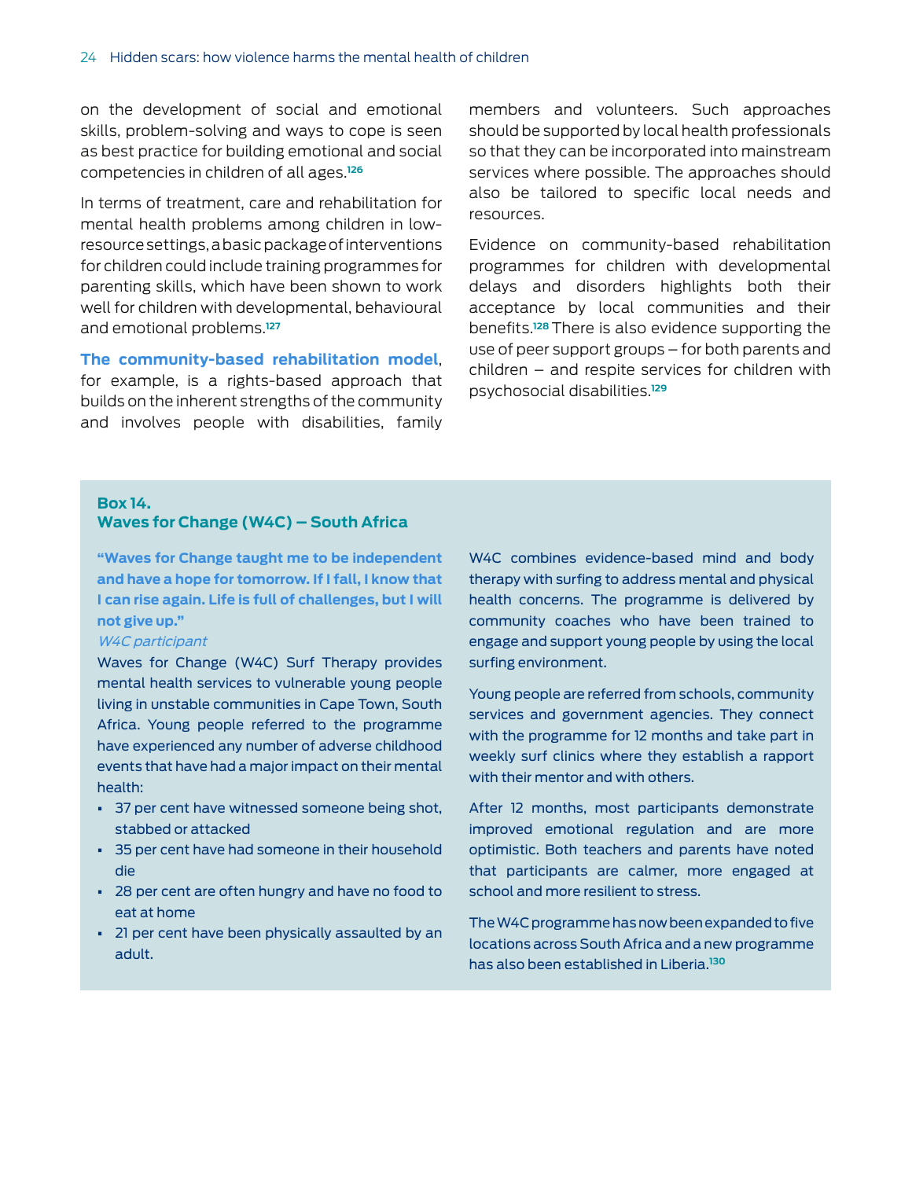on the development of social and emotional skills, problem-solving and ways to cope is seen as best practice for building emotional and social competencies in children of all ages.[126]

In terms of treatment, care and rehabilitation for mental health problems among children in low-resource settings, a basic package of interventions for children could include training programmes for parenting skills, which have been shown to work well for children with developmental, behavioural and emotional problems.[127]

**The community-based rehabilitation model**, for example, is a rights-based approach that builds on the inherent strengths of the community and involves people with disabilities, family members and volunteers. Such approaches should be supported by local health professionals so that they can be incorporated into mainstream services where possible. The approaches should also be tailored to specific local needs and resources.

Evidence on community-based rehabilitation programmes for children with developmental delays and disorders highlights both their acceptance by local communities and their benefits.[128] There is also evidence supporting the use of peer support groups – for both parents and children – and respite services for children with psychosocial disabilities.[129]

### Box 14. Waves for Change (W4C) – South Africa

**"Waves for Change taught me to be independent and have a hope for tomorrow. If I fall, I know that I can rise again. Life is full of challenges, but I will not give up."**

*W4C participant*

Waves for Change (W4C) Surf Therapy provides mental health services to vulnerable young people living in unstable communities in Cape Town, South Africa. Young people referred to the programme have experienced any number of adverse childhood events that have had a major impact on their mental health:

- 37 per cent have witnessed someone being shot, stabbed or attacked
- 35 per cent have had someone in their household die
- 28 per cent are often hungry and have no food to eat at home
- 21 per cent have been physically assaulted by an adult.

W4C combines evidence-based mind and body therapy with surfing to address mental and physical health concerns. The programme is delivered by community coaches who have been trained to engage and support young people by using the local surfing environment.

Young people are referred from schools, community services and government agencies. They connect with the programme for 12 months and take part in weekly surf clinics where they establish a rapport with their mentor and with others.

After 12 months, most participants demonstrate improved emotional regulation and are more optimistic. Both teachers and parents have noted that participants are calmer, more engaged at school and more resilient to stress.

The W4C programme has now been expanded to five locations across South Africa and a new programme has also been established in Liberia.[130]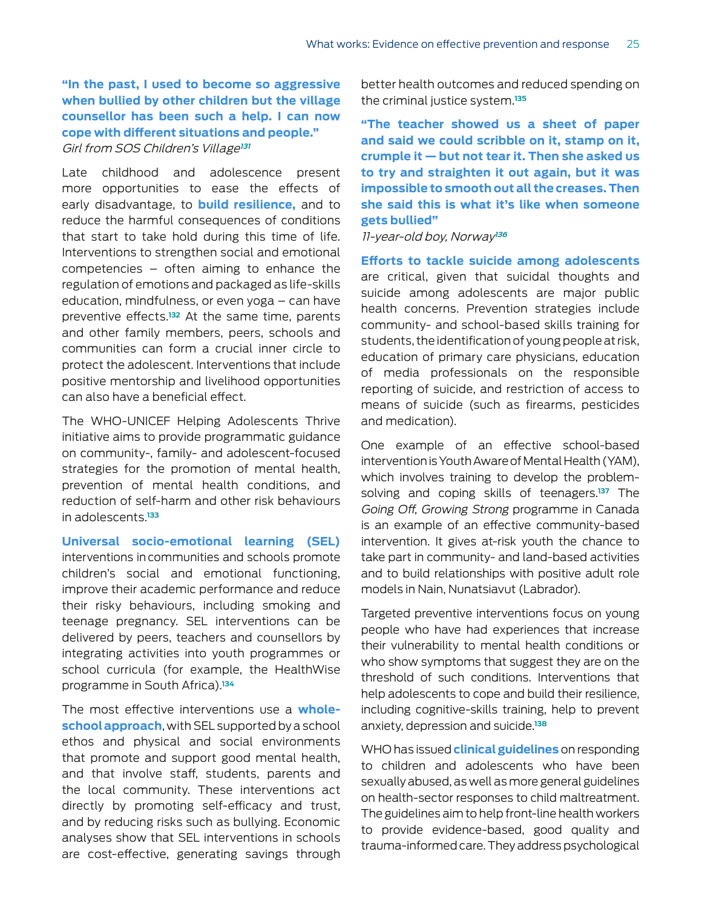**"In the past, I used to become so aggressive when bullied by other children but the village counsellor has been such a help. I can now cope with different situations and people."**
*Girl from SOS Children's Village[131]*

Late childhood and adolescence present more opportunities to ease the effects of early disadvantage, to **build resilience,** and to reduce the harmful consequences of conditions that start to take hold during this time of life. Interventions to strengthen social and emotional competencies – often aiming to enhance the regulation of emotions and packaged as life-skills education, mindfulness, or even yoga – can have preventive effects.[132] At the same time, parents and other family members, peers, schools and communities can form a crucial inner circle to protect the adolescent. Interventions that include positive mentorship and livelihood opportunities can also have a beneficial effect.

The WHO-UNICEF Helping Adolescents Thrive initiative aims to provide programmatic guidance on community-, family- and adolescent-focused strategies for the promotion of mental health, prevention of mental health conditions, and reduction of self-harm and other risk behaviours in adolescents.[133]

**Universal socio-emotional learning (SEL)** interventions in communities and schools promote children's social and emotional functioning, improve their academic performance and reduce their risky behaviours, including smoking and teenage pregnancy. SEL interventions can be delivered by peers, teachers and counsellors by integrating activities into youth programmes or school curricula (for example, the HealthWise programme in South Africa).[134]

The most effective interventions use a **whole-school approach**, with SEL supported by a school ethos and physical and social environments that promote and support good mental health, and that involve staff, students, parents and the local community. These interventions act directly by promoting self-efficacy and trust, and by reducing risks such as bullying. Economic analyses show that SEL interventions in schools are cost-effective, generating savings through better health outcomes and reduced spending on the criminal justice system.[135]

**"The teacher showed us a sheet of paper and said we could scribble on it, stamp on it, crumple it — but not tear it. Then she asked us to try and straighten it out again, but it was impossible to smooth out all the creases. Then she said this is what it's like when someone gets bullied"**
*11-year-old boy, Norway[136]*

**Efforts to tackle suicide among adolescents** are critical, given that suicidal thoughts and suicide among adolescents are major public health concerns. Prevention strategies include community- and school-based skills training for students, the identification of young people at risk, education of primary care physicians, education of media professionals on the responsible reporting of suicide, and restriction of access to means of suicide (such as firearms, pesticides and medication).

One example of an effective school-based intervention is Youth Aware of Mental Health (YAM), which involves training to develop the problem-solving and coping skills of teenagers.[137] The *Going Off, Growing Strong* programme in Canada is an example of an effective community-based intervention. It gives at-risk youth the chance to take part in community- and land-based activities and to build relationships with positive adult role models in Nain, Nunatsiavut (Labrador).

Targeted preventive interventions focus on young people who have had experiences that increase their vulnerability to mental health conditions or who show symptoms that suggest they are on the threshold of such conditions. Interventions that help adolescents to cope and build their resilience, including cognitive-skills training, help to prevent anxiety, depression and suicide.[138]

WHO has issued **clinical guidelines** on responding to children and adolescents who have been sexually abused, as well as more general guidelines on health-sector responses to child maltreatment. The guidelines aim to help front-line health workers to provide evidence-based, good quality and trauma-informed care. They address psychological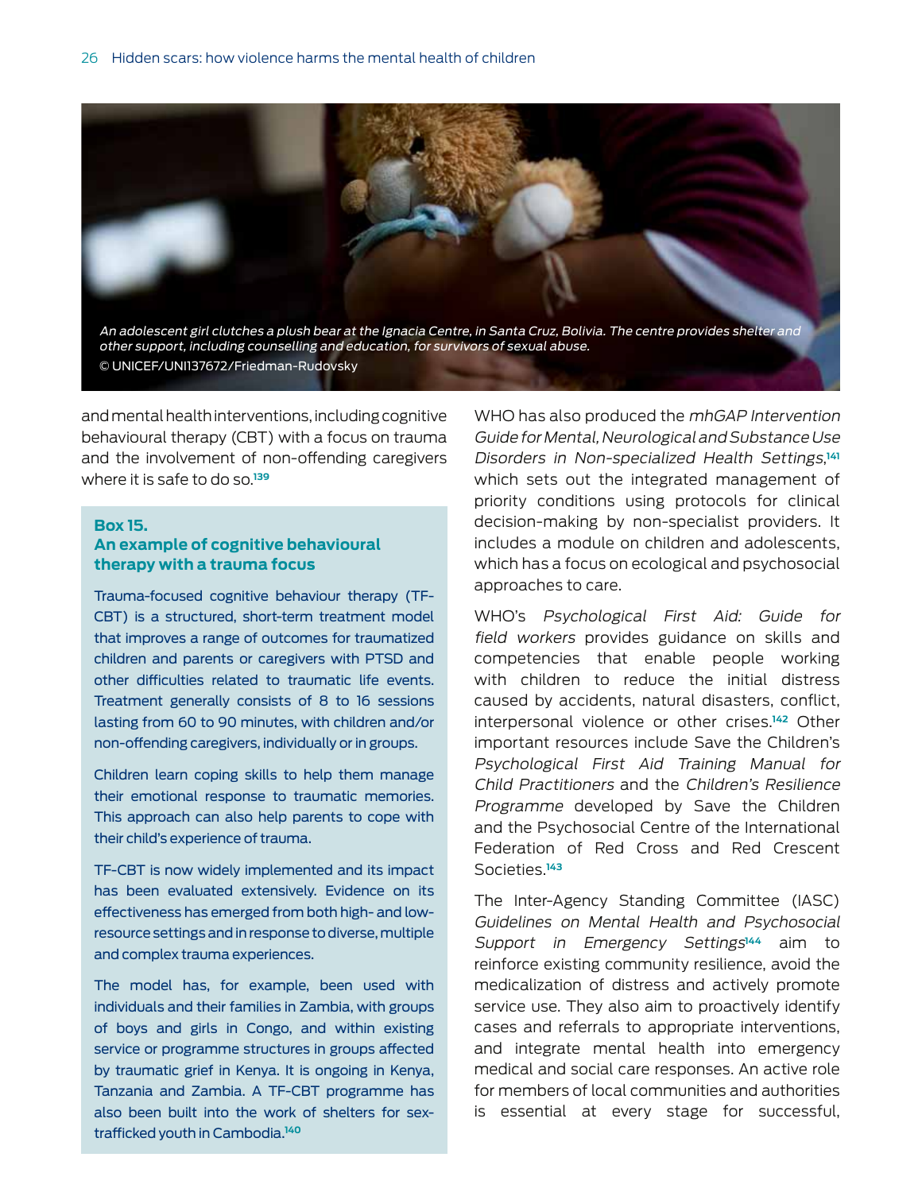An adolescent girl clutches a plush bear at the Ignacia Centre, in Santa Cruz, Bolivia. The centre provides shelter and other support, including counselling and education, for survivors of sexual abuse.
© UNICEF/UN137672/Friedman-Rudovsky

and mental health interventions, including cognitive behavioural therapy (CBT) with a focus on trauma and the involvement of non-offending caregivers where it is safe to do so.[139]

> **Box 15.**
> **An example of cognitive behavioural therapy with a trauma focus**
>
> Trauma-focused cognitive behaviour therapy (TF-CBT) is a structured, short-term treatment model that improves a range of outcomes for traumatized children and parents or caregivers with PTSD and other difficulties related to traumatic life events. Treatment generally consists of 8 to 16 sessions lasting from 60 to 90 minutes, with children and/or non-offending caregivers, individually or in groups.
>
> Children learn coping skills to help them manage their emotional response to traumatic memories. This approach can also help parents to cope with their child's experience of trauma.
>
> TF-CBT is now widely implemented and its impact has been evaluated extensively. Evidence on its effectiveness has emerged from both high- and low-resource settings and in response to diverse, multiple and complex trauma experiences.
>
> The model has, for example, been used with individuals and their families in Zambia, with groups of boys and girls in Congo, and within existing service or programme structures in groups affected by traumatic grief in Kenya. It is ongoing in Kenya, Tanzania and Zambia. A TF-CBT programme has also been built into the work of shelters for sex-trafficked youth in Cambodia.[140]

WHO has also produced the *mhGAP Intervention Guide for Mental, Neurological and Substance Use Disorders in Non-specialized Health Settings*,[141] which sets out the integrated management of priority conditions using protocols for clinical decision-making by non-specialist providers. It includes a module on children and adolescents, which has a focus on ecological and psychosocial approaches to care.

WHO's *Psychological First Aid: Guide for field workers* provides guidance on skills and competencies that enable people working with children to reduce the initial distress caused by accidents, natural disasters, conflict, interpersonal violence or other crises.[142] Other important resources include Save the Children's *Psychological First Aid Training Manual for Child Practitioners* and the *Children's Resilience Programme* developed by Save the Children and the Psychosocial Centre of the International Federation of Red Cross and Red Crescent Societies.[143]

The Inter-Agency Standing Committee (IASC) *Guidelines on Mental Health and Psychosocial Support in Emergency Settings*[144] aim to reinforce existing community resilience, avoid the medicalization of distress and actively promote service use. They also aim to proactively identify cases and referrals to appropriate interventions, and integrate mental health into emergency medical and social care responses. An active role for members of local communities and authorities is essential at every stage for successful,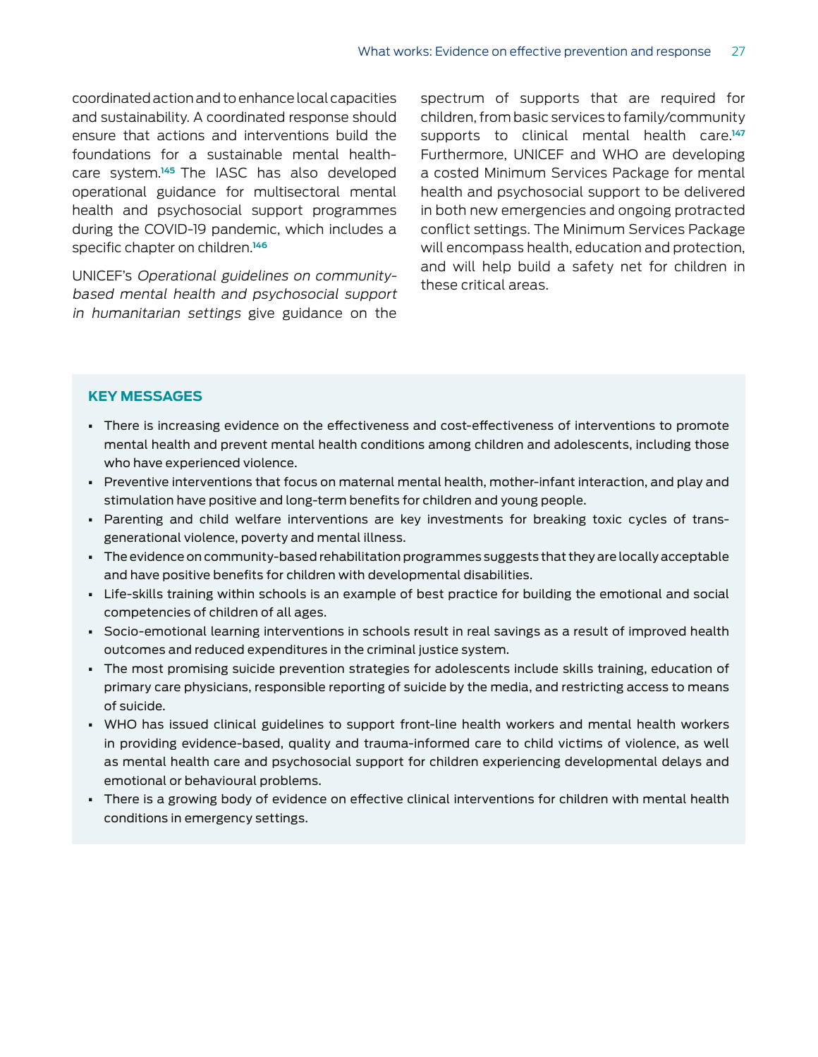coordinated action and to enhance local capacities and sustainability. A coordinated response should ensure that actions and interventions build the foundations for a sustainable mental health-care system.[145] The IASC has also developed operational guidance for multisectoral mental health and psychosocial support programmes during the COVID-19 pandemic, which includes a specific chapter on children.[146]

UNICEF's *Operational guidelines on community-based mental health and psychosocial support in humanitarian settings* give guidance on the spectrum of supports that are required for children, from basic services to family/community supports to clinical mental health care.[147] Furthermore, UNICEF and WHO are developing a costed Minimum Services Package for mental health and psychosocial support to be delivered in both new emergencies and ongoing protracted conflict settings. The Minimum Services Package will encompass health, education and protection, and will help build a safety net for children in these critical areas.

## KEY MESSAGES

- There is increasing evidence on the effectiveness and cost-effectiveness of interventions to promote mental health and prevent mental health conditions among children and adolescents, including those who have experienced violence.
- Preventive interventions that focus on maternal mental health, mother-infant interaction, and play and stimulation have positive and long-term benefits for children and young people.
- Parenting and child welfare interventions are key investments for breaking toxic cycles of trans-generational violence, poverty and mental illness.
- The evidence on community-based rehabilitation programmes suggests that they are locally acceptable and have positive benefits for children with developmental disabilities.
- Life-skills training within schools is an example of best practice for building the emotional and social competencies of children of all ages.
- Socio-emotional learning interventions in schools result in real savings as a result of improved health outcomes and reduced expenditures in the criminal justice system.
- The most promising suicide prevention strategies for adolescents include skills training, education of primary care physicians, responsible reporting of suicide by the media, and restricting access to means of suicide.
- WHO has issued clinical guidelines to support front-line health workers and mental health workers in providing evidence-based, quality and trauma-informed care to child victims of violence, as well as mental health care and psychosocial support for children experiencing developmental delays and emotional or behavioural problems.
- There is a growing body of evidence on effective clinical interventions for children with mental health conditions in emergency settings.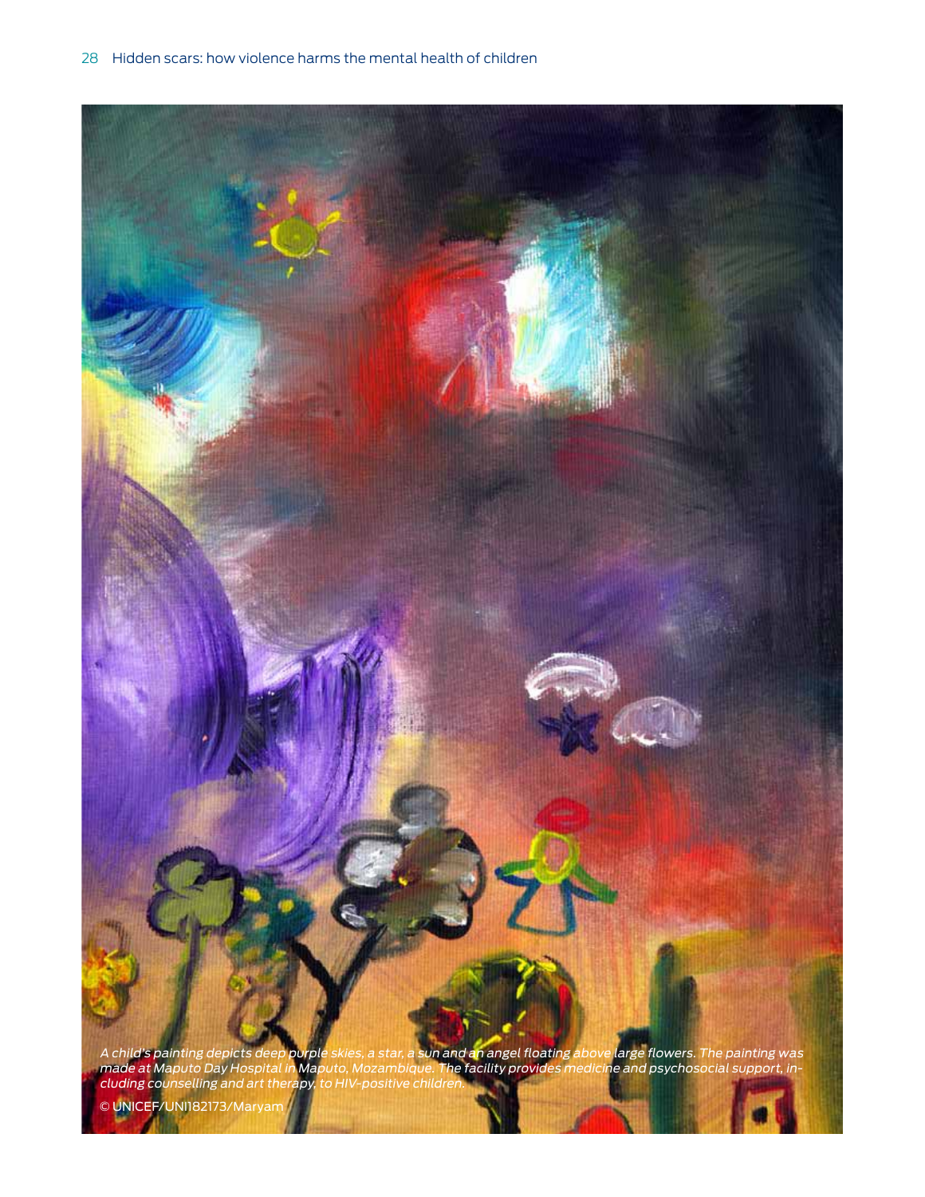*A child's painting depicts deep purple skies, a star, a sun and an angel floating above large flowers. The painting was made at Maputo Day Hospital in Maputo, Mozambique. The facility provides medicine and psychosocial support, including counselling and art therapy, to HIV-positive children.*

© UNICEF/UNI182173/Maryam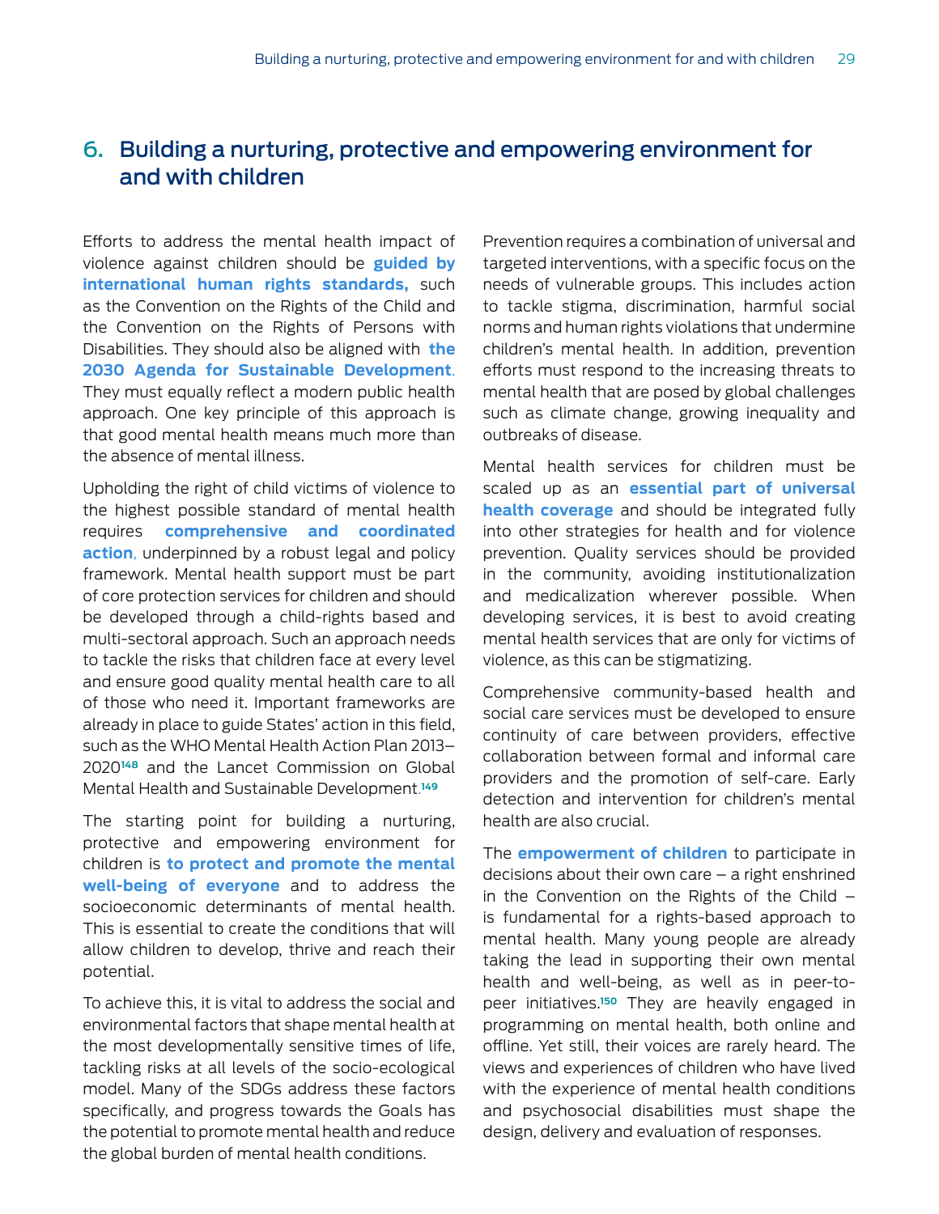## 6. Building a nurturing, protective and empowering environment for and with children

Efforts to address the mental health impact of violence against children should be **guided by international human rights standards,** such as the Convention on the Rights of the Child and the Convention on the Rights of Persons with Disabilities. They should also be aligned with **the 2030 Agenda for Sustainable Development**. They must equally reflect a modern public health approach. One key principle of this approach is that good mental health means much more than the absence of mental illness.

Upholding the right of child victims of violence to the highest possible standard of mental health requires **comprehensive and coordinated action**, underpinned by a robust legal and policy framework. Mental health support must be part of core protection services for children and should be developed through a child-rights based and multi-sectoral approach. Such an approach needs to tackle the risks that children face at every level and ensure good quality mental health care to all of those who need it. Important frameworks are already in place to guide States' action in this field, such as the WHO Mental Health Action Plan 2013–2020[148] and the Lancet Commission on Global Mental Health and Sustainable Development.[149]

The starting point for building a nurturing, protective and empowering environment for children is **to protect and promote the mental well-being of everyone** and to address the socioeconomic determinants of mental health. This is essential to create the conditions that will allow children to develop, thrive and reach their potential.

To achieve this, it is vital to address the social and environmental factors that shape mental health at the most developmentally sensitive times of life, tackling risks at all levels of the socio-ecological model. Many of the SDGs address these factors specifically, and progress towards the Goals has the potential to promote mental health and reduce the global burden of mental health conditions.

Prevention requires a combination of universal and targeted interventions, with a specific focus on the needs of vulnerable groups. This includes action to tackle stigma, discrimination, harmful social norms and human rights violations that undermine children's mental health. In addition, prevention efforts must respond to the increasing threats to mental health that are posed by global challenges such as climate change, growing inequality and outbreaks of disease.

Mental health services for children must be scaled up as an **essential part of universal health coverage** and should be integrated fully into other strategies for health and for violence prevention. Quality services should be provided in the community, avoiding institutionalization and medicalization wherever possible. When developing services, it is best to avoid creating mental health services that are only for victims of violence, as this can be stigmatizing.

Comprehensive community-based health and social care services must be developed to ensure continuity of care between providers, effective collaboration between formal and informal care providers and the promotion of self-care. Early detection and intervention for children's mental health are also crucial.

The **empowerment of children** to participate in decisions about their own care – a right enshrined in the Convention on the Rights of the Child – is fundamental for a rights-based approach to mental health. Many young people are already taking the lead in supporting their own mental health and well-being, as well as in peer-to-peer initiatives.[150] They are heavily engaged in programming on mental health, both online and offline. Yet still, their voices are rarely heard. The views and experiences of children who have lived with the experience of mental health conditions and psychosocial disabilities must shape the design, delivery and evaluation of responses.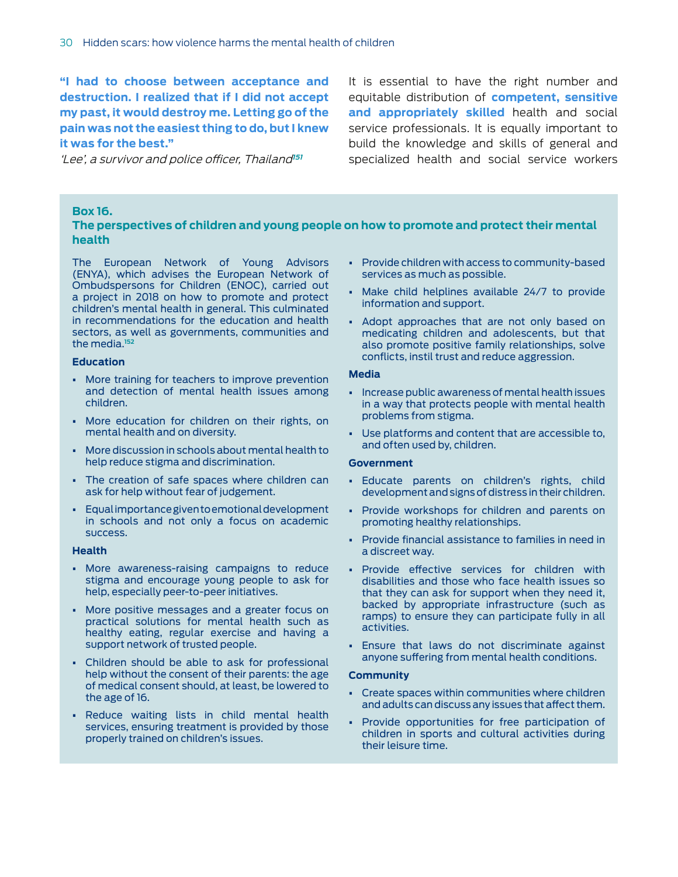**"I had to choose between acceptance and destruction. I realized that if I did not accept my past, it would destroy me. Letting go of the pain was not the easiest thing to do, but I knew it was for the best."**

*'Lee', a survivor and police officer, Thailand*[151]

It is essential to have the right number and equitable distribution of **competent, sensitive and appropriately skilled** health and social service professionals. It is equally important to build the knowledge and skills of general and specialized health and social service workers

### Box 16.
### The perspectives of children and young people on how to promote and protect their mental health

The European Network of Young Advisors (ENYA), which advises the European Network of Ombudspersons for Children (ENOC), carried out a project in 2018 on how to promote and protect children's mental health in general. This culminated in recommendations for the education and health sectors, as well as governments, communities and the media.[152]

**Education**

- More training for teachers to improve prevention and detection of mental health issues among children.
- More education for children on their rights, on mental health and on diversity.
- More discussion in schools about mental health to help reduce stigma and discrimination.
- The creation of safe spaces where children can ask for help without fear of judgement.
- Equal importance given to emotional development in schools and not only a focus on academic success.

**Health**

- More awareness-raising campaigns to reduce stigma and encourage young people to ask for help, especially peer-to-peer initiatives.
- More positive messages and a greater focus on practical solutions for mental health such as healthy eating, regular exercise and having a support network of trusted people.
- Children should be able to ask for professional help without the consent of their parents: the age of medical consent should, at least, be lowered to the age of 16.
- Reduce waiting lists in child mental health services, ensuring treatment is provided by those properly trained on children's issues.
- Provide children with access to community-based services as much as possible.
- Make child helplines available 24/7 to provide information and support.
- Adopt approaches that are not only based on medicating children and adolescents, but that also promote positive family relationships, solve conflicts, instil trust and reduce aggression.

**Media**

- Increase public awareness of mental health issues in a way that protects people with mental health problems from stigma.
- Use platforms and content that are accessible to, and often used by, children.

**Government**

- Educate parents on children's rights, child development and signs of distress in their children.
- Provide workshops for children and parents on promoting healthy relationships.
- Provide financial assistance to families in need in a discreet way.
- Provide effective services for children with disabilities and those who face health issues so that they can ask for support when they need it, backed by appropriate infrastructure (such as ramps) to ensure they can participate fully in all activities.
- Ensure that laws do not discriminate against anyone suffering from mental health conditions.

**Community**

- Create spaces within communities where children and adults can discuss any issues that affect them.
- Provide opportunities for free participation of children in sports and cultural activities during their leisure time.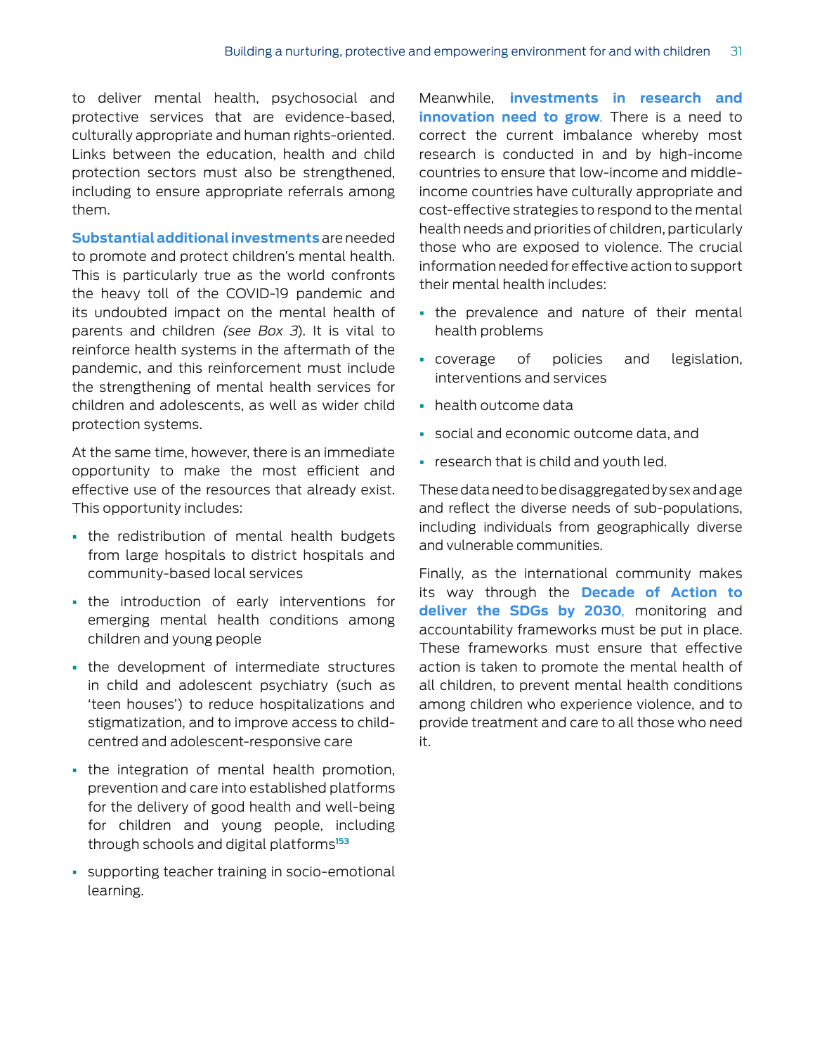to deliver mental health, psychosocial and protective services that are evidence-based, culturally appropriate and human rights-oriented. Links between the education, health and child protection sectors must also be strengthened, including to ensure appropriate referrals among them.

**Substantial additional investments** are needed to promote and protect children's mental health. This is particularly true as the world confronts the heavy toll of the COVID-19 pandemic and its undoubted impact on the mental health of parents and children *(see Box 3)*. It is vital to reinforce health systems in the aftermath of the pandemic, and this reinforcement must include the strengthening of mental health services for children and adolescents, as well as wider child protection systems.

At the same time, however, there is an immediate opportunity to make the most efficient and effective use of the resources that already exist. This opportunity includes:

- the redistribution of mental health budgets from large hospitals to district hospitals and community-based local services
- the introduction of early interventions for emerging mental health conditions among children and young people
- the development of intermediate structures in child and adolescent psychiatry (such as 'teen houses') to reduce hospitalizations and stigmatization, and to improve access to child-centred and adolescent-responsive care
- the integration of mental health promotion, prevention and care into established platforms for the delivery of good health and well-being for children and young people, including through schools and digital platforms[153]
- supporting teacher training in socio-emotional learning.

Meanwhile, **investments in research and innovation need to grow**. There is a need to correct the current imbalance whereby most research is conducted in and by high-income countries to ensure that low-income and middle-income countries have culturally appropriate and cost-effective strategies to respond to the mental health needs and priorities of children, particularly those who are exposed to violence. The crucial information needed for effective action to support their mental health includes:

- the prevalence and nature of their mental health problems
- coverage of policies and legislation, interventions and services
- health outcome data
- social and economic outcome data, and
- research that is child and youth led.

These data need to be disaggregated by sex and age and reflect the diverse needs of sub-populations, including individuals from geographically diverse and vulnerable communities.

Finally, as the international community makes its way through the **Decade of Action to deliver the SDGs by 2030**, monitoring and accountability frameworks must be put in place. These frameworks must ensure that effective action is taken to promote the mental health of all children, to prevent mental health conditions among children who experience violence, and to provide treatment and care to all those who need it.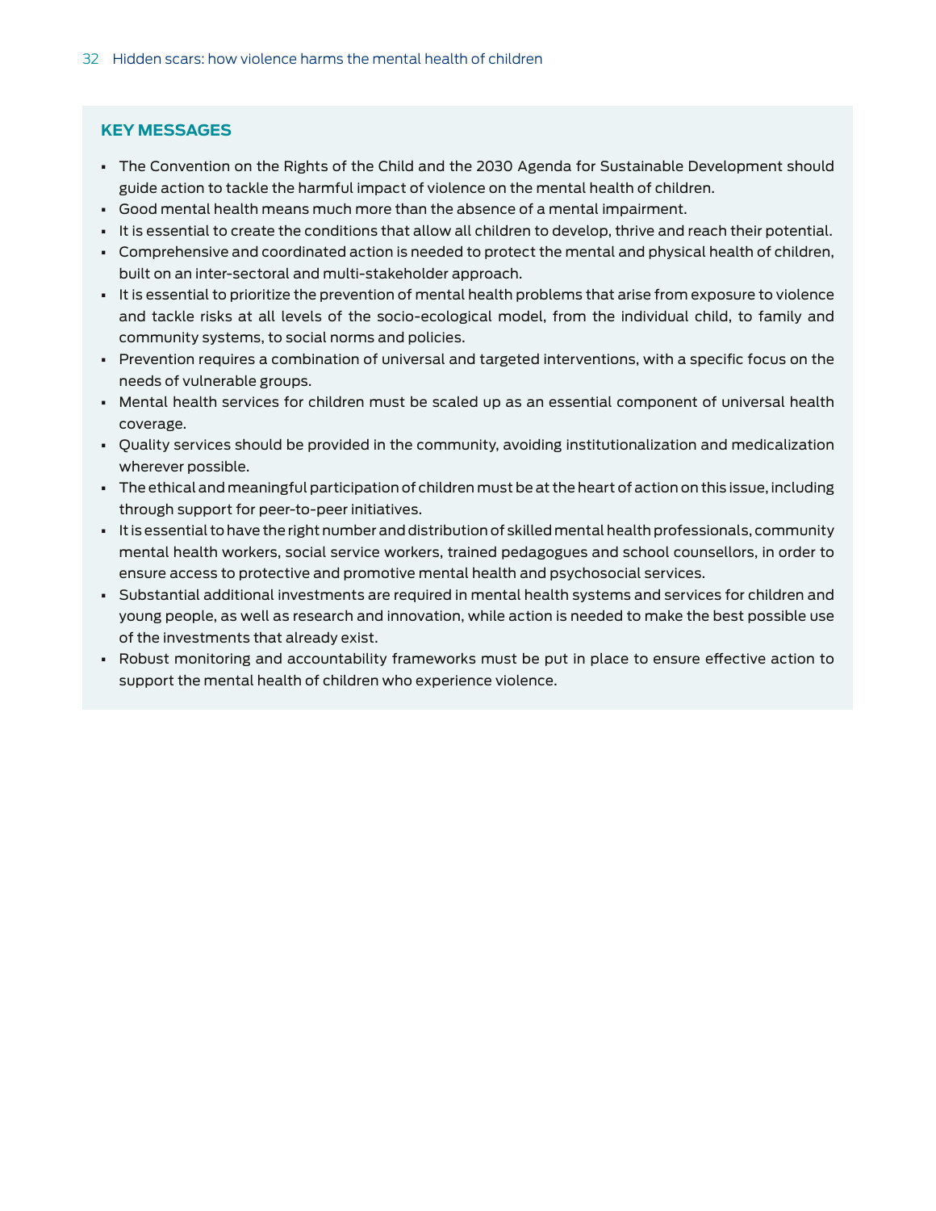## KEY MESSAGES

- The Convention on the Rights of the Child and the 2030 Agenda for Sustainable Development should guide action to tackle the harmful impact of violence on the mental health of children.
- Good mental health means much more than the absence of a mental impairment.
- It is essential to create the conditions that allow all children to develop, thrive and reach their potential.
- Comprehensive and coordinated action is needed to protect the mental and physical health of children, built on an inter-sectoral and multi-stakeholder approach.
- It is essential to prioritize the prevention of mental health problems that arise from exposure to violence and tackle risks at all levels of the socio-ecological model, from the individual child, to family and community systems, to social norms and policies.
- Prevention requires a combination of universal and targeted interventions, with a specific focus on the needs of vulnerable groups.
- Mental health services for children must be scaled up as an essential component of universal health coverage.
- Quality services should be provided in the community, avoiding institutionalization and medicalization wherever possible.
- The ethical and meaningful participation of children must be at the heart of action on this issue, including through support for peer-to-peer initiatives.
- It is essential to have the right number and distribution of skilled mental health professionals, community mental health workers, social service workers, trained pedagogues and school counsellors, in order to ensure access to protective and promotive mental health and psychosocial services.
- Substantial additional investments are required in mental health systems and services for children and young people, as well as research and innovation, while action is needed to make the best possible use of the investments that already exist.
- Robust monitoring and accountability frameworks must be put in place to ensure effective action to support the mental health of children who experience violence.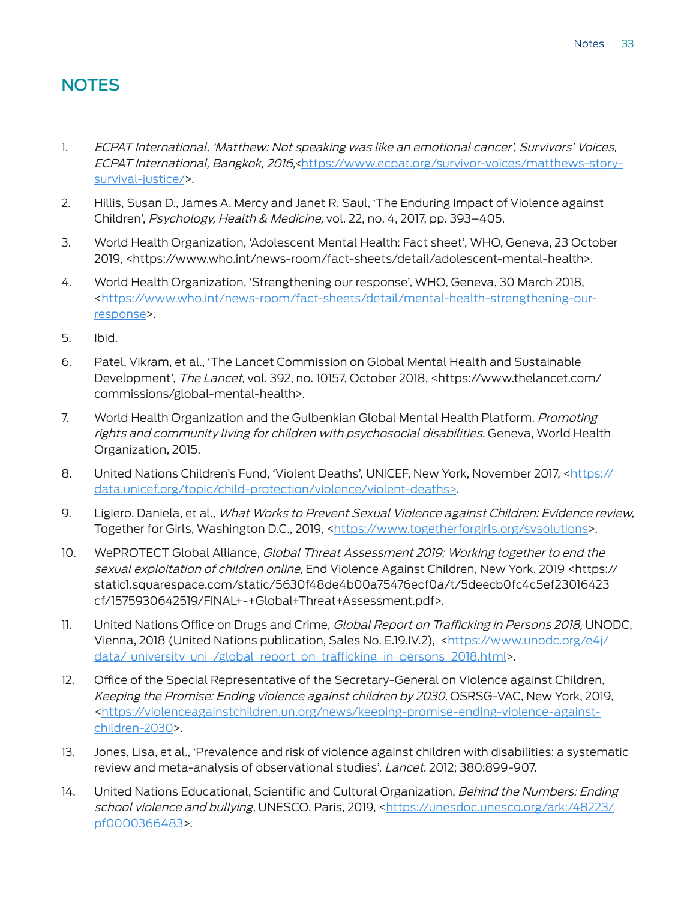# NOTES

1. *ECPAT International, 'Matthew: Not speaking was like an emotional cancer', Survivors' Voices, ECPAT International, Bangkok, 2016,*<https://www.ecpat.org/survivor-voices/matthews-story-survival-justice/>.
2. Hillis, Susan D., James A. Mercy and Janet R. Saul, 'The Enduring Impact of Violence against Children', *Psychology, Health & Medicine,* vol. 22, no. 4, 2017, pp. 393–405.
3. World Health Organization, 'Adolescent Mental Health: Fact sheet', WHO, Geneva, 23 October 2019, <https://www.who.int/news-room/fact-sheets/detail/adolescent-mental-health>.
4. World Health Organization, 'Strengthening our response', WHO, Geneva, 30 March 2018, <https://www.who.int/news-room/fact-sheets/detail/mental-health-strengthening-our-response>.
5. Ibid.
6. Patel, Vikram, et al., 'The Lancet Commission on Global Mental Health and Sustainable Development', *The Lancet,* vol. 392, no. 10157, October 2018, <https://www.thelancet.com/commissions/global-mental-health>.
7. World Health Organization and the Gulbenkian Global Mental Health Platform. *Promoting rights and community living for children with psychosocial disabilities.* Geneva, World Health Organization, 2015.
8. United Nations Children's Fund, 'Violent Deaths', UNICEF, New York, November 2017, <https://data.unicef.org/topic/child-protection/violence/violent-deaths>.
9. Ligiero, Daniela, et al., *What Works to Prevent Sexual Violence against Children: Evidence review,* Together for Girls, Washington D.C., 2019, <https://www.togetherforgirls.org/svsolutions>.
10. WePROTECT Global Alliance, *Global Threat Assessment 2019: Working together to end the sexual exploitation of children online,* End Violence Against Children, New York, 2019 <https://static1.squarespace.com/static/5630f48de4b00a75476ecf0a/t/5deecb0fc4c5ef23016423cf/1575930642519/FINAL+-+Global+Threat+Assessment.pdf>.
11. United Nations Office on Drugs and Crime, *Global Report on Trafficking in Persons 2018,* UNODC, Vienna, 2018 (United Nations publication, Sales No. E.19.IV.2), <https://www.unodc.org/e4j/data/_university_uni_/global_report_on_trafficking_in_persons_2018.html>.
12. Office of the Special Representative of the Secretary-General on Violence against Children, *Keeping the Promise: Ending violence against children by 2030,* OSRSG-VAC, New York, 2019, <https://violenceagainstchildren.un.org/news/keeping-promise-ending-violence-against-children-2030>.
13. Jones, Lisa, et al., 'Prevalence and risk of violence against children with disabilities: a systematic review and meta-analysis of observational studies'. *Lancet.* 2012; 380:899-907.
14. United Nations Educational, Scientific and Cultural Organization, *Behind the Numbers: Ending school violence and bullying,* UNESCO, Paris, 2019, <https://unesdoc.unesco.org/ark:/48223/pf0000366483>.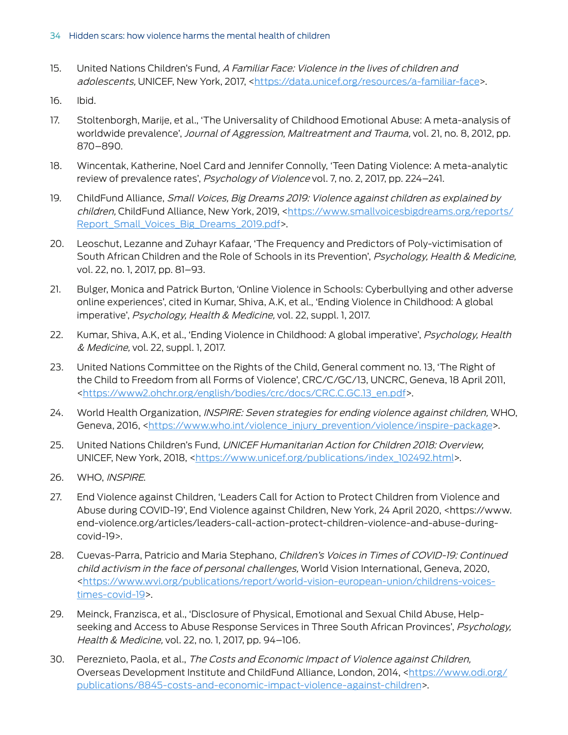15. United Nations Children's Fund, *A Familiar Face: Violence in the lives of children and adolescents,* UNICEF, New York, 2017, <https://data.unicef.org/resources/a-familiar-face>.

16. Ibid.

17. Stoltenborgh, Marije, et al., 'The Universality of Childhood Emotional Abuse: A meta-analysis of worldwide prevalence', *Journal of Aggression, Maltreatment and Trauma,* vol. 21, no. 8, 2012, pp. 870–890.

18. Wincentak, Katherine, Noel Card and Jennifer Connolly, 'Teen Dating Violence: A meta-analytic review of prevalence rates', *Psychology of Violence* vol. 7, no. 2, 2017, pp. 224–241.

19. ChildFund Alliance, *Small Voices, Big Dreams 2019: Violence against children as explained by children,* ChildFund Alliance, New York, 2019, <https://www.smallvoicesbigdreams.org/reports/Report_Small_Voices_Big_Dreams_2019.pdf>.

20. Leoschut, Lezanne and Zuhayr Kafaar, 'The Frequency and Predictors of Poly-victimisation of South African Children and the Role of Schools in its Prevention', *Psychology, Health & Medicine,* vol. 22, no. 1, 2017, pp. 81–93.

21. Bulger, Monica and Patrick Burton, 'Online Violence in Schools: Cyberbullying and other adverse online experiences', cited in Kumar, Shiva, A.K, et al., 'Ending Violence in Childhood: A global imperative', *Psychology, Health & Medicine,* vol. 22, suppl. 1, 2017.

22. Kumar, Shiva, A.K, et al., 'Ending Violence in Childhood: A global imperative', *Psychology, Health & Medicine,* vol. 22, suppl. 1, 2017.

23. United Nations Committee on the Rights of the Child, General comment no. 13, 'The Right of the Child to Freedom from all Forms of Violence', CRC/C/GC/13, UNCRC, Geneva, 18 April 2011, <https://www2.ohchr.org/english/bodies/crc/docs/CRC.C.GC.13_en.pdf>.

24. World Health Organization, *INSPIRE: Seven strategies for ending violence against children,* WHO, Geneva, 2016, <https://www.who.int/violence_injury_prevention/violence/inspire-package>.

25. United Nations Children's Fund, *UNICEF Humanitarian Action for Children 2018: Overview,* UNICEF, New York, 2018, <https://www.unicef.org/publications/index_102492.html>.

26. WHO, *INSPIRE.*

27. End Violence against Children, 'Leaders Call for Action to Protect Children from Violence and Abuse during COVID-19', End Violence against Children, New York, 24 April 2020, <https://www.end-violence.org/articles/leaders-call-action-protect-children-violence-and-abuse-during-covid-19>.

28. Cuevas-Parra, Patricio and Maria Stephano, *Children's Voices in Times of COVID-19: Continued child activism in the face of personal challenges,* World Vision International, Geneva, 2020, <https://www.wvi.org/publications/report/world-vision-european-union/childrens-voices-times-covid-19>.

29. Meinck, Franzisca, et al., 'Disclosure of Physical, Emotional and Sexual Child Abuse, Help-seeking and Access to Abuse Response Services in Three South African Provinces', *Psychology, Health & Medicine,* vol. 22, no. 1, 2017, pp. 94–106.

30. Pereznieto, Paola, et al., *The Costs and Economic Impact of Violence against Children,* Overseas Development Institute and ChildFund Alliance, London, 2014, <https://www.odi.org/publications/8845-costs-and-economic-impact-violence-against-children>.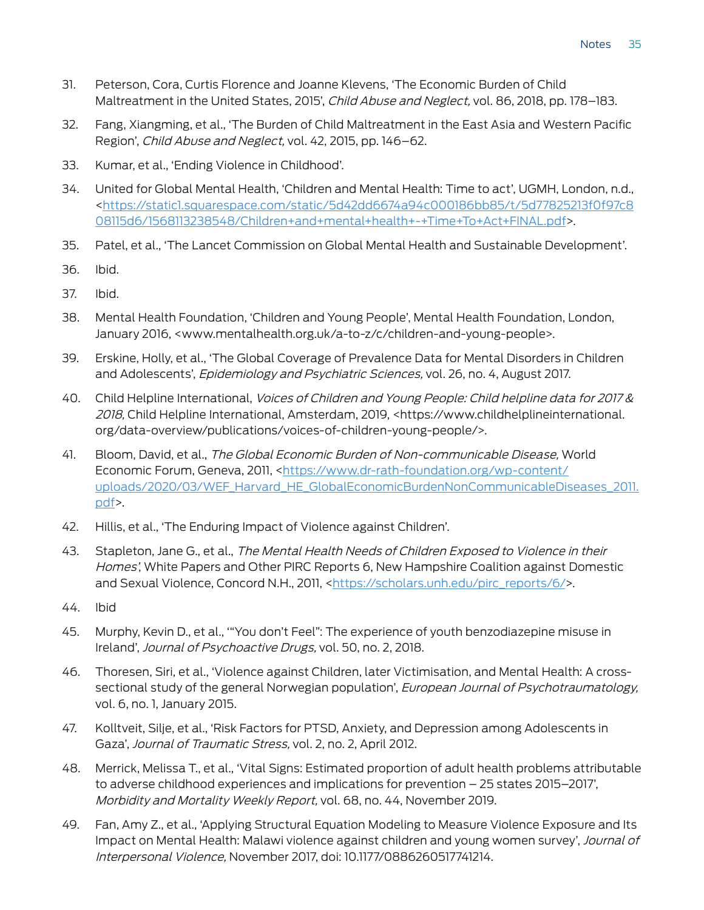31. Peterson, Cora, Curtis Florence and Joanne Klevens, 'The Economic Burden of Child Maltreatment in the United States, 2015', *Child Abuse and Neglect,* vol. 86, 2018, pp. 178–183.

32. Fang, Xiangming, et al., 'The Burden of Child Maltreatment in the East Asia and Western Pacific Region', *Child Abuse and Neglect,* vol. 42, 2015, pp. 146–62.

33. Kumar, et al., 'Ending Violence in Childhood'.

34. United for Global Mental Health, 'Children and Mental Health: Time to act', UGMH, London, n.d., <https://static1.squarespace.com/static/5d42dd6674a94c000186bb85/t/5d77825213f0f97c808115d6/1568113238548/Children+and+mental+health+-+Time+To+Act+FINAL.pdf>.

35. Patel, et al., 'The Lancet Commission on Global Mental Health and Sustainable Development'.

36. Ibid.

37. Ibid.

38. Mental Health Foundation, 'Children and Young People', Mental Health Foundation, London, January 2016, <www.mentalhealth.org.uk/a-to-z/c/children-and-young-people>.

39. Erskine, Holly, et al., 'The Global Coverage of Prevalence Data for Mental Disorders in Children and Adolescents', *Epidemiology and Psychiatric Sciences,* vol. 26, no. 4, August 2017.

40. Child Helpline International, *Voices of Children and Young People: Child helpline data for 2017 & 2018,* Child Helpline International, Amsterdam, 2019, <https://www.childhelplineinternational.org/data-overview/publications/voices-of-children-young-people/>.

41. Bloom, David, et al., *The Global Economic Burden of Non-communicable Disease,* World Economic Forum, Geneva, 2011, <https://www.dr-rath-foundation.org/wp-content/uploads/2020/03/WEF_Harvard_HE_GlobalEconomicBurdenNonCommunicableDiseases_2011.pdf>.

42. Hillis, et al., 'The Enduring Impact of Violence against Children'.

43. Stapleton, Jane G., et al., *The Mental Health Needs of Children Exposed to Violence in their Homes',* White Papers and Other PIRC Reports 6, New Hampshire Coalition against Domestic and Sexual Violence, Concord N.H., 2011, <https://scholars.unh.edu/pirc_reports/6/>.

44. Ibid

45. Murphy, Kevin D., et al., '"You don't Feel": The experience of youth benzodiazepine misuse in Ireland', *Journal of Psychoactive Drugs,* vol. 50, no. 2, 2018.

46. Thoresen, Siri, et al., 'Violence against Children, later Victimisation, and Mental Health: A cross-sectional study of the general Norwegian population', *European Journal of Psychotraumatology,* vol. 6, no. 1, January 2015.

47. Kolltveit, Silje, et al., 'Risk Factors for PTSD, Anxiety, and Depression among Adolescents in Gaza', *Journal of Traumatic Stress,* vol. 2, no. 2, April 2012.

48. Merrick, Melissa T., et al., 'Vital Signs: Estimated proportion of adult health problems attributable to adverse childhood experiences and implications for prevention – 25 states 2015–2017', *Morbidity and Mortality Weekly Report,* vol. 68, no. 44, November 2019.

49. Fan, Amy Z., et al., 'Applying Structural Equation Modeling to Measure Violence Exposure and Its Impact on Mental Health: Malawi violence against children and young women survey', *Journal of Interpersonal Violence,* November 2017, doi: 10.1177/0886260517741214.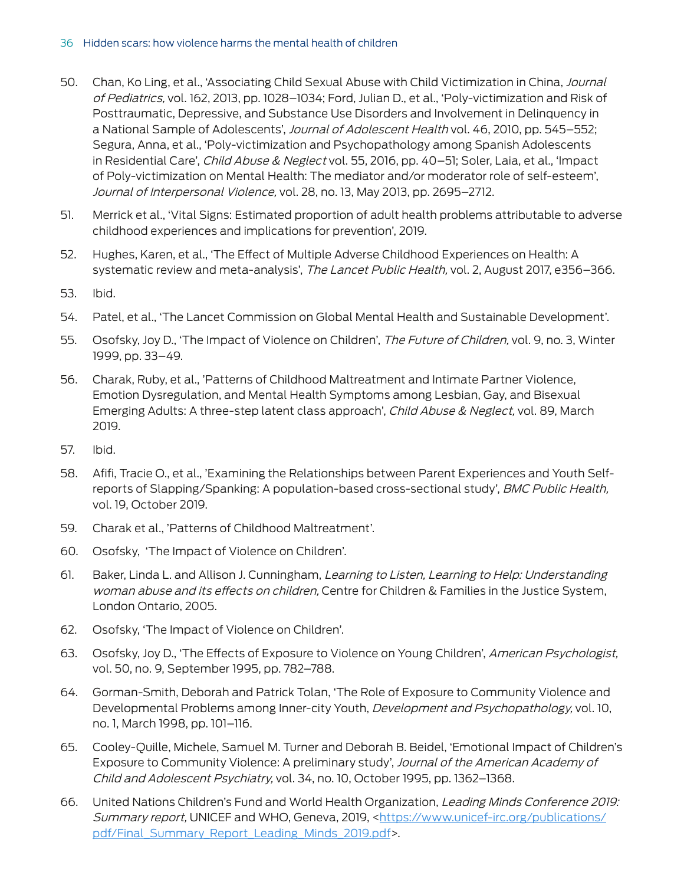50. Chan, Ko Ling, et al., 'Associating Child Sexual Abuse with Child Victimization in China, *Journal of Pediatrics,* vol. 162, 2013, pp. 1028–1034; Ford, Julian D., et al., 'Poly-victimization and Risk of Posttraumatic, Depressive, and Substance Use Disorders and Involvement in Delinquency in a National Sample of Adolescents', *Journal of Adolescent Health* vol. 46, 2010, pp. 545–552; Segura, Anna, et al., 'Poly-victimization and Psychopathology among Spanish Adolescents in Residential Care', *Child Abuse & Neglect* vol. 55, 2016, pp. 40–51; Soler, Laia, et al., 'Impact of Poly-victimization on Mental Health: The mediator and/or moderator role of self-esteem', *Journal of Interpersonal Violence,* vol. 28, no. 13, May 2013, pp. 2695–2712.

51. Merrick et al., 'Vital Signs: Estimated proportion of adult health problems attributable to adverse childhood experiences and implications for prevention', 2019.

52. Hughes, Karen, et al., 'The Effect of Multiple Adverse Childhood Experiences on Health: A systematic review and meta-analysis', *The Lancet Public Health,* vol. 2, August 2017, e356–366.

53. Ibid.

54. Patel, et al., 'The Lancet Commission on Global Mental Health and Sustainable Development'.

55. Osofsky, Joy D., 'The Impact of Violence on Children', *The Future of Children,* vol. 9, no. 3, Winter 1999, pp. 33–49.

56. Charak, Ruby, et al., 'Patterns of Childhood Maltreatment and Intimate Partner Violence, Emotion Dysregulation, and Mental Health Symptoms among Lesbian, Gay, and Bisexual Emerging Adults: A three-step latent class approach', *Child Abuse & Neglect,* vol. 89, March 2019.

57. Ibid.

58. Afifi, Tracie O., et al., 'Examining the Relationships between Parent Experiences and Youth Self-reports of Slapping/Spanking: A population-based cross-sectional study', *BMC Public Health,* vol. 19, October 2019.

59. Charak et al., 'Patterns of Childhood Maltreatment'.

60. Osofsky, 'The Impact of Violence on Children'.

61. Baker, Linda L. and Allison J. Cunningham, *Learning to Listen, Learning to Help: Understanding woman abuse and its effects on children,* Centre for Children & Families in the Justice System, London Ontario, 2005.

62. Osofsky, 'The Impact of Violence on Children'.

63. Osofsky, Joy D., 'The Effects of Exposure to Violence on Young Children', *American Psychologist,* vol. 50, no. 9, September 1995, pp. 782–788.

64. Gorman-Smith, Deborah and Patrick Tolan, 'The Role of Exposure to Community Violence and Developmental Problems among Inner-city Youth, *Development and Psychopathology,* vol. 10, no. 1, March 1998, pp. 101–116.

65. Cooley-Quille, Michele, Samuel M. Turner and Deborah B. Beidel, 'Emotional Impact of Children's Exposure to Community Violence: A preliminary study', *Journal of the American Academy of Child and Adolescent Psychiatry,* vol. 34, no. 10, October 1995, pp. 1362–1368.

66. United Nations Children's Fund and World Health Organization, *Leading Minds Conference 2019: Summary report,* UNICEF and WHO, Geneva, 2019, <https://www.unicef-irc.org/publications/pdf/Final_Summary_Report_Leading_Minds_2019.pdf>.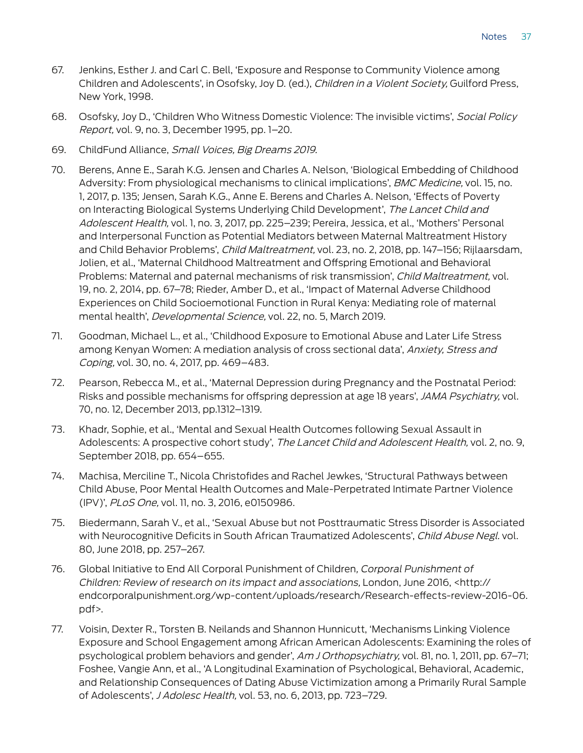67. Jenkins, Esther J. and Carl C. Bell, 'Exposure and Response to Community Violence among Children and Adolescents', in Osofsky, Joy D. (ed.), *Children in a Violent Society,* Guilford Press, New York, 1998.

68. Osofsky, Joy D., 'Children Who Witness Domestic Violence: The invisible victims', *Social Policy Report,* vol. 9, no. 3, December 1995, pp. 1–20.

69. ChildFund Alliance, *Small Voices, Big Dreams 2019.*

70. Berens, Anne E., Sarah K.G. Jensen and Charles A. Nelson, 'Biological Embedding of Childhood Adversity: From physiological mechanisms to clinical implications', *BMC Medicine,* vol. 15, no. 1, 2017, p. 135; Jensen, Sarah K.G., Anne E. Berens and Charles A. Nelson, 'Effects of Poverty on Interacting Biological Systems Underlying Child Development', *The Lancet Child and Adolescent Health,* vol. 1, no. 3, 2017, pp. 225–239; Pereira, Jessica, et al., 'Mothers' Personal and Interpersonal Function as Potential Mediators between Maternal Maltreatment History and Child Behavior Problems', *Child Maltreatment,* vol. 23, no. 2, 2018, pp. 147–156; Rijlaarsdam, Jolien, et al., 'Maternal Childhood Maltreatment and Offspring Emotional and Behavioral Problems: Maternal and paternal mechanisms of risk transmission', *Child Maltreatment,* vol. 19, no. 2, 2014, pp. 67–78; Rieder, Amber D., et al., 'Impact of Maternal Adverse Childhood Experiences on Child Socioemotional Function in Rural Kenya: Mediating role of maternal mental health', *Developmental Science,* vol. 22, no. 5, March 2019.

71. Goodman, Michael L., et al., 'Childhood Exposure to Emotional Abuse and Later Life Stress among Kenyan Women: A mediation analysis of cross sectional data', *Anxiety, Stress and Coping,* vol. 30, no. 4, 2017, pp. 469–483.

72. Pearson, Rebecca M., et al., 'Maternal Depression during Pregnancy and the Postnatal Period: Risks and possible mechanisms for offspring depression at age 18 years', *JAMA Psychiatry,* vol. 70, no. 12, December 2013, pp.1312–1319.

73. Khadr, Sophie, et al., 'Mental and Sexual Health Outcomes following Sexual Assault in Adolescents: A prospective cohort study', *The Lancet Child and Adolescent Health,* vol. 2, no. 9, September 2018, pp. 654–655.

74. Machisa, Merciline T., Nicola Christofides and Rachel Jewkes, 'Structural Pathways between Child Abuse, Poor Mental Health Outcomes and Male-Perpetrated Intimate Partner Violence (IPV)', *PLoS One,* vol. 11, no. 3, 2016, e0150986.

75. Biedermann, Sarah V., et al., 'Sexual Abuse but not Posttraumatic Stress Disorder is Associated with Neurocognitive Deficits in South African Traumatized Adolescents', *Child Abuse Negl.* vol. 80, June 2018, pp. 257–267.

76. Global Initiative to End All Corporal Punishment of Children, *Corporal Punishment of Children: Review of research on its impact and associations,* London, June 2016, <http://endcorporalpunishment.org/wp-content/uploads/research/Research-effects-review-2016-06.pdf>.

77. Voisin, Dexter R., Torsten B. Neilands and Shannon Hunnicutt, 'Mechanisms Linking Violence Exposure and School Engagement among African American Adolescents: Examining the roles of psychological problem behaviors and gender', *Am J Orthopsychiatry,* vol. 81, no. 1, 2011, pp. 67–71; Foshee, Vangie Ann, et al., 'A Longitudinal Examination of Psychological, Behavioral, Academic, and Relationship Consequences of Dating Abuse Victimization among a Primarily Rural Sample of Adolescents', *J Adolesc Health,* vol. 53, no. 6, 2013, pp. 723–729.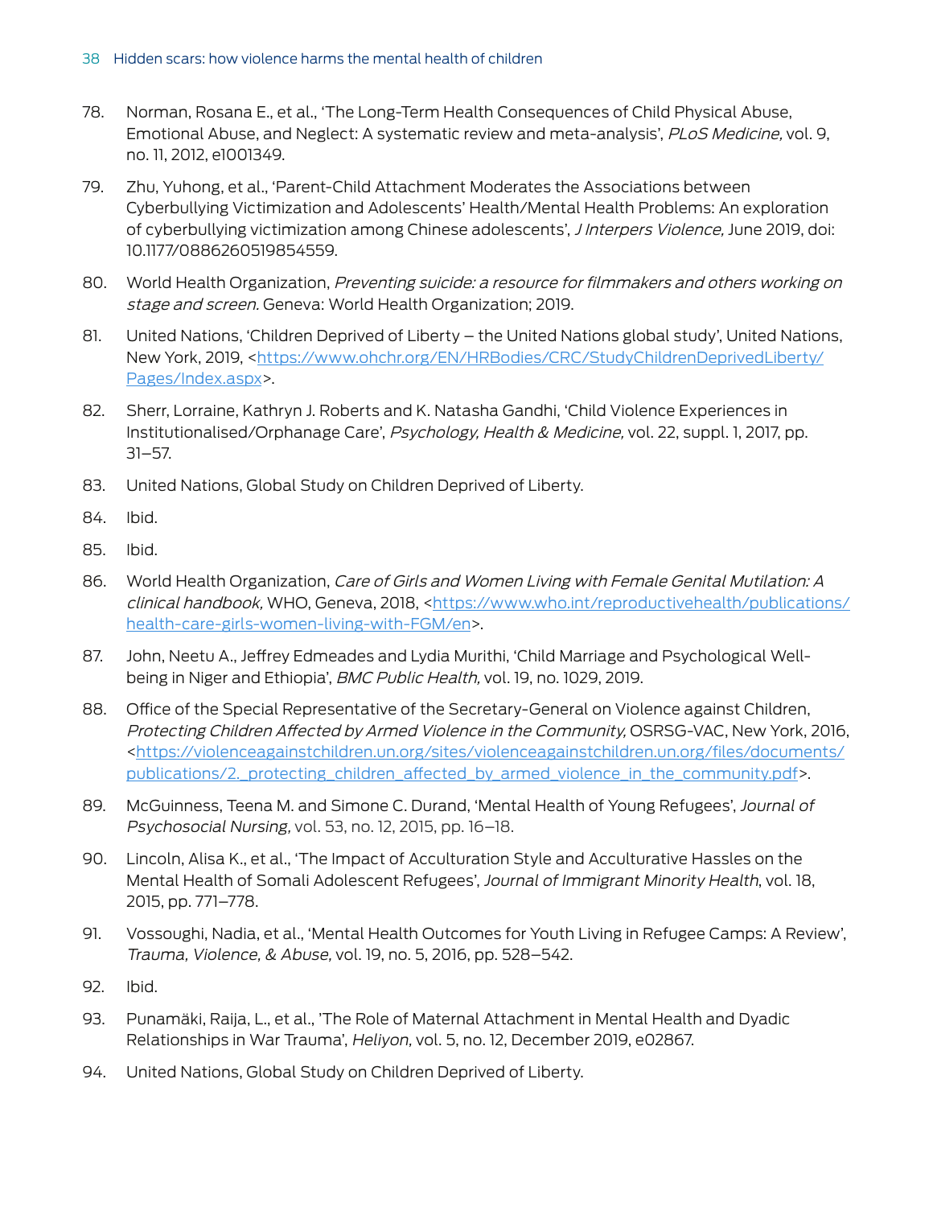78. Norman, Rosana E., et al., 'The Long-Term Health Consequences of Child Physical Abuse, Emotional Abuse, and Neglect: A systematic review and meta-analysis', *PLoS Medicine,* vol. 9, no. 11, 2012, e1001349.

79. Zhu, Yuhong, et al., 'Parent-Child Attachment Moderates the Associations between Cyberbullying Victimization and Adolescents' Health/Mental Health Problems: An exploration of cyberbullying victimization among Chinese adolescents', *J Interpers Violence,* June 2019, doi: 10.1177/0886260519854559.

80. World Health Organization, *Preventing suicide: a resource for filmmakers and others working on stage and screen.* Geneva: World Health Organization; 2019.

81. United Nations, 'Children Deprived of Liberty – the United Nations global study', United Nations, New York, 2019, <https://www.ohchr.org/EN/HRBodies/CRC/StudyChildrenDeprivedLiberty/Pages/Index.aspx>.

82. Sherr, Lorraine, Kathryn J. Roberts and K. Natasha Gandhi, 'Child Violence Experiences in Institutionalised/Orphanage Care', *Psychology, Health & Medicine,* vol. 22, suppl. 1, 2017, pp. 31–57.

83. United Nations, Global Study on Children Deprived of Liberty.

84. Ibid.

85. Ibid.

86. World Health Organization, *Care of Girls and Women Living with Female Genital Mutilation: A clinical handbook,* WHO, Geneva, 2018, <https://www.who.int/reproductivehealth/publications/health-care-girls-women-living-with-FGM/en>.

87. John, Neetu A., Jeffrey Edmeades and Lydia Murithi, 'Child Marriage and Psychological Well-being in Niger and Ethiopia', *BMC Public Health,* vol. 19, no. 1029, 2019.

88. Office of the Special Representative of the Secretary-General on Violence against Children, *Protecting Children Affected by Armed Violence in the Community,* OSRSG-VAC, New York, 2016, <https://violenceagainstchildren.un.org/sites/violenceagainstchildren.un.org/files/documents/publications/2._protecting_children_affected_by_armed_violence_in_the_community.pdf>.

89. McGuinness, Teena M. and Simone C. Durand, 'Mental Health of Young Refugees', *Journal of Psychosocial Nursing,* vol. 53, no. 12, 2015, pp. 16–18.

90. Lincoln, Alisa K., et al., 'The Impact of Acculturation Style and Acculturative Hassles on the Mental Health of Somali Adolescent Refugees', *Journal of Immigrant Minority Health*, vol. 18, 2015, pp. 771–778.

91. Vossoughi, Nadia, et al., 'Mental Health Outcomes for Youth Living in Refugee Camps: A Review', *Trauma, Violence, & Abuse,* vol. 19, no. 5, 2016, pp. 528–542.

92. Ibid.

93. Punamäki, Raija, L., et al., 'The Role of Maternal Attachment in Mental Health and Dyadic Relationships in War Trauma', *Heliyon,* vol. 5, no. 12, December 2019, e02867.

94. United Nations, Global Study on Children Deprived of Liberty.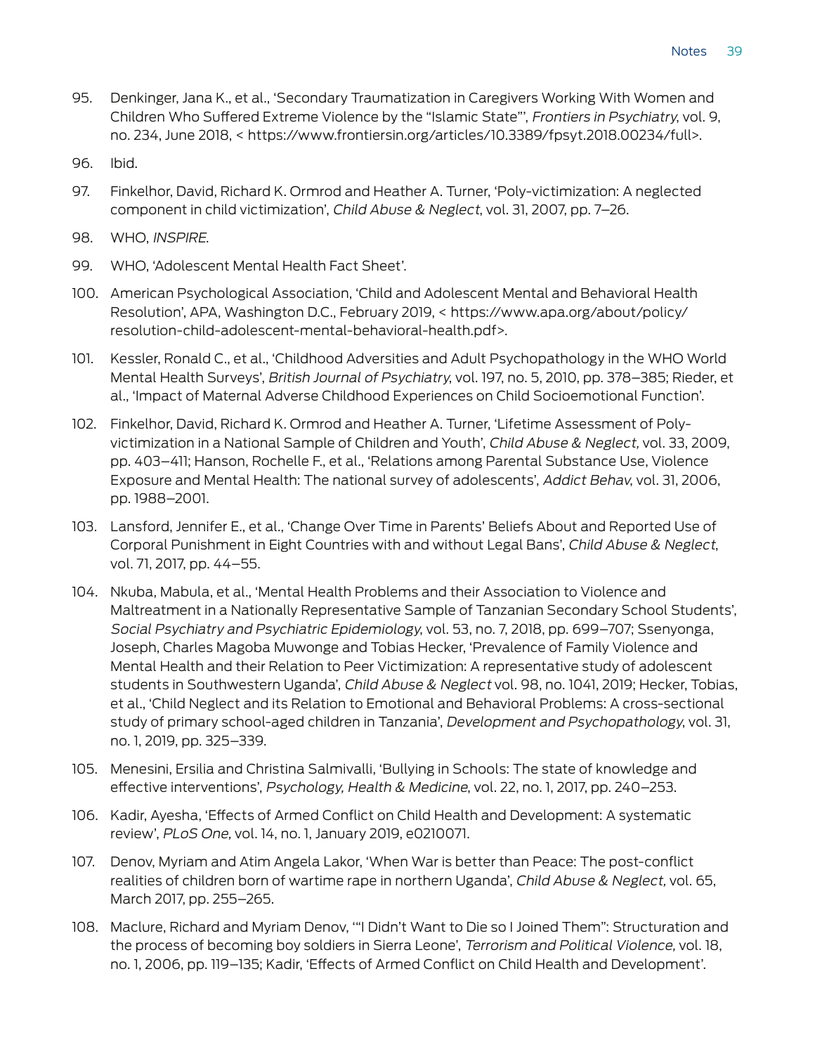95. Denkinger, Jana K., et al., 'Secondary Traumatization in Caregivers Working With Women and Children Who Suffered Extreme Violence by the "Islamic State"', *Frontiers in Psychiatry*, vol. 9, no. 234, June 2018, < https://www.frontiersin.org/articles/10.3389/fpsyt.2018.00234/full>.

96. Ibid.

97. Finkelhor, David, Richard K. Ormrod and Heather A. Turner, 'Poly-victimization: A neglected component in child victimization', *Child Abuse & Neglect*, vol. 31, 2007, pp. 7–26.

98. WHO, *INSPIRE*.

99. WHO, 'Adolescent Mental Health Fact Sheet'.

100. American Psychological Association, 'Child and Adolescent Mental and Behavioral Health Resolution', APA, Washington D.C., February 2019, < https://www.apa.org/about/policy/resolution-child-adolescent-mental-behavioral-health.pdf>.

101. Kessler, Ronald C., et al., 'Childhood Adversities and Adult Psychopathology in the WHO World Mental Health Surveys', *British Journal of Psychiatry*, vol. 197, no. 5, 2010, pp. 378–385; Rieder, et al., 'Impact of Maternal Adverse Childhood Experiences on Child Socioemotional Function'.

102. Finkelhor, David, Richard K. Ormrod and Heather A. Turner, 'Lifetime Assessment of Poly-victimization in a National Sample of Children and Youth', *Child Abuse & Neglect,* vol. 33, 2009, pp. 403–411; Hanson, Rochelle F., et al., 'Relations among Parental Substance Use, Violence Exposure and Mental Health: The national survey of adolescents', *Addict Behav*, vol. 31, 2006, pp. 1988–2001.

103. Lansford, Jennifer E., et al., 'Change Over Time in Parents' Beliefs About and Reported Use of Corporal Punishment in Eight Countries with and without Legal Bans', *Child Abuse & Neglect*, vol. 71, 2017, pp. 44–55.

104. Nkuba, Mabula, et al., 'Mental Health Problems and their Association to Violence and Maltreatment in a Nationally Representative Sample of Tanzanian Secondary School Students', *Social Psychiatry and Psychiatric Epidemiology*, vol. 53, no. 7, 2018, pp. 699–707; Ssenyonga, Joseph, Charles Magoba Muwonge and Tobias Hecker, 'Prevalence of Family Violence and Mental Health and their Relation to Peer Victimization: A representative study of adolescent students in Southwestern Uganda', *Child Abuse & Neglect* vol. 98, no. 1041, 2019; Hecker, Tobias, et al., 'Child Neglect and its Relation to Emotional and Behavioral Problems: A cross-sectional study of primary school-aged children in Tanzania', *Development and Psychopathology*, vol. 31, no. 1, 2019, pp. 325–339.

105. Menesini, Ersilia and Christina Salmivalli, 'Bullying in Schools: The state of knowledge and effective interventions', *Psychology, Health & Medicine*, vol. 22, no. 1, 2017, pp. 240–253.

106. Kadir, Ayesha, 'Effects of Armed Conflict on Child Health and Development: A systematic review', *PLoS One,* vol. 14, no. 1, January 2019, e0210071.

107. Denov, Myriam and Atim Angela Lakor, 'When War is better than Peace: The post-conflict realities of children born of wartime rape in northern Uganda', *Child Abuse & Neglect,* vol. 65, March 2017, pp. 255–265.

108. Maclure, Richard and Myriam Denov, '"I Didn't Want to Die so I Joined Them": Structuration and the process of becoming boy soldiers in Sierra Leone', *Terrorism and Political Violence,* vol. 18, no. 1, 2006, pp. 119–135; Kadir, 'Effects of Armed Conflict on Child Health and Development'.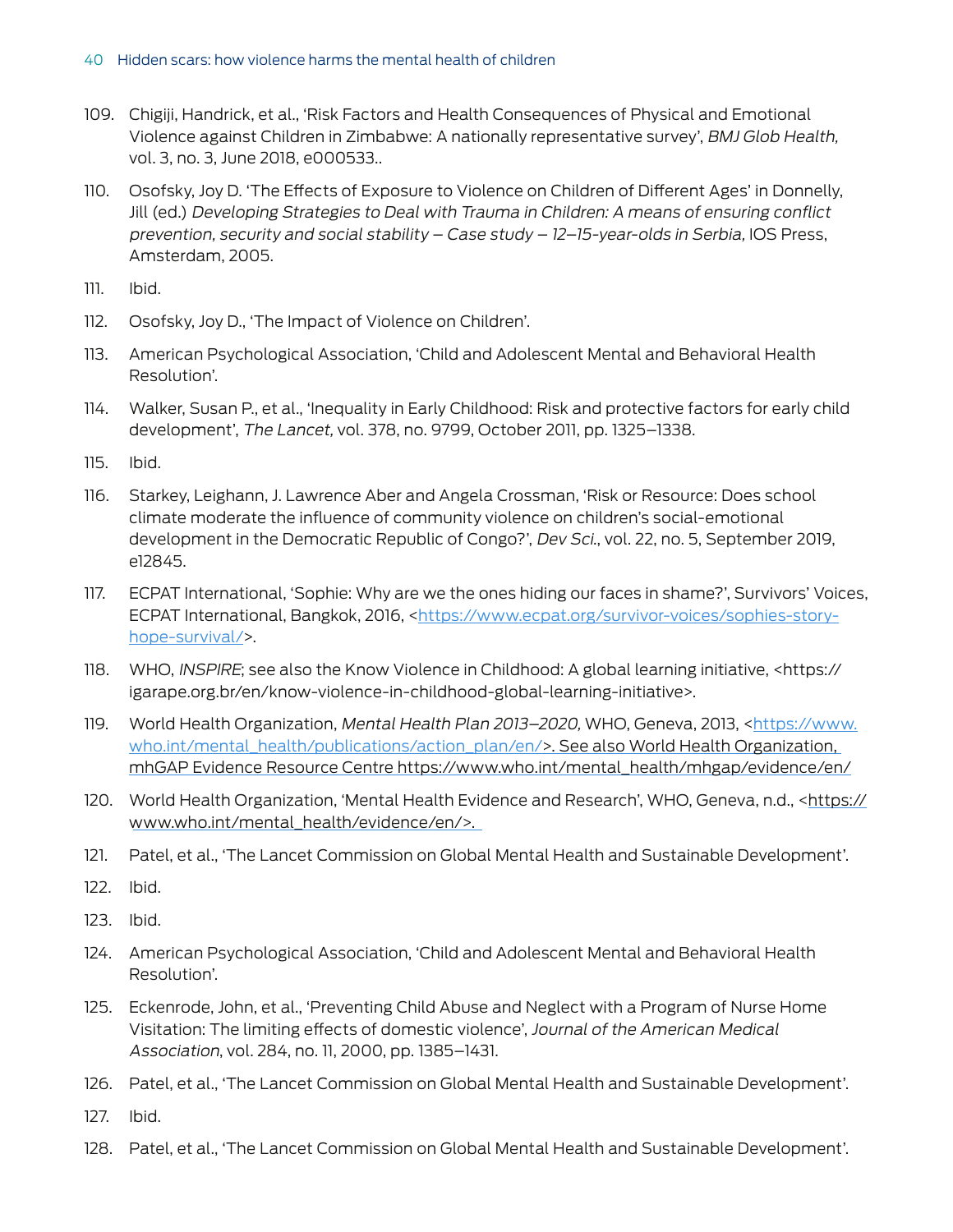109. Chigiji, Handrick, et al., 'Risk Factors and Health Consequences of Physical and Emotional Violence against Children in Zimbabwe: A nationally representative survey', *BMJ Glob Health,* vol. 3, no. 3, June 2018, e000533..

110. Osofsky, Joy D. 'The Effects of Exposure to Violence on Children of Different Ages' in Donnelly, Jill (ed.) *Developing Strategies to Deal with Trauma in Children: A means of ensuring conflict prevention, security and social stability – Case study – 12–15-year-olds in Serbia,* IOS Press, Amsterdam, 2005.

111. Ibid.

112. Osofsky, Joy D., 'The Impact of Violence on Children'.

113. American Psychological Association, 'Child and Adolescent Mental and Behavioral Health Resolution'.

114. Walker, Susan P., et al., 'Inequality in Early Childhood: Risk and protective factors for early child development', *The Lancet,* vol. 378, no. 9799, October 2011, pp. 1325–1338.

115. Ibid.

116. Starkey, Leighann, J. Lawrence Aber and Angela Crossman, 'Risk or Resource: Does school climate moderate the influence of community violence on children's social-emotional development in the Democratic Republic of Congo?', *Dev Sci.*, vol. 22, no. 5, September 2019, e12845.

117. ECPAT International, 'Sophie: Why are we the ones hiding our faces in shame?', Survivors' Voices, ECPAT International, Bangkok, 2016, <https://www.ecpat.org/survivor-voices/sophies-story-hope-survival/>.

118. WHO, *INSPIRE*; see also the Know Violence in Childhood: A global learning initiative, <https://igarape.org.br/en/know-violence-in-childhood-global-learning-initiative>.

119. World Health Organization, *Mental Health Plan 2013–2020,* WHO, Geneva, 2013, <https://www.who.int/mental_health/publications/action_plan/en/>. See also World Health Organization, mhGAP Evidence Resource Centre https://www.who.int/mental_health/mhgap/evidence/en/

120. World Health Organization, 'Mental Health Evidence and Research', WHO, Geneva, n.d., <https://www.who.int/mental_health/evidence/en/>.

121. Patel, et al., 'The Lancet Commission on Global Mental Health and Sustainable Development'.

122. Ibid.

123. Ibid.

124. American Psychological Association, 'Child and Adolescent Mental and Behavioral Health Resolution'.

125. Eckenrode, John, et al., 'Preventing Child Abuse and Neglect with a Program of Nurse Home Visitation: The limiting effects of domestic violence', *Journal of the American Medical Association*, vol. 284, no. 11, 2000, pp. 1385–1431.

126. Patel, et al., 'The Lancet Commission on Global Mental Health and Sustainable Development'.

127. Ibid.

128. Patel, et al., 'The Lancet Commission on Global Mental Health and Sustainable Development'.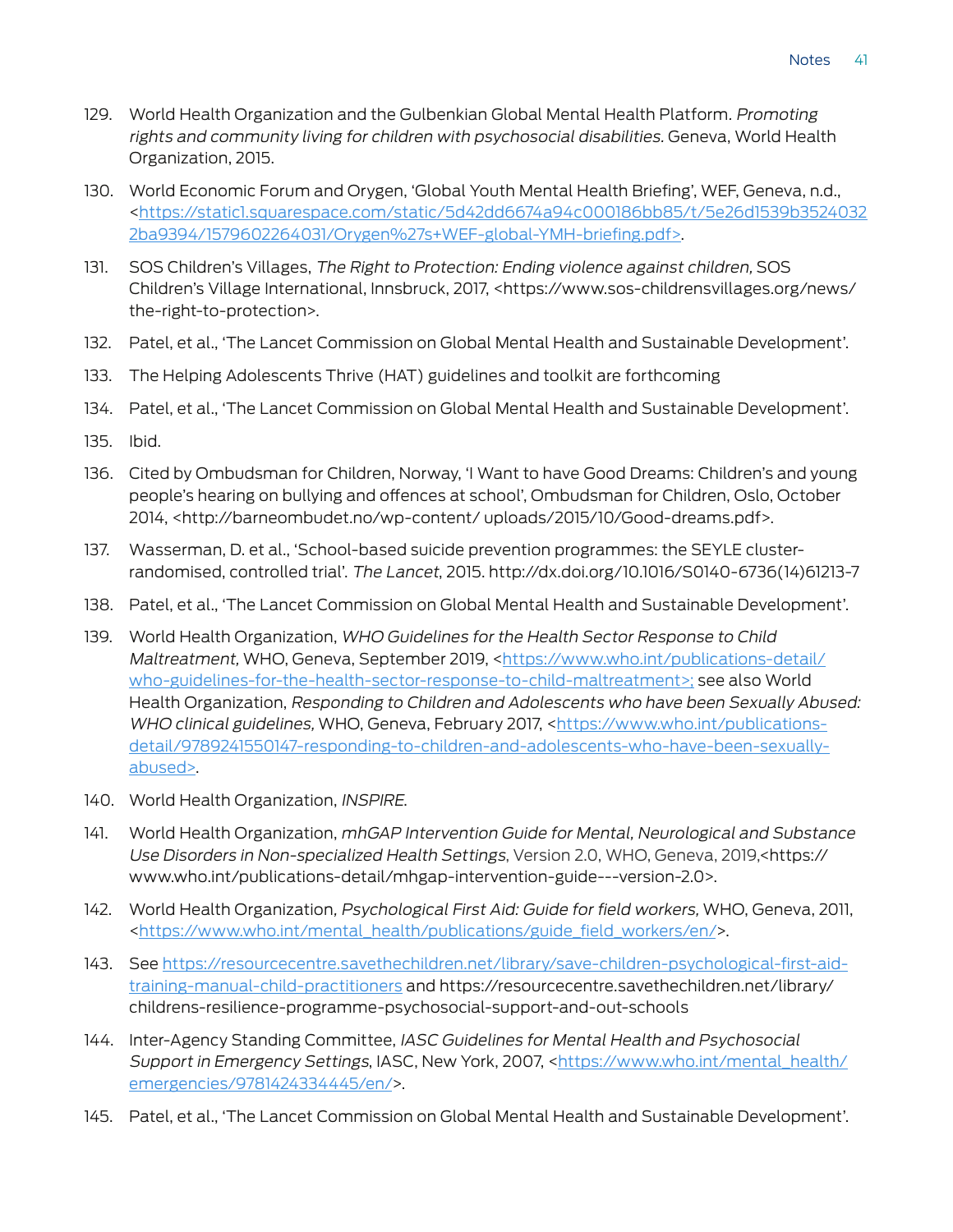129. World Health Organization and the Gulbenkian Global Mental Health Platform. *Promoting rights and community living for children with psychosocial disabilities.* Geneva, World Health Organization, 2015.

130. World Economic Forum and Orygen, 'Global Youth Mental Health Briefing', WEF, Geneva, n.d., <https://static1.squarespace.com/static/5d42dd6674a94c000186bb85/t/5e26d1539b35240322ba9394/1579602264031/Orygen%27s+WEF-global-YMH-briefing.pdf>.

131. SOS Children's Villages, *The Right to Protection: Ending violence against children,* SOS Children's Village International, Innsbruck, 2017, <https://www.sos-childrensvillages.org/news/the-right-to-protection>.

132. Patel, et al., 'The Lancet Commission on Global Mental Health and Sustainable Development'.

133. The Helping Adolescents Thrive (HAT) guidelines and toolkit are forthcoming

134. Patel, et al., 'The Lancet Commission on Global Mental Health and Sustainable Development'.

135. Ibid.

136. Cited by Ombudsman for Children, Norway, 'I Want to have Good Dreams: Children's and young people's hearing on bullying and offences at school', Ombudsman for Children, Oslo, October 2014, <http://barneombudet.no/wp-content/ uploads/2015/10/Good-dreams.pdf>.

137. Wasserman, D. et al., 'School-based suicide prevention programmes: the SEYLE cluster-randomised, controlled trial'. *The Lancet*, 2015. http://dx.doi.org/10.1016/S0140-6736(14)61213-7

138. Patel, et al., 'The Lancet Commission on Global Mental Health and Sustainable Development'.

139. World Health Organization, *WHO Guidelines for the Health Sector Response to Child Maltreatment,* WHO, Geneva, September 2019, <https://www.who.int/publications-detail/who-guidelines-for-the-health-sector-response-to-child-maltreatment>; see also World Health Organization, *Responding to Children and Adolescents who have been Sexually Abused: WHO clinical guidelines,* WHO, Geneva, February 2017, <https://www.who.int/publications-detail/9789241550147-responding-to-children-and-adolescents-who-have-been-sexually-abused>.

140. World Health Organization, *INSPIRE.*

141. World Health Organization, *mhGAP Intervention Guide for Mental, Neurological and Substance Use Disorders in Non-specialized Health Settings*, Version 2.0, WHO, Geneva, 2019,<https://www.who.int/publications-detail/mhgap-intervention-guide---version-2.0>.

142. World Health Organization, *Psychological First Aid: Guide for field workers,* WHO, Geneva, 2011, <https://www.who.int/mental_health/publications/guide_field_workers/en/>.

143. See https://resourcecentre.savethechildren.net/library/save-children-psychological-first-aid-training-manual-child-practitioners and https://resourcecentre.savethechildren.net/library/childrens-resilience-programme-psychosocial-support-and-out-schools

144. Inter-Agency Standing Committee, *IASC Guidelines for Mental Health and Psychosocial Support in Emergency Settings*, IASC, New York, 2007, <https://www.who.int/mental_health/emergencies/9781424334445/en/>.

145. Patel, et al., 'The Lancet Commission on Global Mental Health and Sustainable Development'.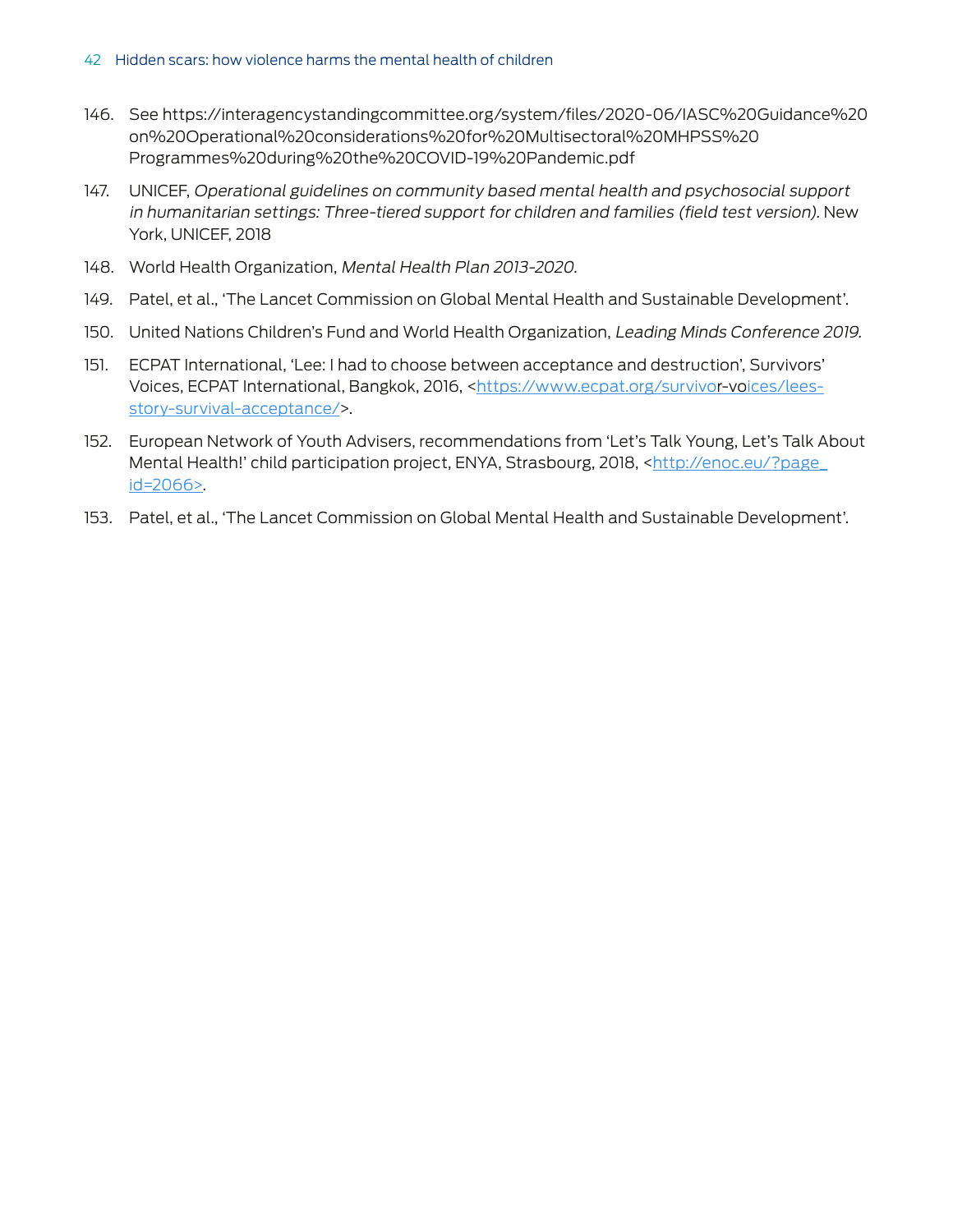146. See https://interagencystandingcommittee.org/system/files/2020-06/IASC%20Guidance%20on%20Operational%20considerations%20for%20Multisectoral%20MHPSS%20Programmes%20during%20the%20COVID-19%20Pandemic.pdf

147. UNICEF, *Operational guidelines on community based mental health and psychosocial support in humanitarian settings: Three-tiered support for children and families (field test version).* New York, UNICEF, 2018

148. World Health Organization, *Mental Health Plan 2013-2020.*

149. Patel, et al., 'The Lancet Commission on Global Mental Health and Sustainable Development'.

150. United Nations Children's Fund and World Health Organization, *Leading Minds Conference 2019.*

151. ECPAT International, 'Lee: I had to choose between acceptance and destruction', Survivors' Voices, ECPAT International, Bangkok, 2016, <https://www.ecpat.org/survivor-voices/lees-story-survival-acceptance/>.

152. European Network of Youth Advisers, recommendations from 'Let's Talk Young, Let's Talk About Mental Health!' child participation project, ENYA, Strasbourg, 2018, <http://enoc.eu/?page_id=2066>.

153. Patel, et al., 'The Lancet Commission on Global Mental Health and Sustainable Development'.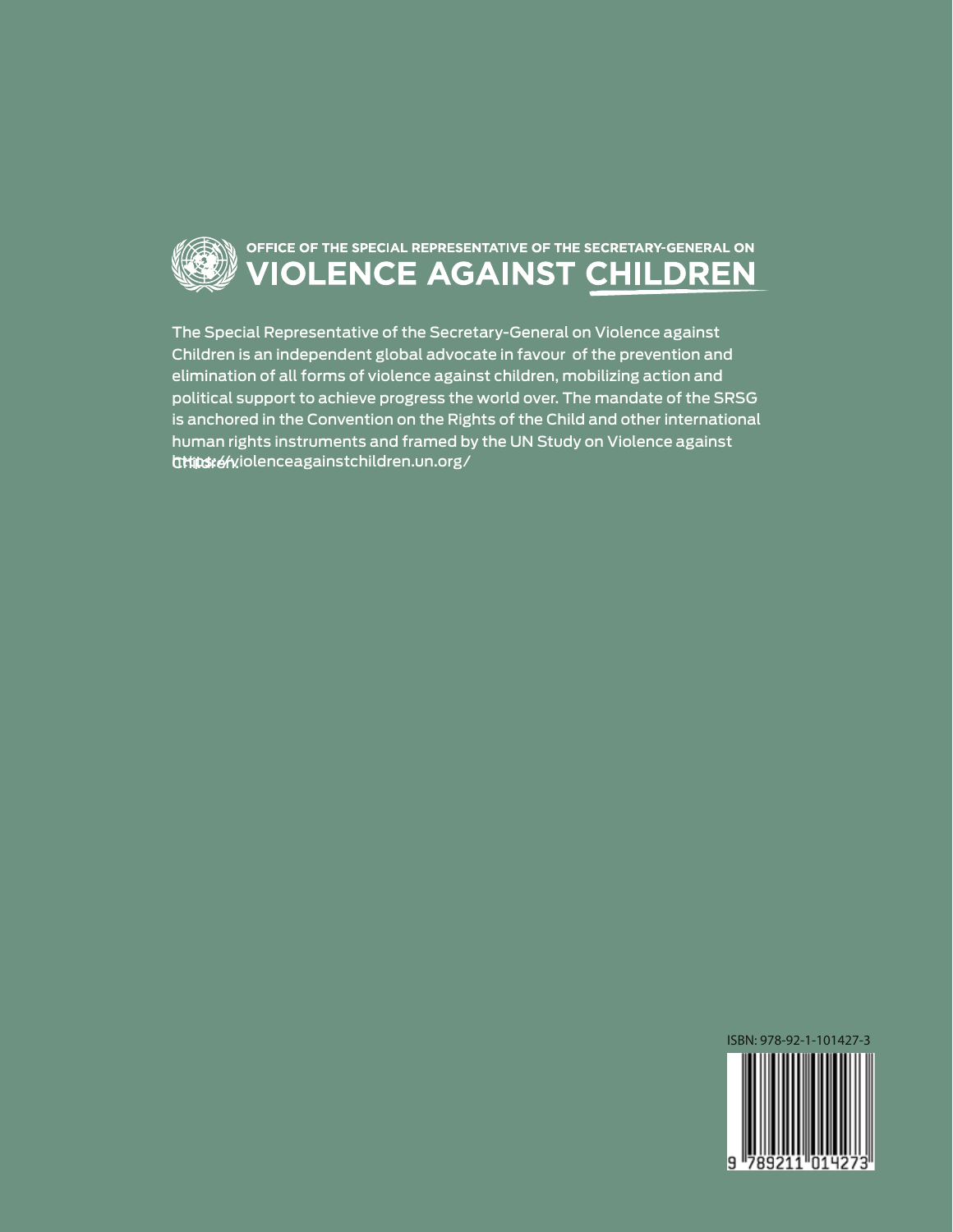OFFICE OF THE SPECIAL REPRESENTATIVE OF THE SECRETARY-GENERAL ON

**VIOLENCE AGAINST CHILDREN**

The Special Representative of the Secretary-General on Violence against Children is an independent global advocate in favour of the prevention and elimination of all forms of violence against children, mobilizing action and political support to achieve progress the world over. The mandate of the SRSG is anchored in the Convention on the Rights of the Child and other international human rights instruments and framed by the UN Study on Violence against Children.

https://violenceagainstchildren.un.org/

ISBN: 978-92-1-101427-3

9 789211 014273